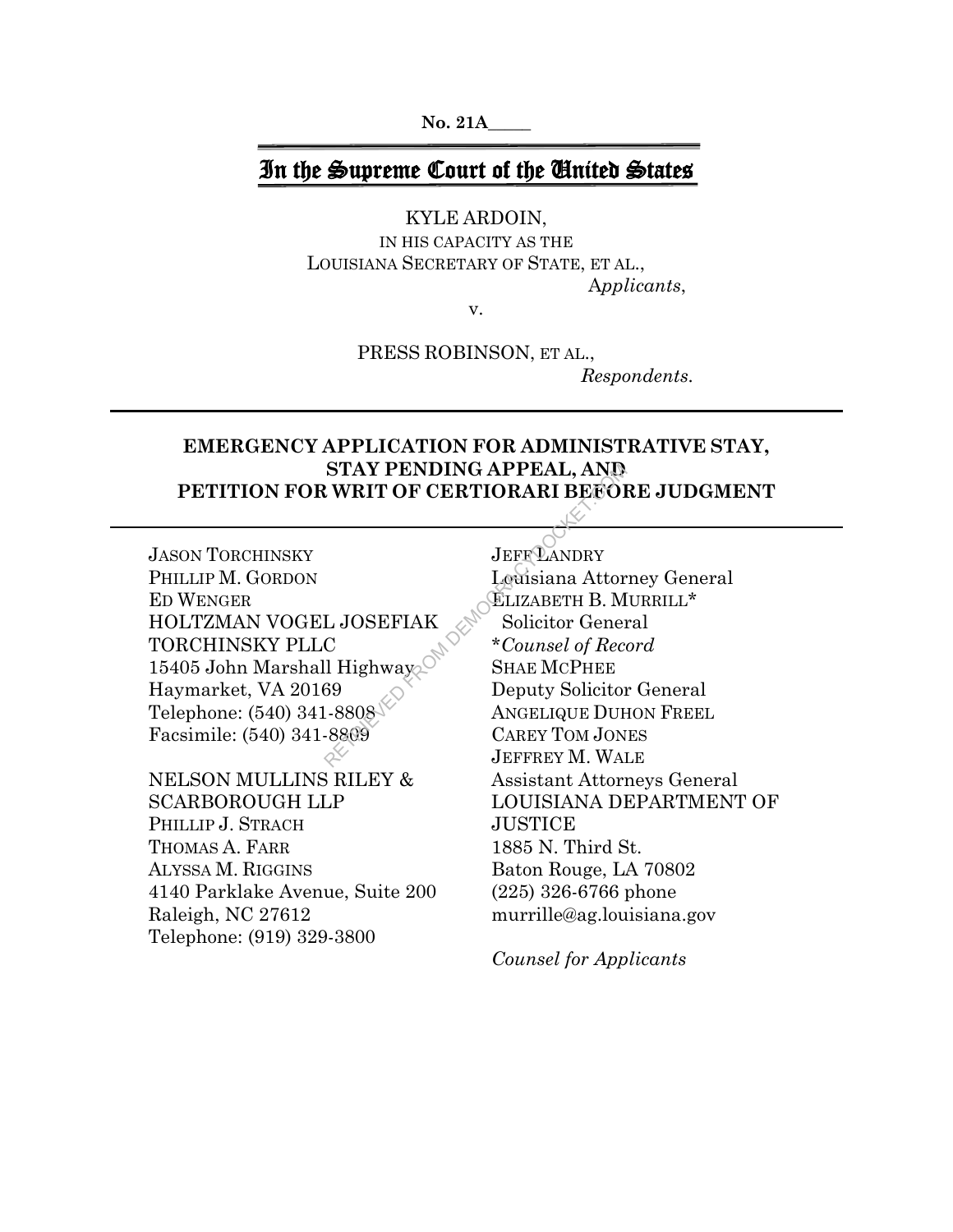No. 21A_____

# In the Supreme Court of the United States

KYLE ARDOIN,
IN HIS CAPACITY AS THE
LOUISIANA SECRETARY OF STATE, ET AL.,
*Applicants*,

v.

PRESS ROBINSON, ET AL.,
*Respondents*.

---

## EMERGENCY APPLICATION FOR ADMINISTRATIVE STAY, STAY PENDING APPEAL, AND PETITION FOR WRIT OF CERTIORARI BEFORE JUDGMENT

---

JASON TORCHINSKY
PHILLIP M. GORDON
ED WENGER
HOLTZMAN VOGEL JOSEFIAK TORCHINSKY PLLC
15405 John Marshall Highway
Haymarket, VA 20169
Telephone: (540) 341-8808
Facsimile: (540) 341-8809

NELSON MULLINS RILEY & SCARBOROUGH LLP
PHILLIP J. STRACH
THOMAS A. FARR
ALYSSA M. RIGGINS
4140 Parklake Avenue, Suite 200
Raleigh, NC 27612
Telephone: (919) 329-3800

JEFF LANDRY
Louisiana Attorney General
ELIZABETH B. MURRILL*
Solicitor General
**Counsel of Record*
SHAE MCPHEE
Deputy Solicitor General
ANGELIQUE DUHON FREEL
CAREY TOM JONES
JEFFREY M. WALE
Assistant Attorneys General
LOUISIANA DEPARTMENT OF JUSTICE
1885 N. Third St.
Baton Rouge, LA 70802
(225) 326-6766 phone
murrille@ag.louisiana.gov

*Counsel for Applicants*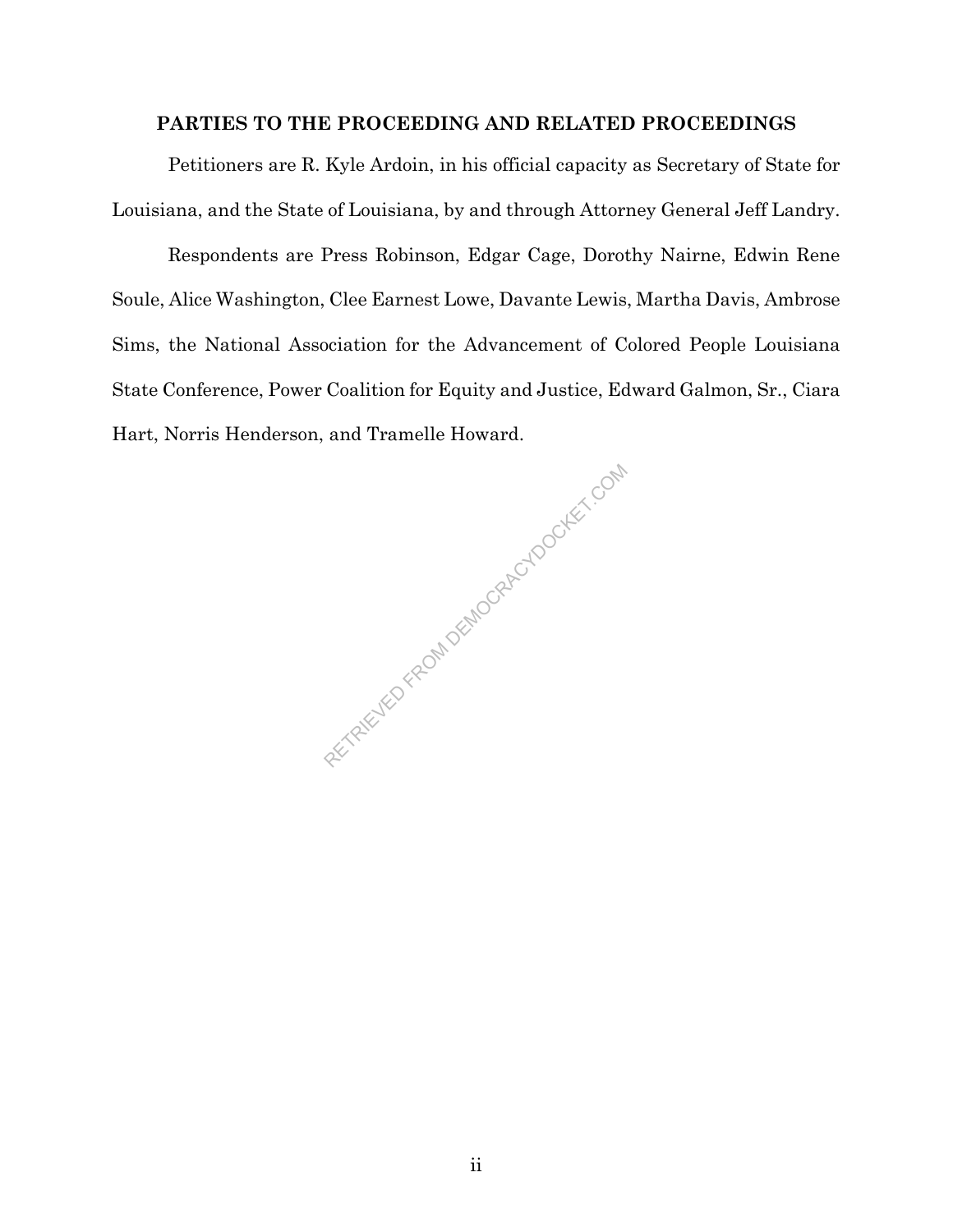## PARTIES TO THE PROCEEDING AND RELATED PROCEEDINGS

Petitioners are R. Kyle Ardoin, in his official capacity as Secretary of State for Louisiana, and the State of Louisiana, by and through Attorney General Jeff Landry.

Respondents are Press Robinson, Edgar Cage, Dorothy Nairne, Edwin Rene Soule, Alice Washington, Clee Earnest Lowe, Davante Lewis, Martha Davis, Ambrose Sims, the National Association for the Advancement of Colored People Louisiana State Conference, Power Coalition for Equity and Justice, Edward Galmon, Sr., Ciara Hart, Norris Henderson, and Tramelle Howard.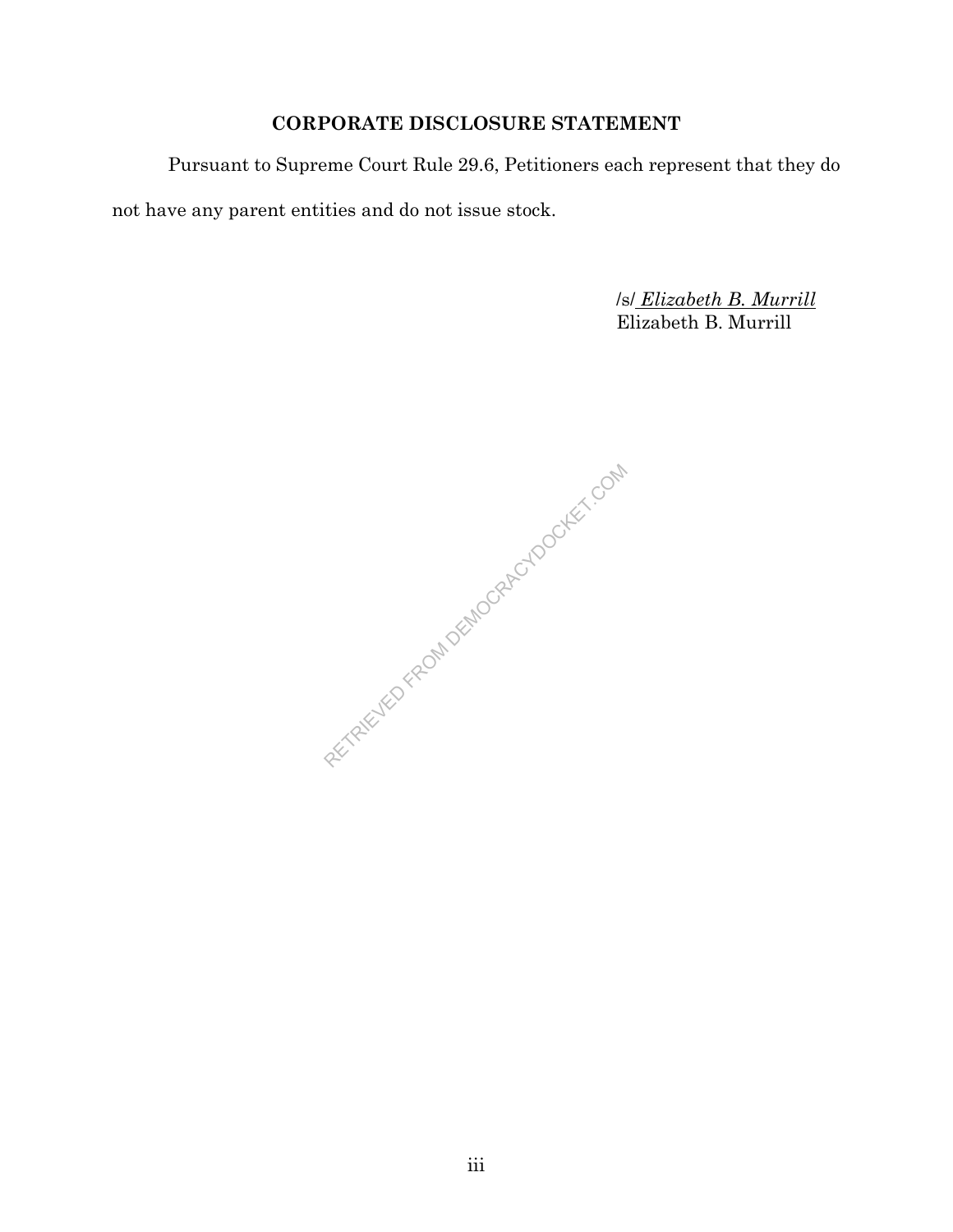## CORPORATE DISCLOSURE STATEMENT

Pursuant to Supreme Court Rule 29.6, Petitioners each represent that they do not have any parent entities and do not issue stock.

/s/ *Elizabeth B. Murrill*
Elizabeth B. Murrill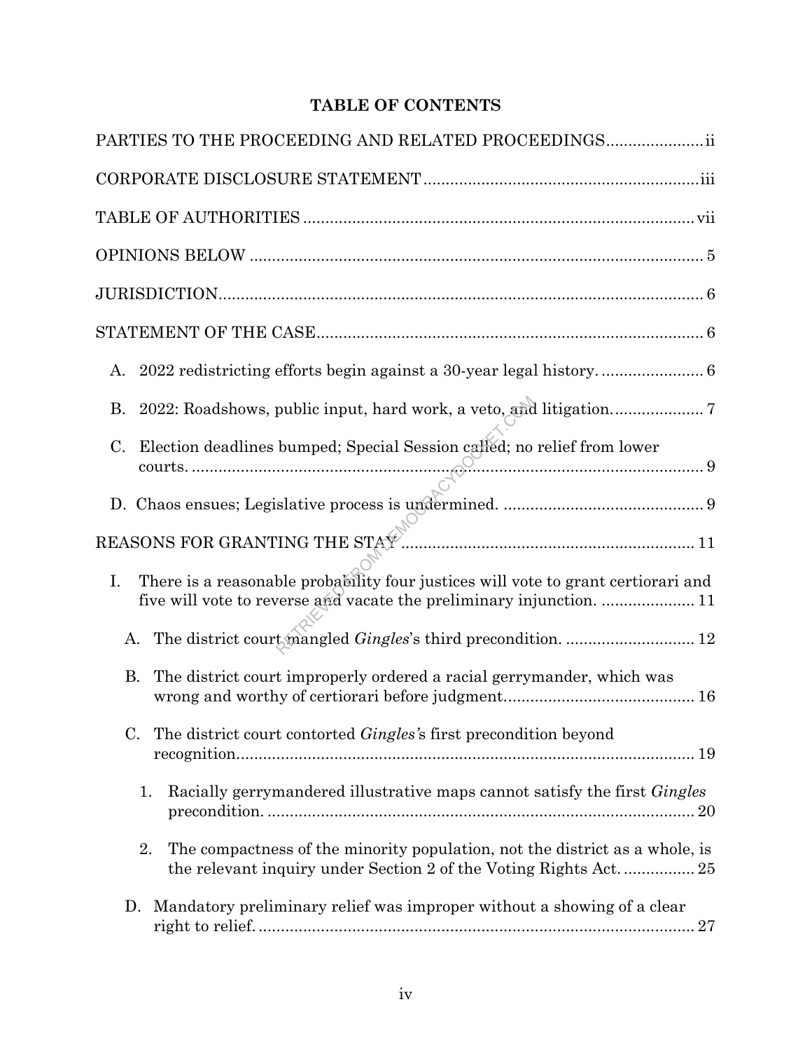## TABLE OF CONTENTS

PARTIES TO THE PROCEEDING AND RELATED PROCEEDINGS ...................... ii

CORPORATE DISCLOSURE STATEMENT ...................................................... iii

TABLE OF AUTHORITIES ........................................................................ vii

OPINIONS BELOW ...................................................................................... 5

JURISDICTION ........................................................................................... 6

STATEMENT OF THE CASE ....................................................................... 6

- A. 2022 redistricting efforts begin against a 30-year legal history. ....................... 6
- B. 2022: Roadshows, public input, hard work, a veto, and litigation. .................... 7
- C. Election deadlines bumped; Special Session called; no relief from lower courts. ...................................................................................................... 9
- D. Chaos ensues; Legislative process is undermined. ............................................. 9

REASONS FOR GRANTING THE STAY ........................................................ 11

- I. There is a reasonable probability four justices will vote to grant certiorari and five will vote to reverse and vacate the preliminary injunction. ..................... 11
  - A. The district court mangled *Gingles*'s third precondition. ............................ 12
  - B. The district court improperly ordered a racial gerrymander, which was wrong and worthy of certiorari before judgment. ........................................... 16
  - C. The district court contorted *Gingles's* first precondition beyond recognition. ........................................................................................................ 19
    - 1. Racially gerrymandered illustrative maps cannot satisfy the first *Gingles* precondition. ................................................................................................ 20
    - 2. The compactness of the minority population, not the district as a whole, is the relevant inquiry under Section 2 of the Voting Rights Act. ................ 25
  - D. Mandatory preliminary relief was improper without a showing of a clear right to relief. ................................................................................................. 27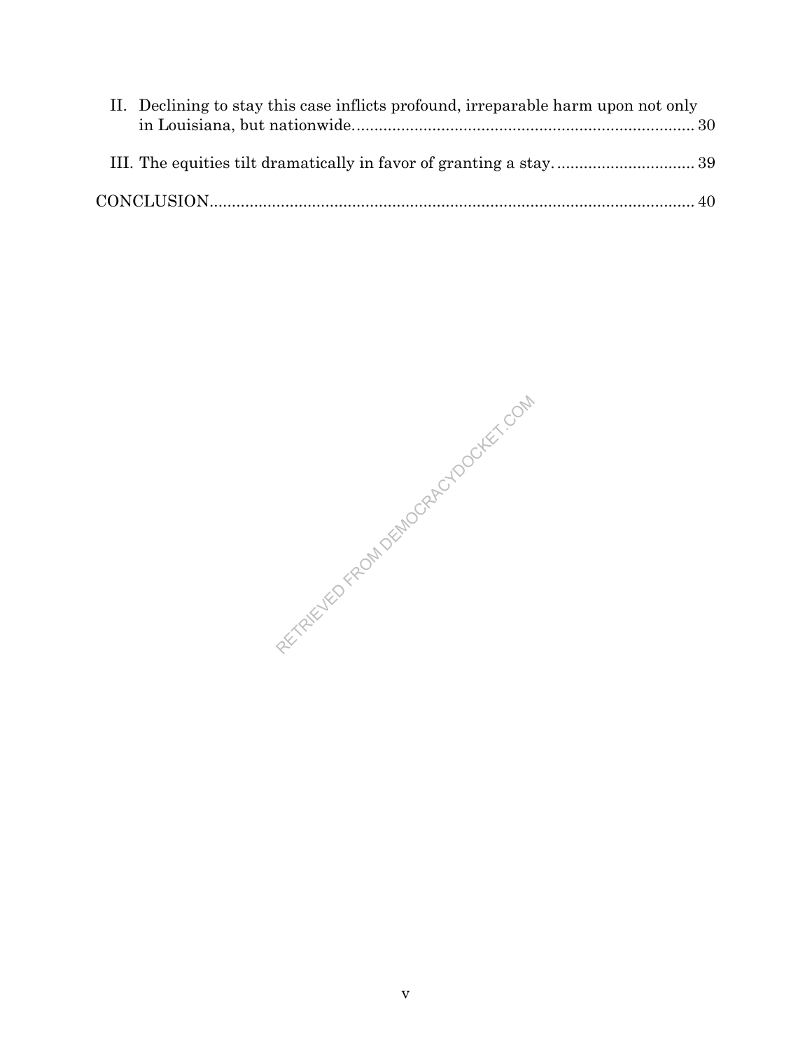II. Declining to stay this case inflicts profound, irreparable harm upon not only in Louisiana, but nationwide. ........................................................................... 30

III. The equities tilt dramatically in favor of granting a stay. ............................... 39

CONCLUSION............................................................................................................ 40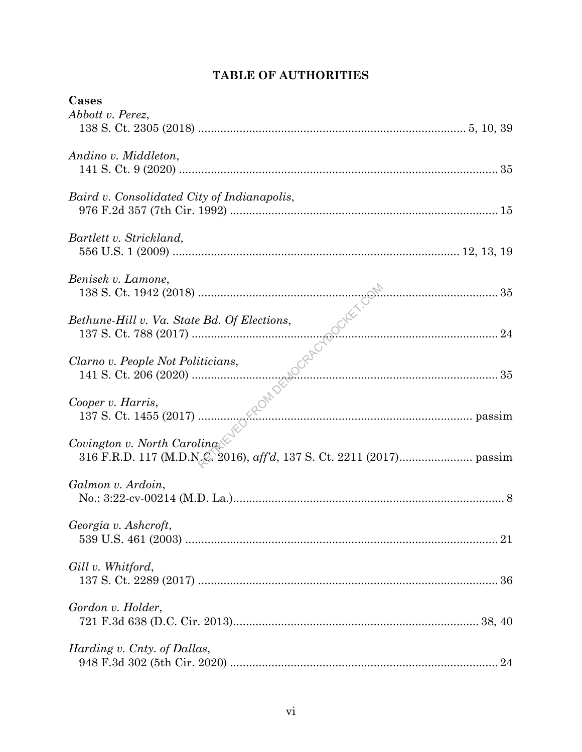# TABLE OF AUTHORITIES

**Cases**

*Abbott v. Perez*,
138 S. Ct. 2305 (2018) .................................................................................. 5, 10, 39

*Andino v. Middleton*,
141 S. Ct. 9 (2020) .................................................................................................... 35

*Baird v. Consolidated City of Indianapolis*,
976 F.2d 357 (7th Cir. 1992) .................................................................................... 15

*Bartlett v. Strickland,*
556 U.S. 1 (2009) ........................................................................................ 12, 13, 19

*Benisek v. Lamone*,
138 S. Ct. 1942 (2018) .............................................................................................. 35

*Bethune-Hill v. Va. State Bd. Of Elections*,
137 S. Ct. 788 (2017) ................................................................................................ 24

*Clarno v. People Not Politicians*,
141 S. Ct. 206 (2020) ................................................................................................ 35

*Cooper v. Harris*,
137 S. Ct. 1455 (2017) ........................................................................................ passim

*Covington v. North Carolina*,
316 F.R.D. 117 (M.D.N.C. 2016), *aff'd*, 137 S. Ct. 2211 (2017)....................... passim

*Galmon v. Ardoin*,
No.: 3:22-cv-00214 (M.D. La.)..................................................................................... 8

*Georgia v. Ashcroft*,
539 U.S. 461 (2003) ................................................................................................. 21

*Gill v. Whitford*,
137 S. Ct. 2289 (2017) .............................................................................................. 36

*Gordon v. Holder*,
721 F.3d 638 (D.C. Cir. 2013)............................................................................. 38, 40

*Harding v. Cnty. of Dallas*,
948 F.3d 302 (5th Cir. 2020) ................................................................................... 24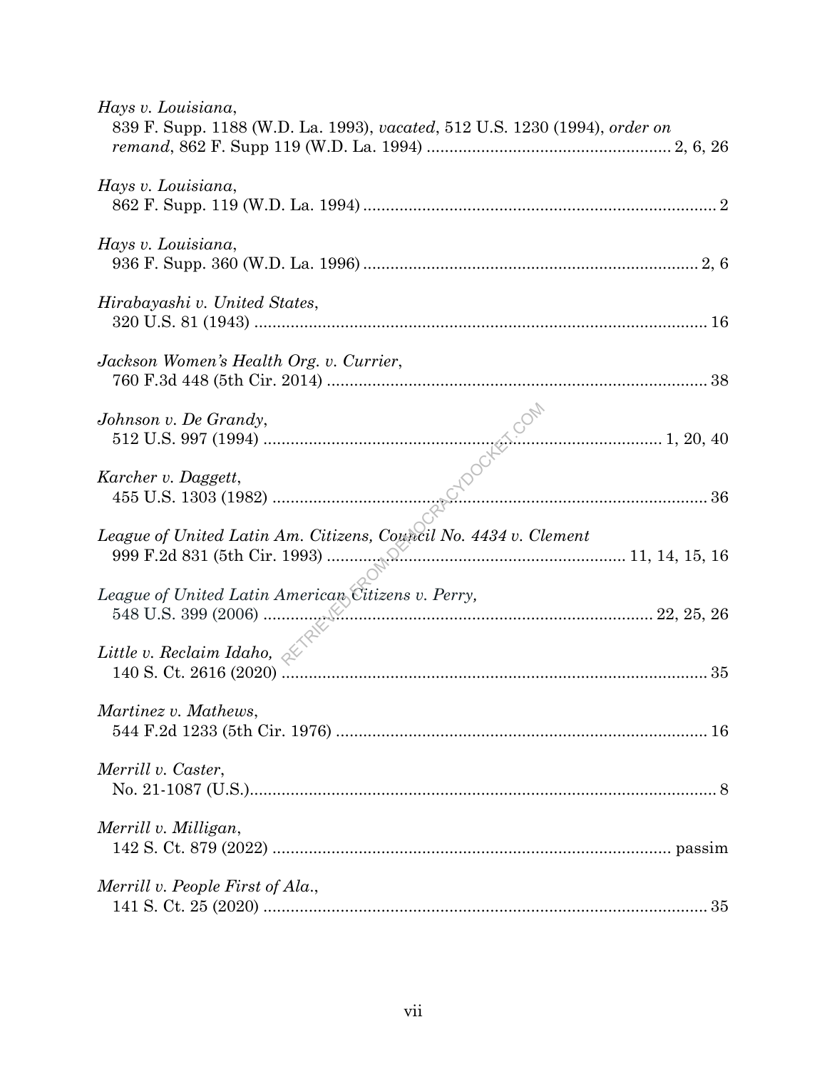*Hays v. Louisiana*,
839 F. Supp. 1188 (W.D. La. 1993), *vacated*, 512 U.S. 1230 (1994), *order on remand*, 862 F. Supp 119 (W.D. La. 1994) ..................................................... 2, 6, 26

*Hays v. Louisiana*,
862 F. Supp. 119 (W.D. La. 1994) ............................................................................ 2

*Hays v. Louisiana*,
936 F. Supp. 360 (W.D. La. 1996) ........................................................................ 2, 6

*Hirabayashi v. United States*,
320 U.S. 81 (1943) .................................................................................................. 16

*Jackson Women's Health Org. v. Currier*,
760 F.3d 448 (5th Cir. 2014) .................................................................................. 38

*Johnson v. De Grandy*,
512 U.S. 997 (1994) ........................................................................................ 1, 20, 40

*Karcher v. Daggett*,
455 U.S. 1303 (1982) .............................................................................................. 36

*League of United Latin Am. Citizens, Council No. 4434 v. Clement*
999 F.2d 831 (5th Cir. 1993) ................................................................ 11, 14, 15, 16

*League of United Latin American Citizens v. Perry,*
548 U.S. 399 (2006) ................................................................................... 22, 25, 26

*Little v. Reclaim Idaho,*
140 S. Ct. 2616 (2020) ............................................................................................ 35

*Martinez v. Mathews*,
544 F.2d 1233 (5th Cir. 1976) ................................................................................ 16

*Merrill v. Caster*,
No. 21-1087 (U.S.)...................................................................................................... 8

*Merrill v. Milligan*,
142 S. Ct. 879 (2022) ................................................................................... passim

*Merrill v. People First of Ala.*,
141 S. Ct. 25 (2020) ................................................................................................ 35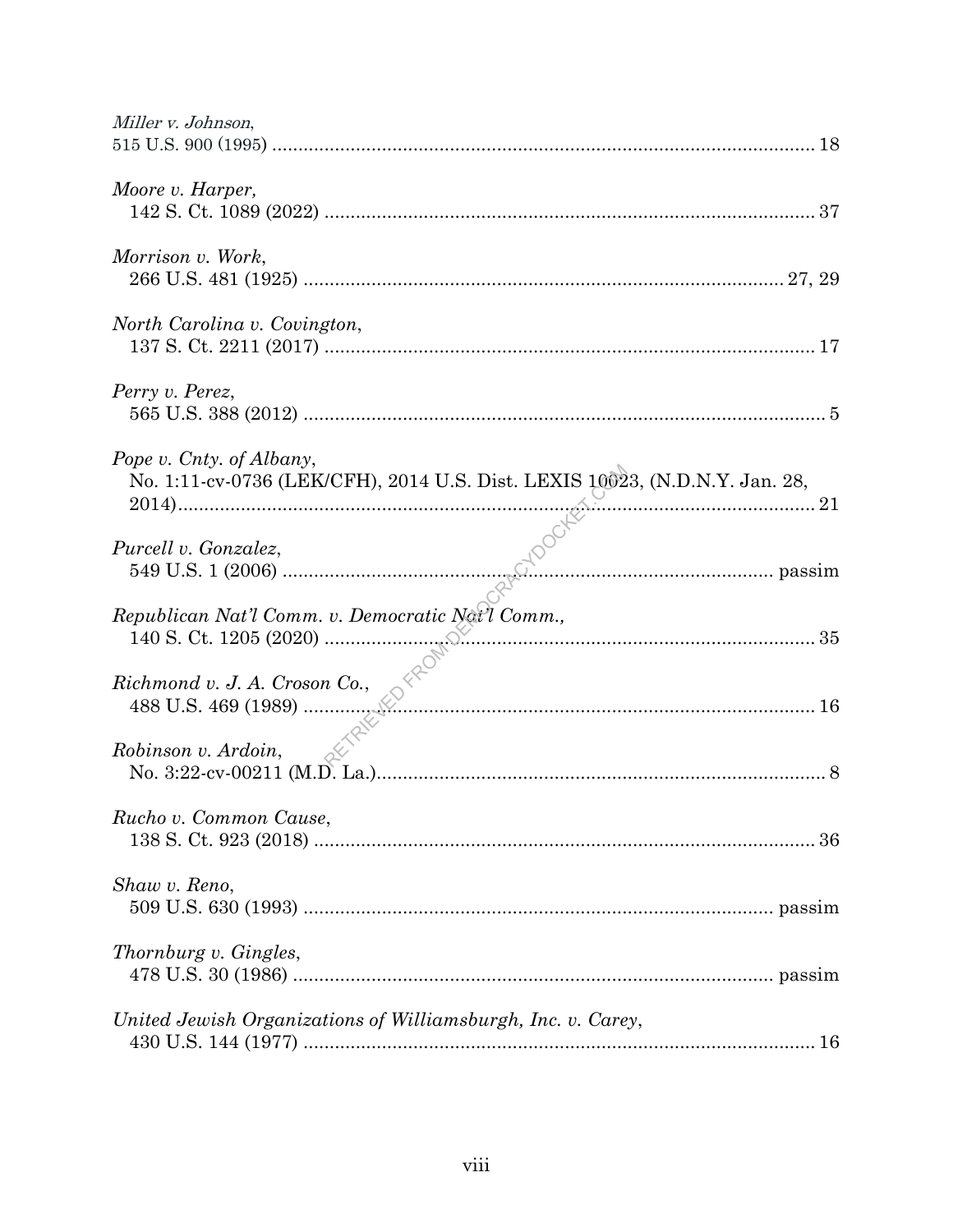*Miller v. Johnson*,
515 U.S. 900 (1995) ........................................................................................................ 18

*Moore v. Harper*,
142 S. Ct. 1089 (2022) ............................................................................................. 37

*Morrison v. Work*,
266 U.S. 481 (1925) ........................................................................................... 27, 29

*North Carolina v. Covington*,
137 S. Ct. 2211 (2017) ............................................................................................. 17

*Perry v. Perez*,
565 U.S. 388 (2012) ................................................................................................... 5

*Pope v. Cnty. of Albany*,
No. 1:11-cv-0736 (LEK/CFH), 2014 U.S. Dist. LEXIS 10023, (N.D.N.Y. Jan. 28, 2014)......................................................................................................................... 21

*Purcell v. Gonzalez*,
549 U.S. 1 (2006) .............................................................................................. passim

*Republican Nat'l Comm. v. Democratic Nat'l Comm.*,
140 S. Ct. 1205 (2020) ............................................................................................. 35

*Richmond v. J. A. Croson Co.*,
488 U.S. 469 (1989) ................................................................................................. 16

*Robinson v. Ardoin*,
No. 3:22-cv-00211 (M.D. La.)..................................................................................... 8

*Rucho v. Common Cause*,
138 S. Ct. 923 (2018) ............................................................................................... 36

*Shaw v. Reno*,
509 U.S. 630 (1993) ........................................................................................ passim

*Thornburg v. Gingles*,
478 U.S. 30 (1986) .......................................................................................... passim

*United Jewish Organizations of Williamsburgh, Inc. v. Carey*,
430 U.S. 144 (1977) ................................................................................................. 16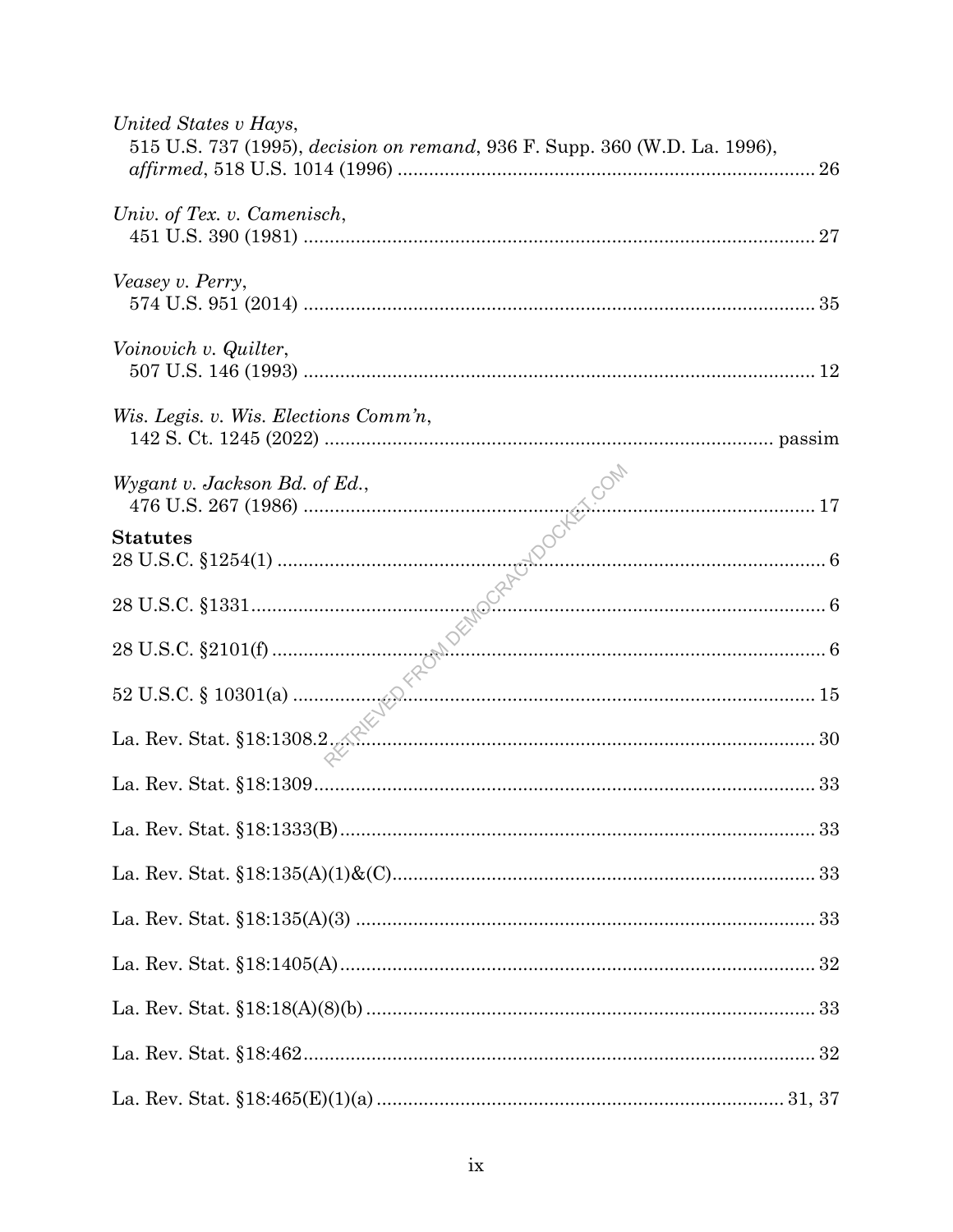*United States v Hays*,
515 U.S. 737 (1995), *decision on remand*, 936 F. Supp. 360 (W.D. La. 1996), *affirmed*, 518 U.S. 1014 (1996) ........ 26

*Univ. of Tex. v. Camenisch*,
451 U.S. 390 (1981) ........ 27

*Veasey v. Perry*,
574 U.S. 951 (2014) ........ 35

*Voinovich v. Quilter*,
507 U.S. 146 (1993) ........ 12

*Wis. Legis. v. Wis. Elections Comm'n*,
142 S. Ct. 1245 (2022) ........ passim

*Wygant v. Jackson Bd. of Ed.*,
476 U.S. 267 (1986) ........ 17

**Statutes**

28 U.S.C. §1254(1) ........ 6

28 U.S.C. §1331 ........ 6

28 U.S.C. §2101(f) ........ 6

52 U.S.C. § 10301(a) ........ 15

La. Rev. Stat. §18:1308.2 ........ 30

La. Rev. Stat. §18:1309 ........ 33

La. Rev. Stat. §18:1333(B) ........ 33

La. Rev. Stat. §18:135(A)(1)&(C) ........ 33

La. Rev. Stat. §18:135(A)(3) ........ 33

La. Rev. Stat. §18:1405(A) ........ 32

La. Rev. Stat. §18:18(A)(8)(b) ........ 33

La. Rev. Stat. §18:462 ........ 32

La. Rev. Stat. §18:465(E)(1)(a) ........ 31, 37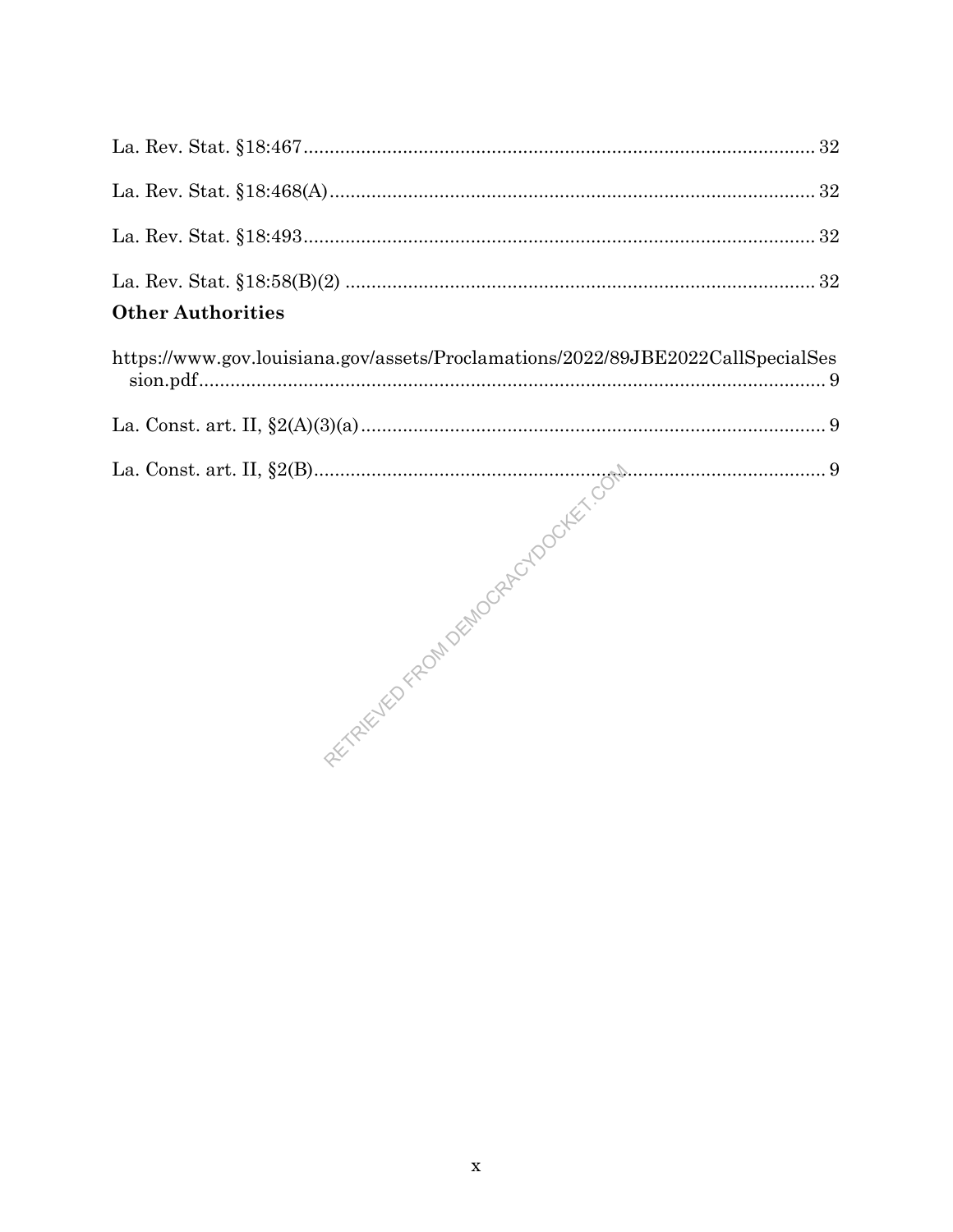La. Rev. Stat. §18:467 ..................................................................................... 32

La. Rev. Stat. §18:468(A) ................................................................................. 32

La. Rev. Stat. §18:493 ..................................................................................... 32

La. Rev. Stat. §18:58(B)(2) ............................................................................... 32

**Other Authorities**

https://www.gov.louisiana.gov/assets/Proclamations/2022/89JBE2022CallSpecialSession.pdf ........................................................................................................ 9

La. Const. art. II, §2(A)(3)(a) ............................................................................ 9

La. Const. art. II, §2(B) ..................................................................................... 9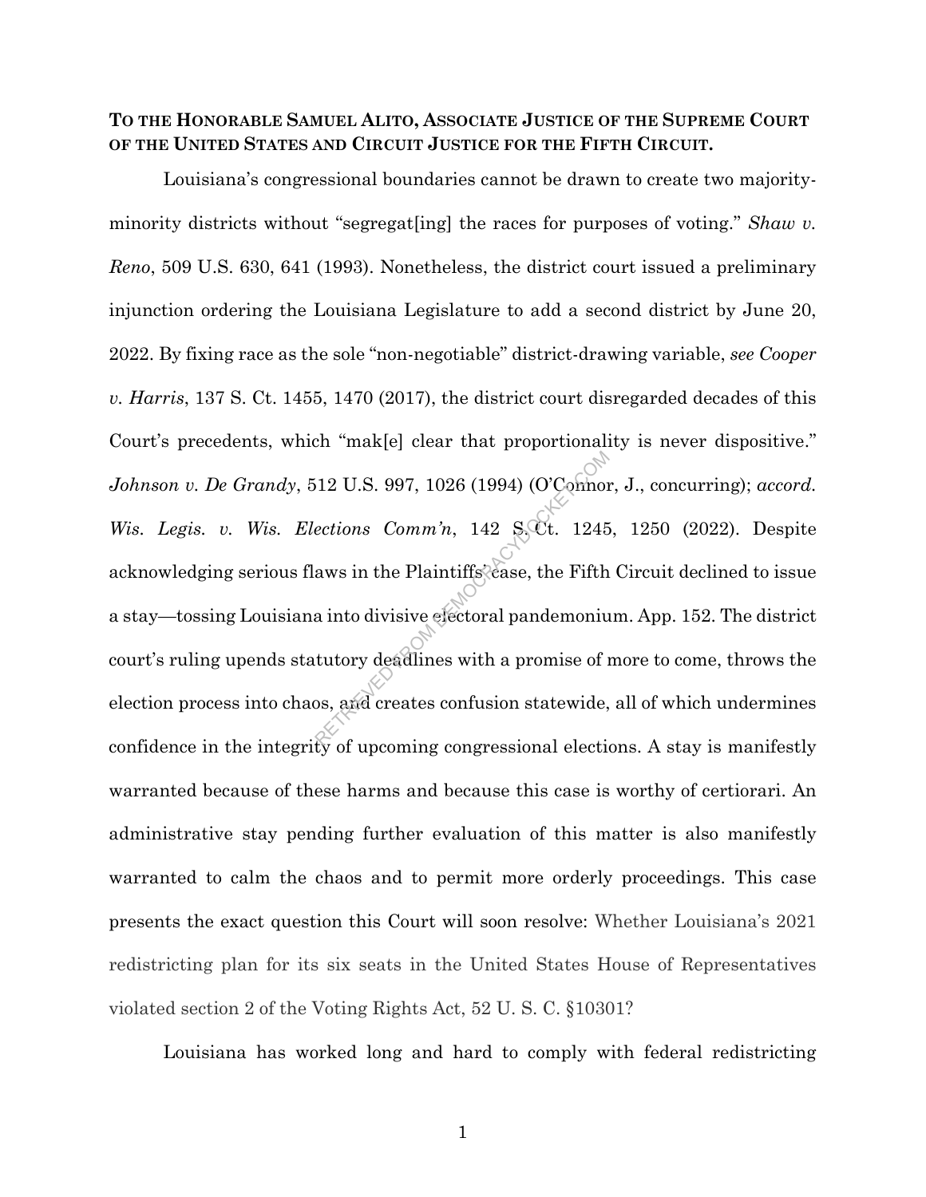**TO THE HONORABLE SAMUEL ALITO, ASSOCIATE JUSTICE OF THE SUPREME COURT OF THE UNITED STATES AND CIRCUIT JUSTICE FOR THE FIFTH CIRCUIT.**

Louisiana's congressional boundaries cannot be drawn to create two majority-minority districts without "segregat[ing] the races for purposes of voting." *Shaw v. Reno*, 509 U.S. 630, 641 (1993). Nonetheless, the district court issued a preliminary injunction ordering the Louisiana Legislature to add a second district by June 20, 2022. By fixing race as the sole "non-negotiable" district-drawing variable, *see Cooper v. Harris*, 137 S. Ct. 1455, 1470 (2017), the district court disregarded decades of this Court's precedents, which "mak[e] clear that proportionality is never dispositive." *Johnson v. De Grandy*, 512 U.S. 997, 1026 (1994) (O'Connor, J., concurring); *accord. Wis. Legis. v. Wis. Elections Comm'n*, 142 S. Ct. 1245, 1250 (2022). Despite acknowledging serious flaws in the Plaintiffs' case, the Fifth Circuit declined to issue a stay—tossing Louisiana into divisive electoral pandemonium. App. 152. The district court's ruling upends statutory deadlines with a promise of more to come, throws the election process into chaos, and creates confusion statewide, all of which undermines confidence in the integrity of upcoming congressional elections. A stay is manifestly warranted because of these harms and because this case is worthy of certiorari. An administrative stay pending further evaluation of this matter is also manifestly warranted to calm the chaos and to permit more orderly proceedings. This case presents the exact question this Court will soon resolve: Whether Louisiana's 2021 redistricting plan for its six seats in the United States House of Representatives violated section 2 of the Voting Rights Act, 52 U. S. C. §10301?

Louisiana has worked long and hard to comply with federal redistricting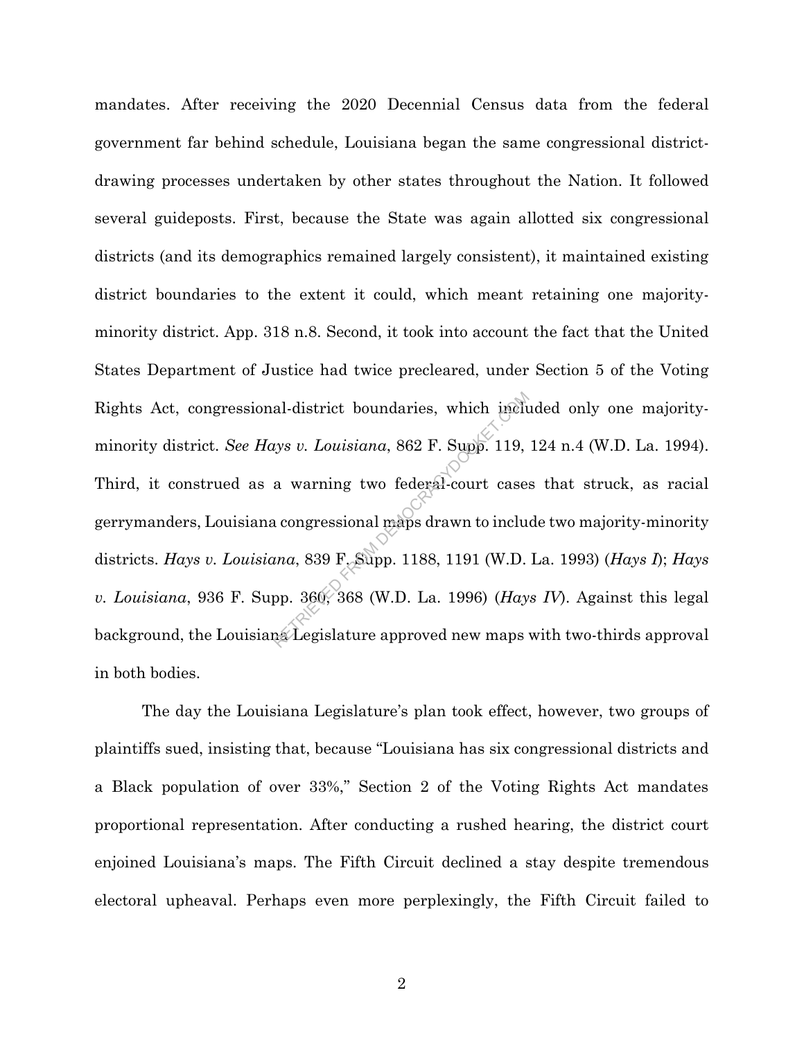mandates. After receiving the 2020 Decennial Census data from the federal government far behind schedule, Louisiana began the same congressional district-drawing processes undertaken by other states throughout the Nation. It followed several guideposts. First, because the State was again allotted six congressional districts (and its demographics remained largely consistent), it maintained existing district boundaries to the extent it could, which meant retaining one majority-minority district. App. 318 n.8. Second, it took into account the fact that the United States Department of Justice had twice precleared, under Section 5 of the Voting Rights Act, congressional-district boundaries, which included only one majority-minority district. *See Hays v. Louisiana*, 862 F. Supp. 119, 124 n.4 (W.D. La. 1994). Third, it construed as a warning two federal-court cases that struck, as racial gerrymanders, Louisiana congressional maps drawn to include two majority-minority districts. *Hays v. Louisiana*, 839 F. Supp. 1188, 1191 (W.D. La. 1993) (*Hays I*); *Hays v. Louisiana*, 936 F. Supp. 360, 368 (W.D. La. 1996) (*Hays IV*). Against this legal background, the Louisiana Legislature approved new maps with two-thirds approval in both bodies.

The day the Louisiana Legislature's plan took effect, however, two groups of plaintiffs sued, insisting that, because "Louisiana has six congressional districts and a Black population of over 33%," Section 2 of the Voting Rights Act mandates proportional representation. After conducting a rushed hearing, the district court enjoined Louisiana's maps. The Fifth Circuit declined a stay despite tremendous electoral upheaval. Perhaps even more perplexingly, the Fifth Circuit failed to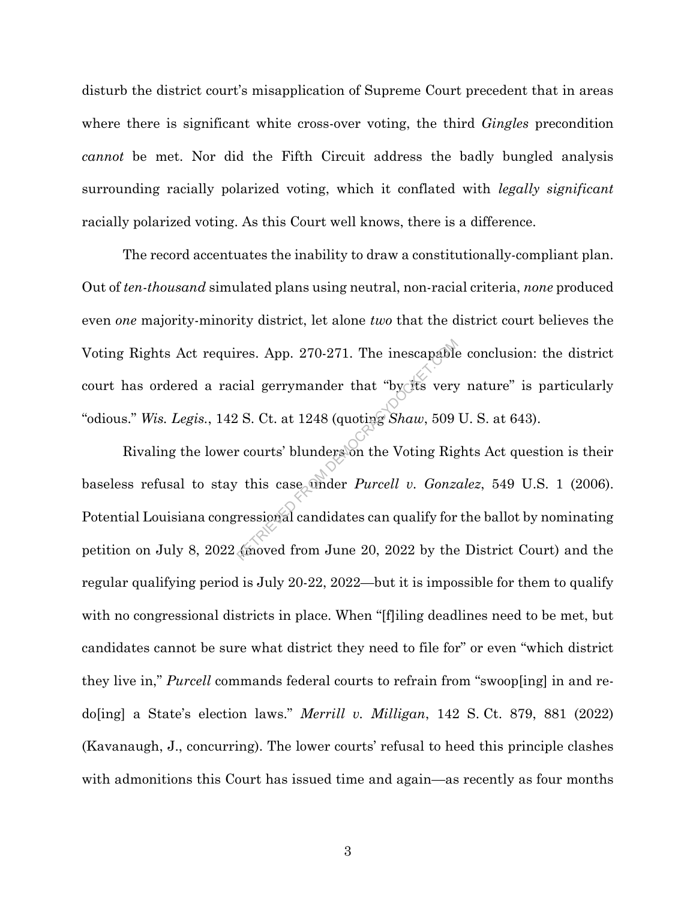disturb the district court's misapplication of Supreme Court precedent that in areas where there is significant white cross-over voting, the third *Gingles* precondition *cannot* be met. Nor did the Fifth Circuit address the badly bungled analysis surrounding racially polarized voting, which it conflated with *legally significant* racially polarized voting. As this Court well knows, there is a difference.

The record accentuates the inability to draw a constitutionally-compliant plan. Out of *ten-thousand* simulated plans using neutral, non-racial criteria, *none* produced even *one* majority-minority district, let alone *two* that the district court believes the Voting Rights Act requires. App. 270-271. The inescapable conclusion: the district court has ordered a racial gerrymander that "by its very nature" is particularly "odious." *Wis. Legis.*, 142 S. Ct. at 1248 (quoting *Shaw*, 509 U. S. at 643).

Rivaling the lower courts' blunders on the Voting Rights Act question is their baseless refusal to stay this case under *Purcell v. Gonzalez*, 549 U.S. 1 (2006). Potential Louisiana congressional candidates can qualify for the ballot by nominating petition on July 8, 2022 (moved from June 20, 2022 by the District Court) and the regular qualifying period is July 20-22, 2022—but it is impossible for them to qualify with no congressional districts in place. When "[f]iling deadlines need to be met, but candidates cannot be sure what district they need to file for" or even "which district they live in," *Purcell* commands federal courts to refrain from "swoop[ing] in and re-do[ing] a State's election laws." *Merrill v. Milligan*, 142 S. Ct. 879, 881 (2022) (Kavanaugh, J., concurring). The lower courts' refusal to heed this principle clashes with admonitions this Court has issued time and again—as recently as four months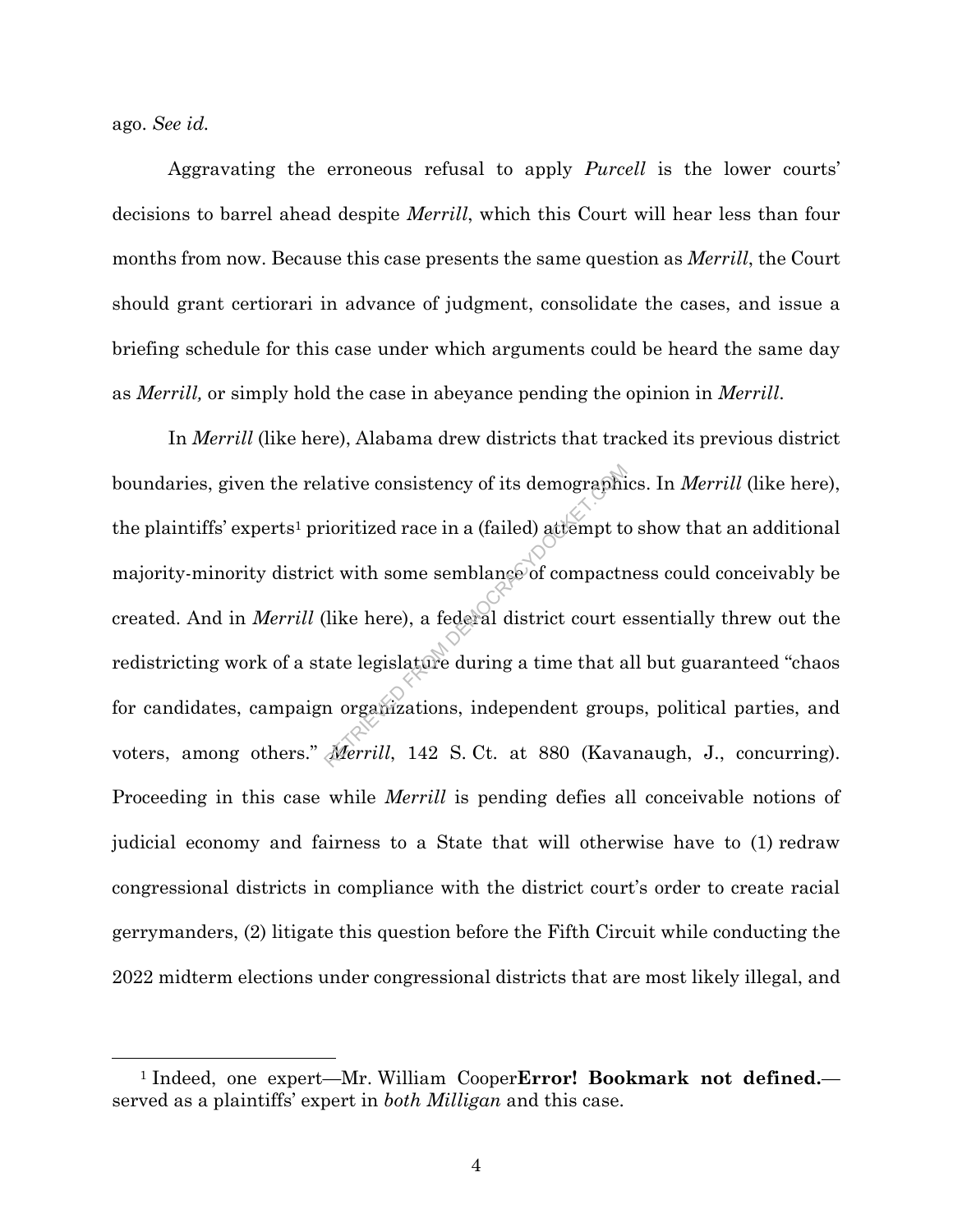ago. *See id.*

Aggravating the erroneous refusal to apply *Purcell* is the lower courts' decisions to barrel ahead despite *Merrill*, which this Court will hear less than four months from now. Because this case presents the same question as *Merrill*, the Court should grant certiorari in advance of judgment, consolidate the cases, and issue a briefing schedule for this case under which arguments could be heard the same day as *Merrill,* or simply hold the case in abeyance pending the opinion in *Merrill*.

In *Merrill* (like here), Alabama drew districts that tracked its previous district boundaries, given the relative consistency of its demographics. In *Merrill* (like here), the plaintiffs' experts[1] prioritized race in a (failed) attempt to show that an additional majority-minority district with some semblance of compactness could conceivably be created. And in *Merrill* (like here), a federal district court essentially threw out the redistricting work of a state legislature during a time that all but guaranteed "chaos for candidates, campaign organizations, independent groups, political parties, and voters, among others." *Merrill*, 142 S. Ct. at 880 (Kavanaugh, J., concurring). Proceeding in this case while *Merrill* is pending defies all conceivable notions of judicial economy and fairness to a State that will otherwise have to (1) redraw congressional districts in compliance with the district court's order to create racial gerrymanders, (2) litigate this question before the Fifth Circuit while conducting the 2022 midterm elections under congressional districts that are most likely illegal, and

[1] Indeed, one expert—Mr. William Cooper**Error! Bookmark not defined.**—served as a plaintiffs' expert in *both Milligan* and this case.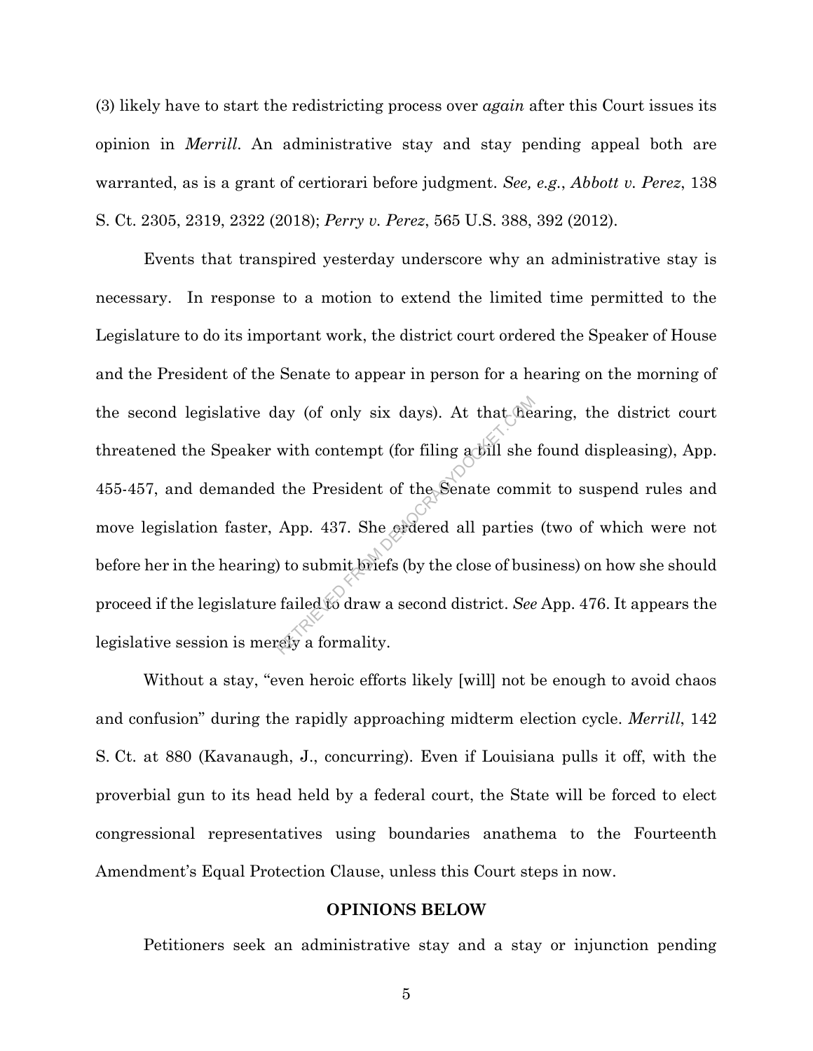(3) likely have to start the redistricting process over *again* after this Court issues its opinion in *Merrill*. An administrative stay and stay pending appeal both are warranted, as is a grant of certiorari before judgment. *See, e.g.*, *Abbott v. Perez*, 138 S. Ct. 2305, 2319, 2322 (2018); *Perry v. Perez*, 565 U.S. 388, 392 (2012).

Events that transpired yesterday underscore why an administrative stay is necessary. In response to a motion to extend the limited time permitted to the Legislature to do its important work, the district court ordered the Speaker of House and the President of the Senate to appear in person for a hearing on the morning of the second legislative day (of only six days). At that hearing, the district court threatened the Speaker with contempt (for filing a bill she found displeasing), App. 455-457, and demanded the President of the Senate commit to suspend rules and move legislation faster, App. 437. She ordered all parties (two of which were not before her in the hearing) to submit briefs (by the close of business) on how she should proceed if the legislature failed to draw a second district. *See* App. 476. It appears the legislative session is merely a formality.

Without a stay, "even heroic efforts likely [will] not be enough to avoid chaos and confusion" during the rapidly approaching midterm election cycle. *Merrill*, 142 S. Ct. at 880 (Kavanaugh, J., concurring). Even if Louisiana pulls it off, with the proverbial gun to its head held by a federal court, the State will be forced to elect congressional representatives using boundaries anathema to the Fourteenth Amendment's Equal Protection Clause, unless this Court steps in now.

## OPINIONS BELOW

Petitioners seek an administrative stay and a stay or injunction pending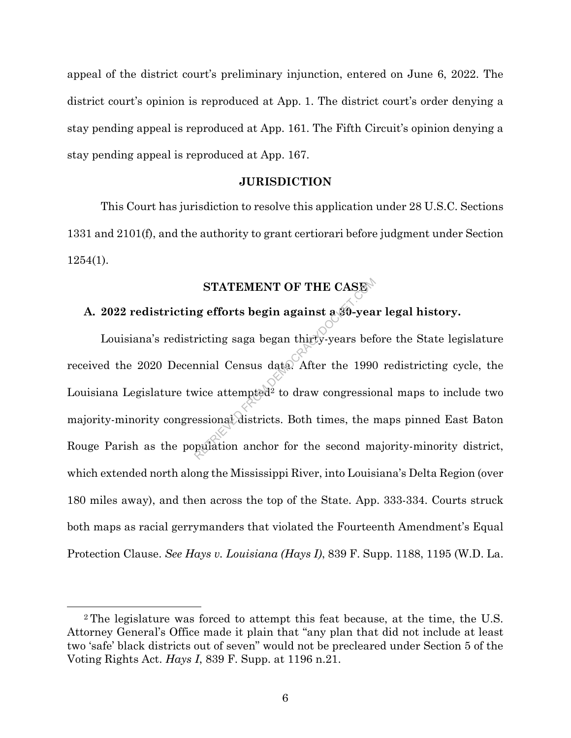appeal of the district court's preliminary injunction, entered on June 6, 2022. The district court's opinion is reproduced at App. 1. The district court's order denying a stay pending appeal is reproduced at App. 161. The Fifth Circuit's opinion denying a stay pending appeal is reproduced at App. 167.

## JURISDICTION

This Court has jurisdiction to resolve this application under 28 U.S.C. Sections 1331 and 2101(f), and the authority to grant certiorari before judgment under Section 1254(1).

## STATEMENT OF THE CASE

### A. 2022 redistricting efforts begin against a 30-year legal history.

Louisiana's redistricting saga began thirty-years before the State legislature received the 2020 Decennial Census data. After the 1990 redistricting cycle, the Louisiana Legislature twice attempted[2] to draw congressional maps to include two majority-minority congressional districts. Both times, the maps pinned East Baton Rouge Parish as the population anchor for the second majority-minority district, which extended north along the Mississippi River, into Louisiana's Delta Region (over 180 miles away), and then across the top of the State. App. 333-334. Courts struck both maps as racial gerrymanders that violated the Fourteenth Amendment's Equal Protection Clause. *See Hays v. Louisiana (Hays I)*, 839 F. Supp. 1188, 1195 (W.D. La.

---

[2] The legislature was forced to attempt this feat because, at the time, the U.S. Attorney General's Office made it plain that "any plan that did not include at least two 'safe' black districts out of seven" would not be precleared under Section 5 of the Voting Rights Act. *Hays I*, 839 F. Supp. at 1196 n.21.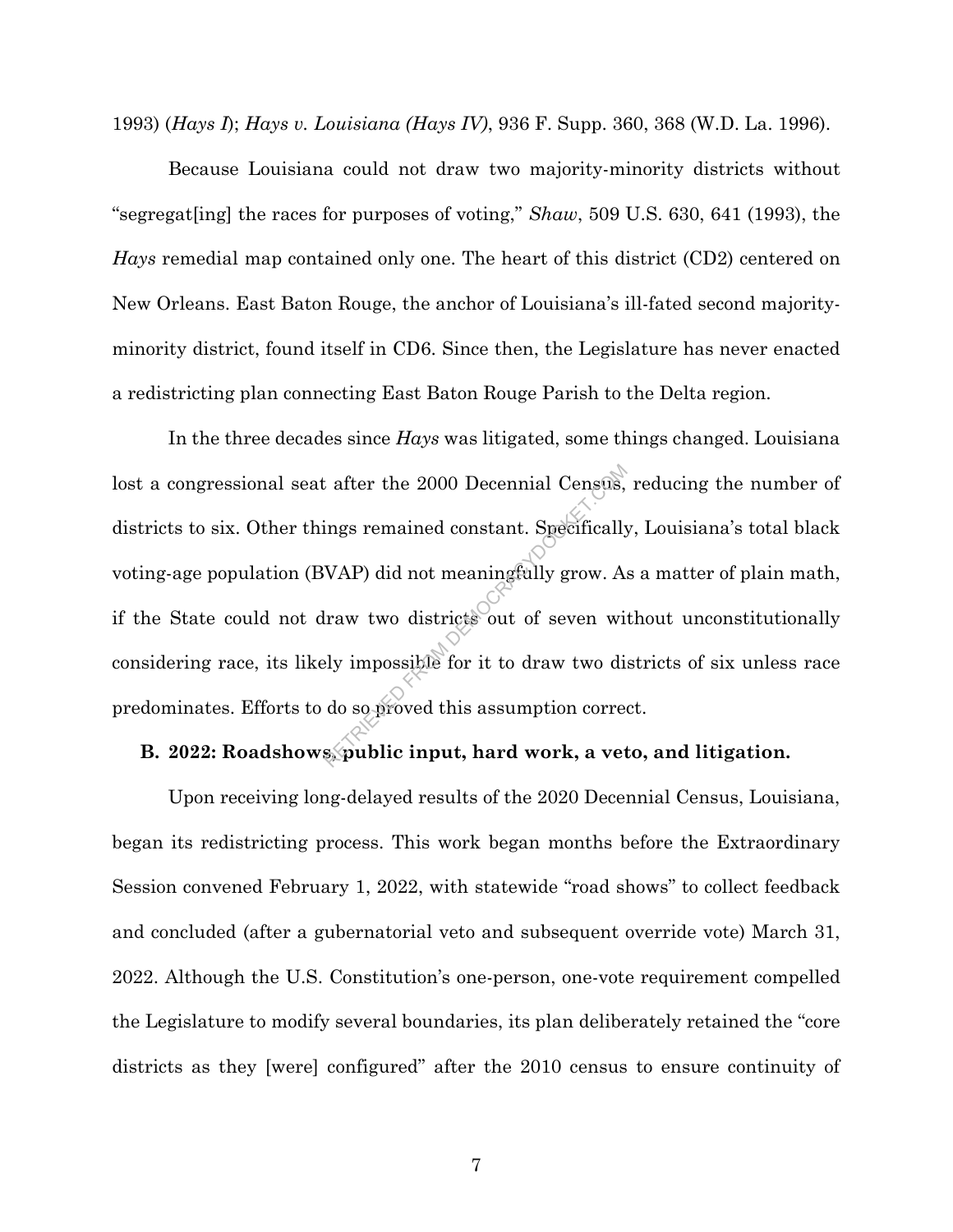1993) (*Hays I*); *Hays v. Louisiana (Hays IV)*, 936 F. Supp. 360, 368 (W.D. La. 1996).

Because Louisiana could not draw two majority-minority districts without "segregat[ing] the races for purposes of voting," *Shaw*, 509 U.S. 630, 641 (1993), the *Hays* remedial map contained only one. The heart of this district (CD2) centered on New Orleans. East Baton Rouge, the anchor of Louisiana's ill-fated second majority-minority district, found itself in CD6. Since then, the Legislature has never enacted a redistricting plan connecting East Baton Rouge Parish to the Delta region.

In the three decades since *Hays* was litigated, some things changed. Louisiana lost a congressional seat after the 2000 Decennial Census, reducing the number of districts to six. Other things remained constant. Specifically, Louisiana's total black voting-age population (BVAP) did not meaningfully grow. As a matter of plain math, if the State could not draw two districts out of seven without unconstitutionally considering race, its likely impossible for it to draw two districts of six unless race predominates. Efforts to do so proved this assumption correct.

### B. 2022: Roadshows, public input, hard work, a veto, and litigation.

Upon receiving long-delayed results of the 2020 Decennial Census, Louisiana, began its redistricting process. This work began months before the Extraordinary Session convened February 1, 2022, with statewide "road shows" to collect feedback and concluded (after a gubernatorial veto and subsequent override vote) March 31, 2022. Although the U.S. Constitution's one-person, one-vote requirement compelled the Legislature to modify several boundaries, its plan deliberately retained the "core districts as they [were] configured" after the 2010 census to ensure continuity of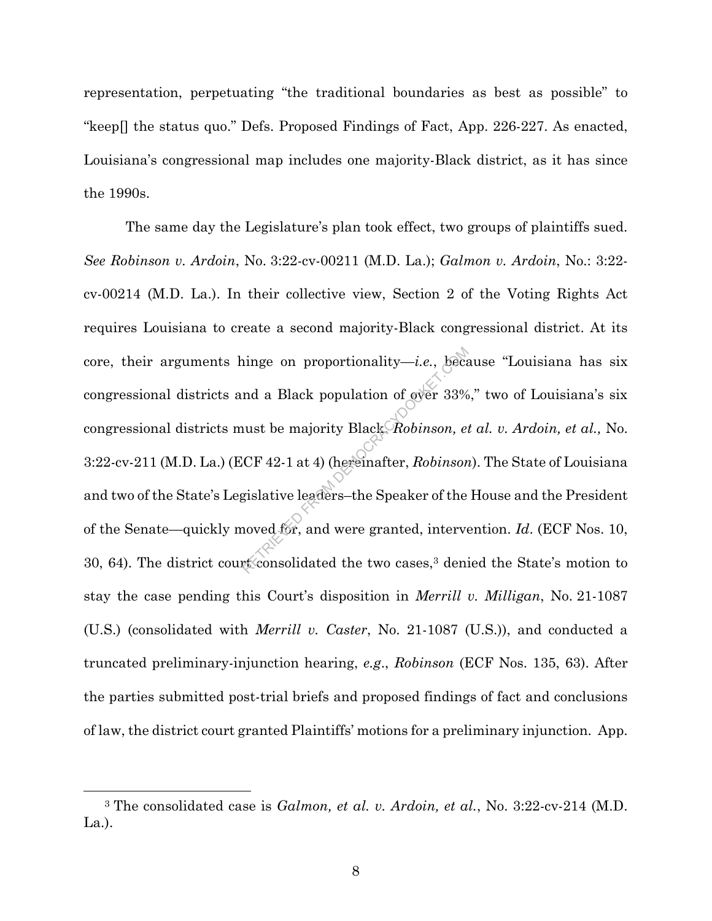representation, perpetuating "the traditional boundaries as best as possible" to "keep[] the status quo." Defs. Proposed Findings of Fact, App. 226-227. As enacted, Louisiana's congressional map includes one majority-Black district, as it has since the 1990s.

The same day the Legislature's plan took effect, two groups of plaintiffs sued. *See Robinson v. Ardoin*, No. 3:22-cv-00211 (M.D. La.); *Galmon v. Ardoin*, No.: 3:22-cv-00214 (M.D. La.). In their collective view, Section 2 of the Voting Rights Act requires Louisiana to create a second majority-Black congressional district. At its core, their arguments hinge on proportionality—*i.e.*, because "Louisiana has six congressional districts and a Black population of over 33%," two of Louisiana's six congressional districts must be majority Black. *Robinson, et al. v. Ardoin, et al.,* No. 3:22-cv-211 (M.D. La.) (ECF 42-1 at 4) (hereinafter, *Robinson*). The State of Louisiana and two of the State's Legislative leaders–the Speaker of the House and the President of the Senate—quickly moved for, and were granted, intervention. *Id*. (ECF Nos. 10, 30, 64). The district court consolidated the two cases,[3] denied the State's motion to stay the case pending this Court's disposition in *Merrill v. Milligan*, No. 21-1087 (U.S.) (consolidated with *Merrill v. Caster*, No. 21-1087 (U.S.)), and conducted a truncated preliminary-injunction hearing, *e.g*., *Robinson* (ECF Nos. 135, 63). After the parties submitted post-trial briefs and proposed findings of fact and conclusions of law, the district court granted Plaintiffs' motions for a preliminary injunction. App.

[3] The consolidated case is *Galmon, et al. v. Ardoin, et al.*, No. 3:22-cv-214 (M.D. La.).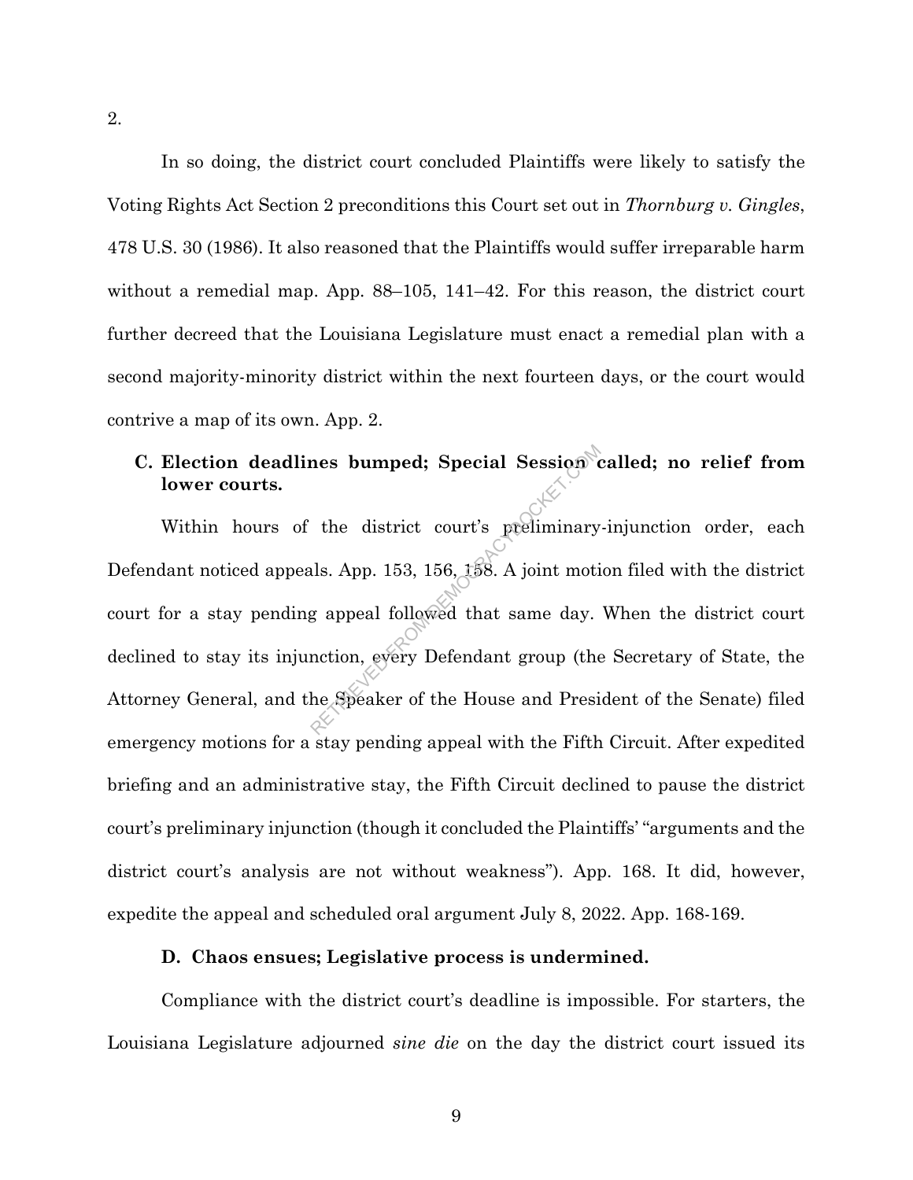2.

In so doing, the district court concluded Plaintiffs were likely to satisfy the Voting Rights Act Section 2 preconditions this Court set out in *Thornburg v. Gingles*, 478 U.S. 30 (1986). It also reasoned that the Plaintiffs would suffer irreparable harm without a remedial map. App. 88–105, 141–42. For this reason, the district court further decreed that the Louisiana Legislature must enact a remedial plan with a second majority-minority district within the next fourteen days, or the court would contrive a map of its own. App. 2.

### C. Election deadlines bumped; Special Session called; no relief from lower courts.

Within hours of the district court's preliminary-injunction order, each Defendant noticed appeals. App. 153, 156, 158. A joint motion filed with the district court for a stay pending appeal followed that same day. When the district court declined to stay its injunction, every Defendant group (the Secretary of State, the Attorney General, and the Speaker of the House and President of the Senate) filed emergency motions for a stay pending appeal with the Fifth Circuit. After expedited briefing and an administrative stay, the Fifth Circuit declined to pause the district court's preliminary injunction (though it concluded the Plaintiffs' "arguments and the district court's analysis are not without weakness"). App. 168. It did, however, expedite the appeal and scheduled oral argument July 8, 2022. App. 168-169.

### D. Chaos ensues; Legislative process is undermined.

Compliance with the district court's deadline is impossible. For starters, the Louisiana Legislature adjourned *sine die* on the day the district court issued its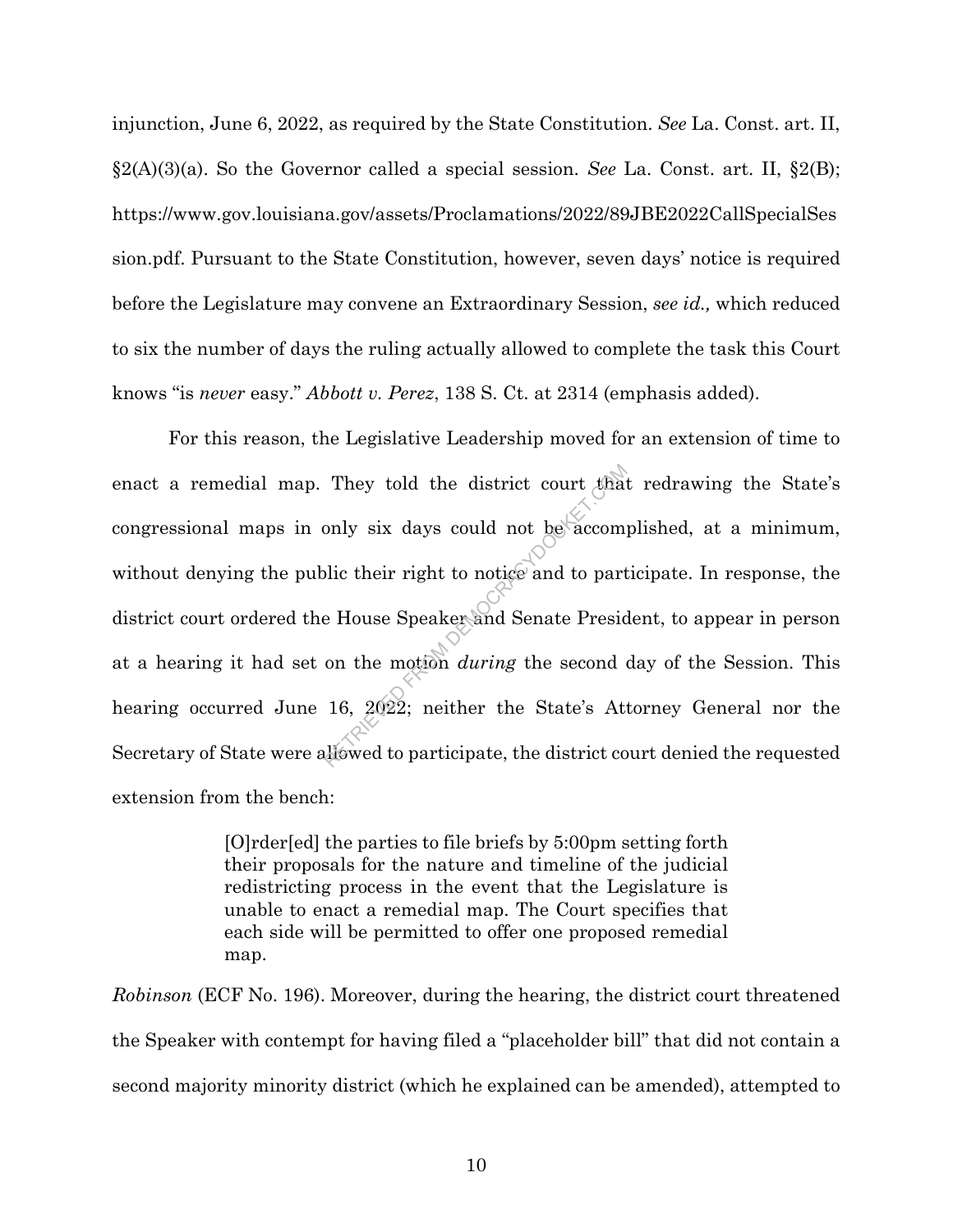injunction, June 6, 2022, as required by the State Constitution. *See* La. Const. art. II, §2(A)(3)(a). So the Governor called a special session. *See* La. Const. art. II, §2(B); https://www.gov.louisiana.gov/assets/Proclamations/2022/89JBE2022CallSpecialSession.pdf. Pursuant to the State Constitution, however, seven days' notice is required before the Legislature may convene an Extraordinary Session, *see id.,* which reduced to six the number of days the ruling actually allowed to complete the task this Court knows "is *never* easy." *Abbott v. Perez*, 138 S. Ct. at 2314 (emphasis added).

For this reason, the Legislative Leadership moved for an extension of time to enact a remedial map. They told the district court that redrawing the State's congressional maps in only six days could not be accomplished, at a minimum, without denying the public their right to notice and to participate. In response, the district court ordered the House Speaker and Senate President, to appear in person at a hearing it had set on the motion *during* the second day of the Session. This hearing occurred June 16, 2022; neither the State's Attorney General nor the Secretary of State were allowed to participate, the district court denied the requested extension from the bench:

> [O]rder[ed] the parties to file briefs by 5:00pm setting forth their proposals for the nature and timeline of the judicial redistricting process in the event that the Legislature is unable to enact a remedial map. The Court specifies that each side will be permitted to offer one proposed remedial map.

*Robinson* (ECF No. 196). Moreover, during the hearing, the district court threatened the Speaker with contempt for having filed a "placeholder bill" that did not contain a second majority minority district (which he explained can be amended), attempted to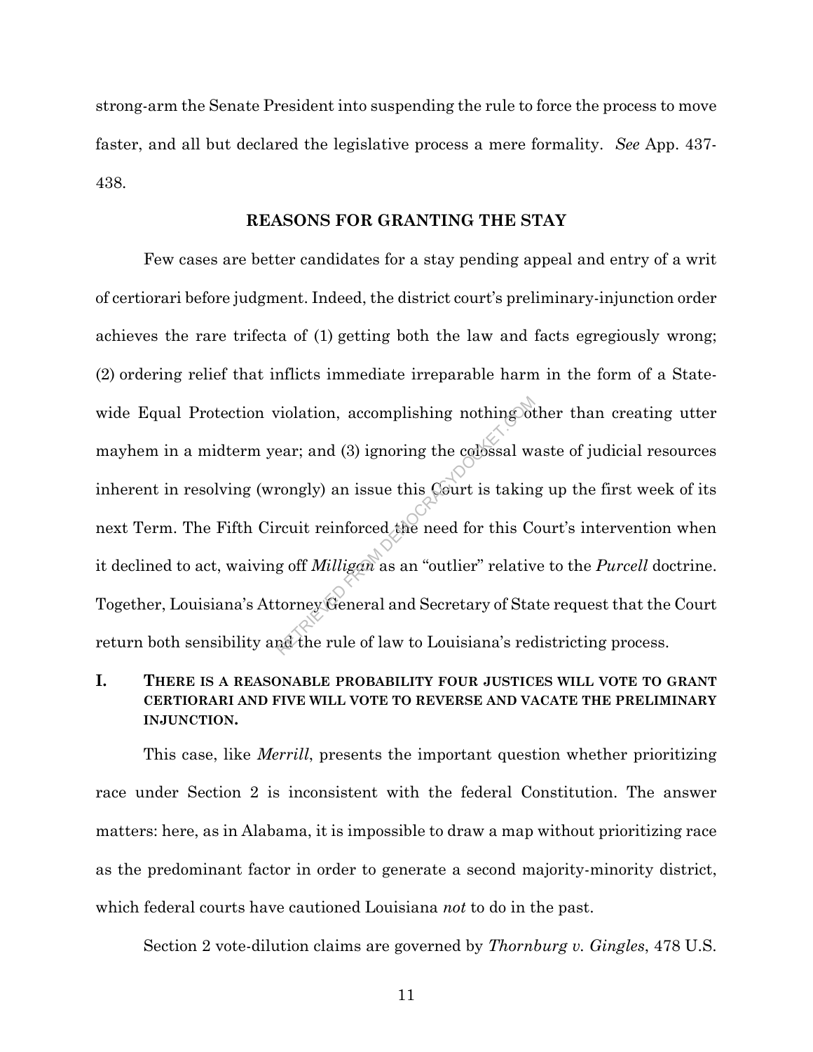strong-arm the Senate President into suspending the rule to force the process to move faster, and all but declared the legislative process a mere formality. *See* App. 437-438.

## REASONS FOR GRANTING THE STAY

Few cases are better candidates for a stay pending appeal and entry of a writ of certiorari before judgment. Indeed, the district court's preliminary-injunction order achieves the rare trifecta of (1) getting both the law and facts egregiously wrong; (2) ordering relief that inflicts immediate irreparable harm in the form of a State-wide Equal Protection violation, accomplishing nothing other than creating utter mayhem in a midterm year; and (3) ignoring the colossal waste of judicial resources inherent in resolving (wrongly) an issue this Court is taking up the first week of its next Term. The Fifth Circuit reinforced the need for this Court's intervention when it declined to act, waiving off *Milligan* as an "outlier" relative to the *Purcell* doctrine. Together, Louisiana's Attorney General and Secretary of State request that the Court return both sensibility and the rule of law to Louisiana's redistricting process.

### I. THERE IS A REASONABLE PROBABILITY FOUR JUSTICES WILL VOTE TO GRANT CERTIORARI AND FIVE WILL VOTE TO REVERSE AND VACATE THE PRELIMINARY INJUNCTION.

This case, like *Merrill*, presents the important question whether prioritizing race under Section 2 is inconsistent with the federal Constitution. The answer matters: here, as in Alabama, it is impossible to draw a map without prioritizing race as the predominant factor in order to generate a second majority-minority district, which federal courts have cautioned Louisiana *not* to do in the past.

Section 2 vote-dilution claims are governed by *Thornburg v. Gingles*, 478 U.S.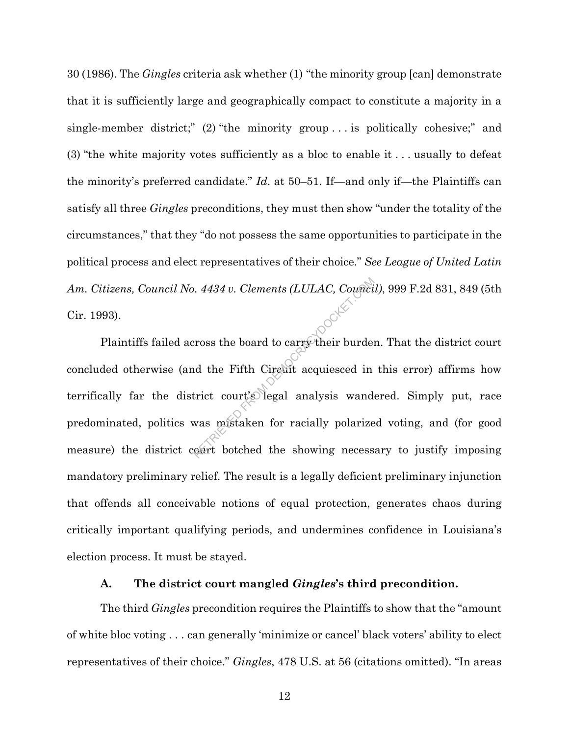30 (1986). The *Gingles* criteria ask whether (1) "the minority group [can] demonstrate that it is sufficiently large and geographically compact to constitute a majority in a single-member district;" (2) "the minority group . . . is politically cohesive;" and (3) "the white majority votes sufficiently as a bloc to enable it . . . usually to defeat the minority's preferred candidate." *Id.* at 50–51. If—and only if—the Plaintiffs can satisfy all three *Gingles* preconditions, they must then show "under the totality of the circumstances," that they "do not possess the same opportunities to participate in the political process and elect representatives of their choice." *See League of United Latin Am. Citizens, Council No. 4434 v. Clements (LULAC, Council)*, 999 F.2d 831, 849 (5th Cir. 1993).

Plaintiffs failed across the board to carry their burden. That the district court concluded otherwise (and the Fifth Circuit acquiesced in this error) affirms how terrifically far the district court's legal analysis wandered. Simply put, race predominated, politics was mistaken for racially polarized voting, and (for good measure) the district court botched the showing necessary to justify imposing mandatory preliminary relief. The result is a legally deficient preliminary injunction that offends all conceivable notions of equal protection, generates chaos during critically important qualifying periods, and undermines confidence in Louisiana's election process. It must be stayed.

### A. The district court mangled *Gingles*'s third precondition.

The third *Gingles* precondition requires the Plaintiffs to show that the "amount of white bloc voting . . . can generally 'minimize or cancel' black voters' ability to elect representatives of their choice." *Gingles*, 478 U.S. at 56 (citations omitted). "In areas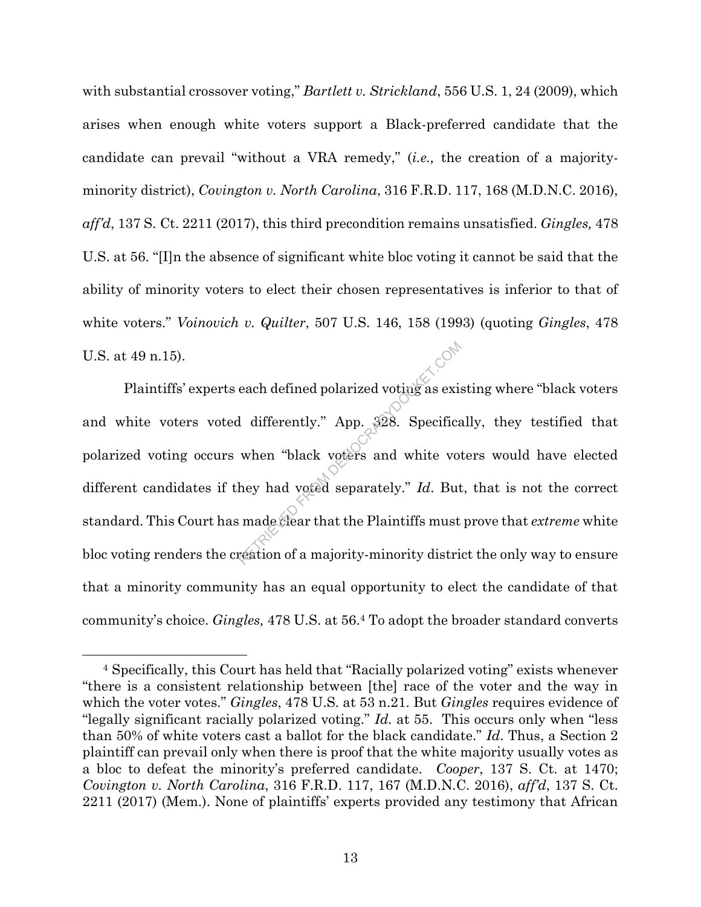with substantial crossover voting," *Bartlett v. Strickland*, 556 U.S. 1, 24 (2009), which arises when enough white voters support a Black-preferred candidate that the candidate can prevail "without a VRA remedy," (*i.e.,* the creation of a majority-minority district), *Covington v. North Carolina*, 316 F.R.D. 117, 168 (M.D.N.C. 2016), *aff'd*, 137 S. Ct. 2211 (2017), this third precondition remains unsatisfied. *Gingles,* 478 U.S. at 56. "[I]n the absence of significant white bloc voting it cannot be said that the ability of minority voters to elect their chosen representatives is inferior to that of white voters." *Voinovich v. Quilter*, 507 U.S. 146, 158 (1993) (quoting *Gingles*, 478 U.S. at 49 n.15).

Plaintiffs' experts each defined polarized voting as existing where "black voters and white voters voted differently." App. 328. Specifically, they testified that polarized voting occurs when "black voters and white voters would have elected different candidates if they had voted separately." *Id*. But, that is not the correct standard. This Court has made clear that the Plaintiffs must prove that *extreme* white bloc voting renders the creation of a majority-minority district the only way to ensure that a minority community has an equal opportunity to elect the candidate of that community's choice. *Gingles,* 478 U.S. at 56.[4] To adopt the broader standard converts

[4] Specifically, this Court has held that "Racially polarized voting" exists whenever "there is a consistent relationship between [the] race of the voter and the way in which the voter votes." *Gingles*, 478 U.S. at 53 n.21. But *Gingles* requires evidence of "legally significant racially polarized voting." *Id.* at 55. This occurs only when "less than 50% of white voters cast a ballot for the black candidate." *Id*. Thus, a Section 2 plaintiff can prevail only when there is proof that the white majority usually votes as a bloc to defeat the minority's preferred candidate. *Cooper*, 137 S. Ct. at 1470; *Covington v. North Carolina*, 316 F.R.D. 117, 167 (M.D.N.C. 2016), *aff'd*, 137 S. Ct. 2211 (2017) (Mem.). None of plaintiffs' experts provided any testimony that African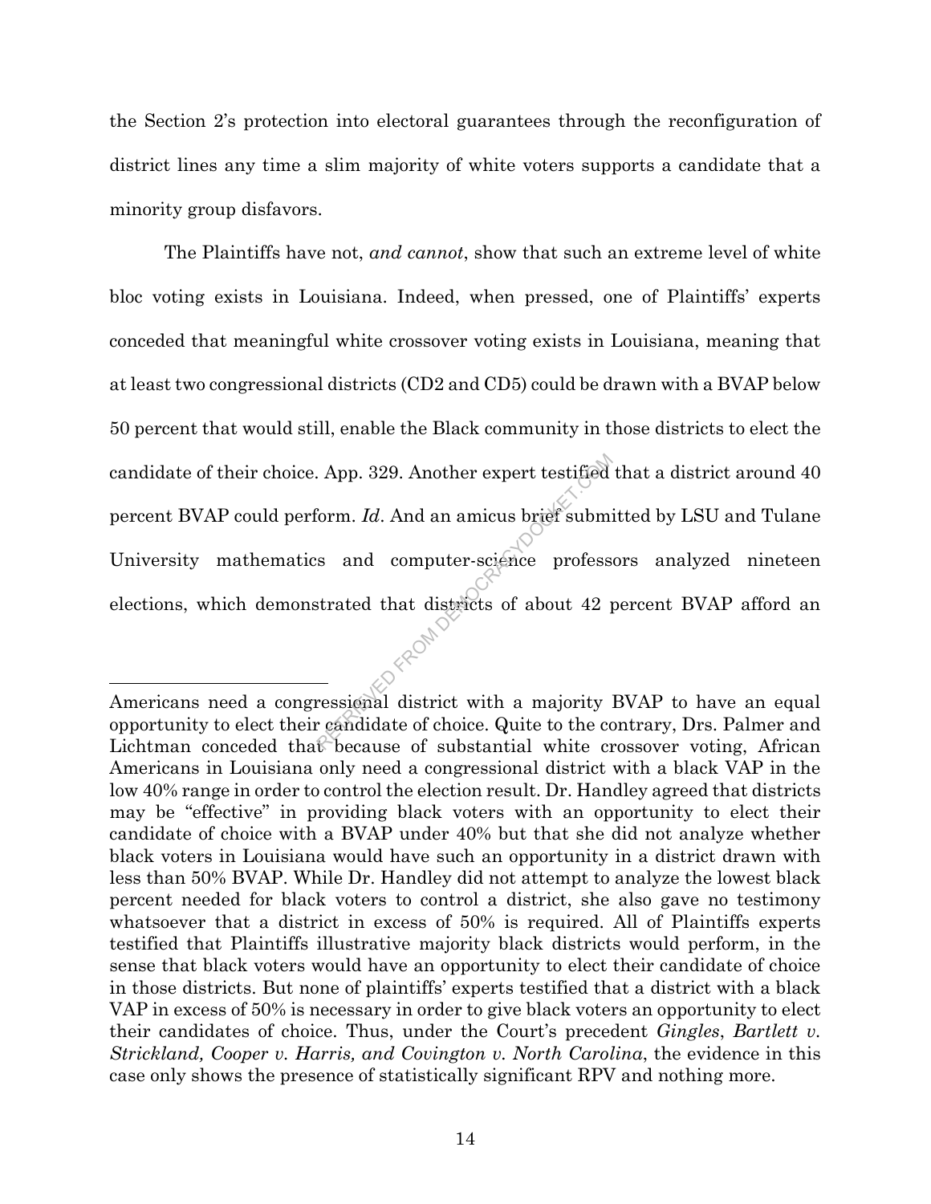the Section 2's protection into electoral guarantees through the reconfiguration of district lines any time a slim majority of white voters supports a candidate that a minority group disfavors.

The Plaintiffs have not, *and cannot*, show that such an extreme level of white bloc voting exists in Louisiana. Indeed, when pressed, one of Plaintiffs' experts conceded that meaningful white crossover voting exists in Louisiana, meaning that at least two congressional districts (CD2 and CD5) could be drawn with a BVAP below 50 percent that would still, enable the Black community in those districts to elect the candidate of their choice. App. 329. Another expert testified that a district around 40 percent BVAP could perform. *Id*. And an amicus brief submitted by LSU and Tulane University mathematics and computer-science professors analyzed nineteen elections, which demonstrated that districts of about 42 percent BVAP afford an

---

Americans need a congressional district with a majority BVAP to have an equal opportunity to elect their candidate of choice. Quite to the contrary, Drs. Palmer and Lichtman conceded that because of substantial white crossover voting, African Americans in Louisiana only need a congressional district with a black VAP in the low 40% range in order to control the election result. Dr. Handley agreed that districts may be "effective" in providing black voters with an opportunity to elect their candidate of choice with a BVAP under 40% but that she did not analyze whether black voters in Louisiana would have such an opportunity in a district drawn with less than 50% BVAP. While Dr. Handley did not attempt to analyze the lowest black percent needed for black voters to control a district, she also gave no testimony whatsoever that a district in excess of 50% is required. All of Plaintiffs experts testified that Plaintiffs illustrative majority black districts would perform, in the sense that black voters would have an opportunity to elect their candidate of choice in those districts. But none of plaintiffs' experts testified that a district with a black VAP in excess of 50% is necessary in order to give black voters an opportunity to elect their candidates of choice. Thus, under the Court's precedent *Gingles*, *Bartlett v. Strickland, Cooper v. Harris, and Covington v. North Carolina*, the evidence in this case only shows the presence of statistically significant RPV and nothing more.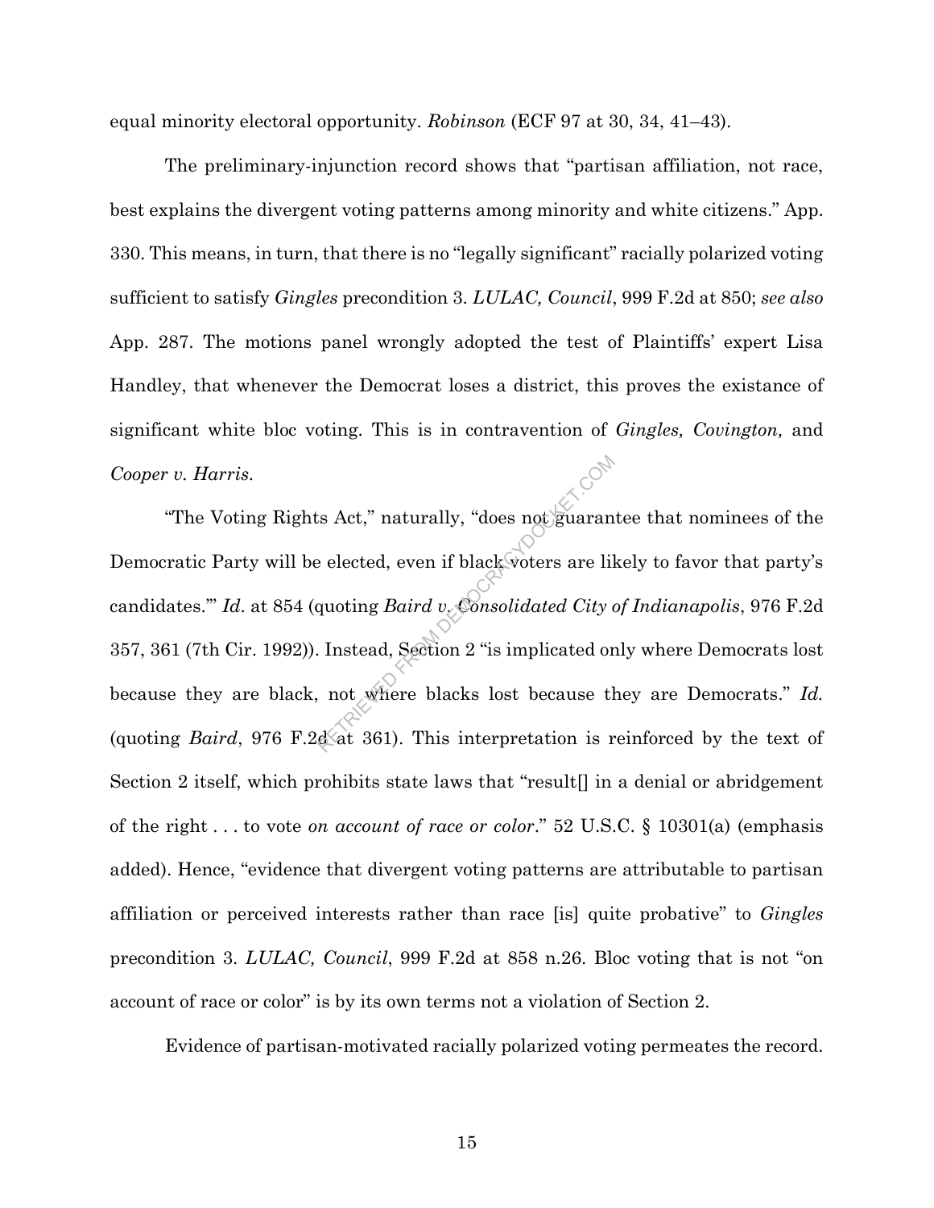equal minority electoral opportunity. *Robinson* (ECF 97 at 30, 34, 41–43).

The preliminary-injunction record shows that "partisan affiliation, not race, best explains the divergent voting patterns among minority and white citizens." App. 330. This means, in turn, that there is no "legally significant" racially polarized voting sufficient to satisfy *Gingles* precondition 3. *LULAC, Council*, 999 F.2d at 850; *see also* App. 287. The motions panel wrongly adopted the test of Plaintiffs' expert Lisa Handley, that whenever the Democrat loses a district, this proves the existance of significant white bloc voting. This is in contravention of *Gingles, Covington,* and *Cooper v. Harris.*

"The Voting Rights Act," naturally, "does not guarantee that nominees of the Democratic Party will be elected, even if black voters are likely to favor that party's candidates.'" *Id*. at 854 (quoting *Baird v. Consolidated City of Indianapolis*, 976 F.2d 357, 361 (7th Cir. 1992)). Instead, Section 2 "is implicated only where Democrats lost because they are black, not where blacks lost because they are Democrats." *Id.* (quoting *Baird*, 976 F.2d at 361). This interpretation is reinforced by the text of Section 2 itself, which prohibits state laws that "result[] in a denial or abridgement of the right . . . to vote *on account of race or color*." 52 U.S.C. § 10301(a) (emphasis added). Hence, "evidence that divergent voting patterns are attributable to partisan affiliation or perceived interests rather than race [is] quite probative" to *Gingles* precondition 3. *LULAC, Council*, 999 F.2d at 858 n.26. Bloc voting that is not "on account of race or color" is by its own terms not a violation of Section 2.

Evidence of partisan-motivated racially polarized voting permeates the record.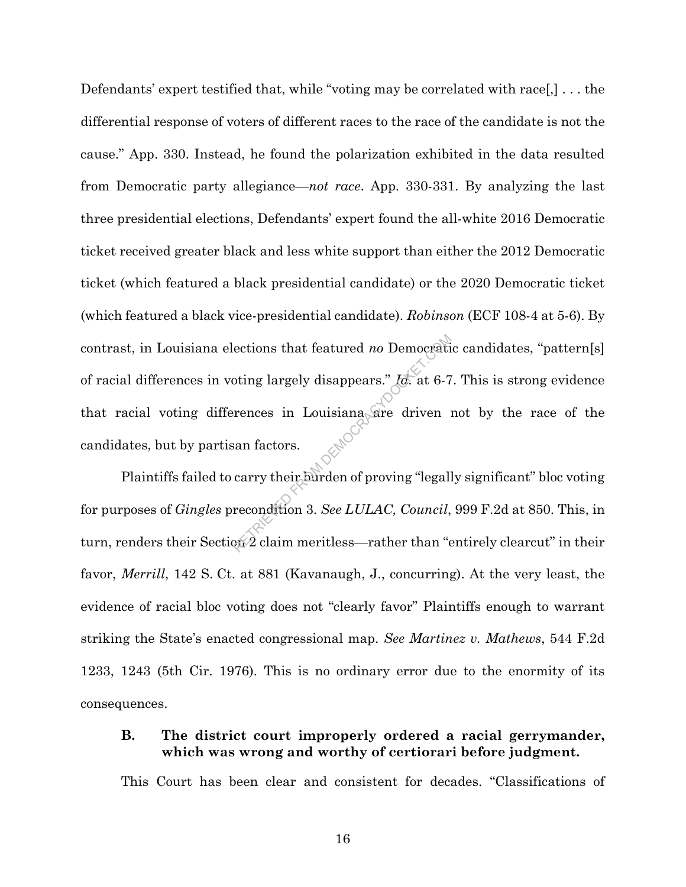Defendants' expert testified that, while "voting may be correlated with race[,] . . . the differential response of voters of different races to the race of the candidate is not the cause." App. 330. Instead, he found the polarization exhibited in the data resulted from Democratic party allegiance—*not race*. App. 330-331. By analyzing the last three presidential elections, Defendants' expert found the all-white 2016 Democratic ticket received greater black and less white support than either the 2012 Democratic ticket (which featured a black presidential candidate) or the 2020 Democratic ticket (which featured a black vice-presidential candidate). *Robinson* (ECF 108-4 at 5-6). By contrast, in Louisiana elections that featured *no* Democratic candidates, "pattern[s] of racial differences in voting largely disappears." *Id.* at 6-7. This is strong evidence that racial voting differences in Louisiana are driven not by the race of the candidates, but by partisan factors.

Plaintiffs failed to carry their burden of proving "legally significant" bloc voting for purposes of *Gingles* precondition 3. *See LULAC, Council*, 999 F.2d at 850. This, in turn, renders their Section 2 claim meritless—rather than "entirely clearcut" in their favor, *Merrill*, 142 S. Ct. at 881 (Kavanaugh, J., concurring). At the very least, the evidence of racial bloc voting does not "clearly favor" Plaintiffs enough to warrant striking the State's enacted congressional map. *See Martinez v. Mathews*, 544 F.2d 1233, 1243 (5th Cir. 1976). This is no ordinary error due to the enormity of its consequences.

### B. The district court improperly ordered a racial gerrymander, which was wrong and worthy of certiorari before judgment.

This Court has been clear and consistent for decades. "Classifications of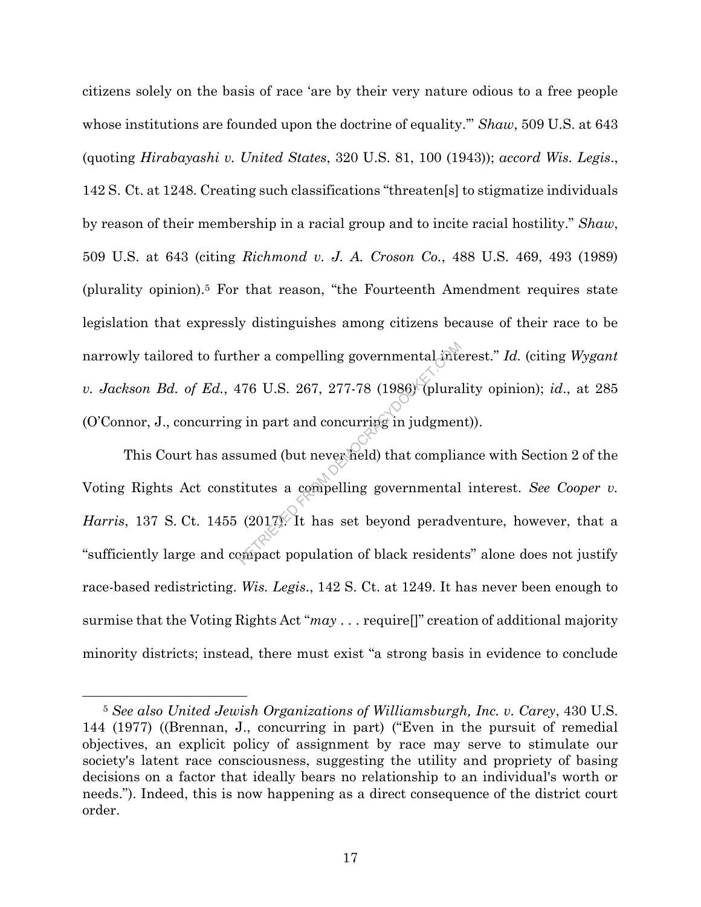citizens solely on the basis of race 'are by their very nature odious to a free people whose institutions are founded upon the doctrine of equality.'" *Shaw*, 509 U.S. at 643 (quoting *Hirabayashi v. United States*, 320 U.S. 81, 100 (1943)); *accord Wis. Legis*., 142 S. Ct. at 1248. Creating such classifications "threaten[s] to stigmatize individuals by reason of their membership in a racial group and to incite racial hostility." *Shaw*, 509 U.S. at 643 (citing *Richmond v. J. A. Croson Co.*, 488 U.S. 469, 493 (1989) (plurality opinion).[5] For that reason, "the Fourteenth Amendment requires state legislation that expressly distinguishes among citizens because of their race to be narrowly tailored to further a compelling governmental interest." *Id.* (citing *Wygant v. Jackson Bd. of Ed.*, 476 U.S. 267, 277-78 (1986) (plurality opinion); *id*., at 285 (O'Connor, J., concurring in part and concurring in judgment)).

This Court has assumed (but never held) that compliance with Section 2 of the Voting Rights Act constitutes a compelling governmental interest. *See Cooper v. Harris*, 137 S. Ct. 1455 (2017). It has set beyond peradventure, however, that a "sufficiently large and compact population of black residents" alone does not justify race-based redistricting. *Wis. Legis*., 142 S. Ct. at 1249. It has never been enough to surmise that the Voting Rights Act "*may* . . . require[]" creation of additional majority minority districts; instead, there must exist "a strong basis in evidence to conclude

[5] *See also United Jewish Organizations of Williamsburgh, Inc. v. Carey*, 430 U.S. 144 (1977) ((Brennan, J., concurring in part) ("Even in the pursuit of remedial objectives, an explicit policy of assignment by race may serve to stimulate our society's latent race consciousness, suggesting the utility and propriety of basing decisions on a factor that ideally bears no relationship to an individual's worth or needs."). Indeed, this is now happening as a direct consequence of the district court order.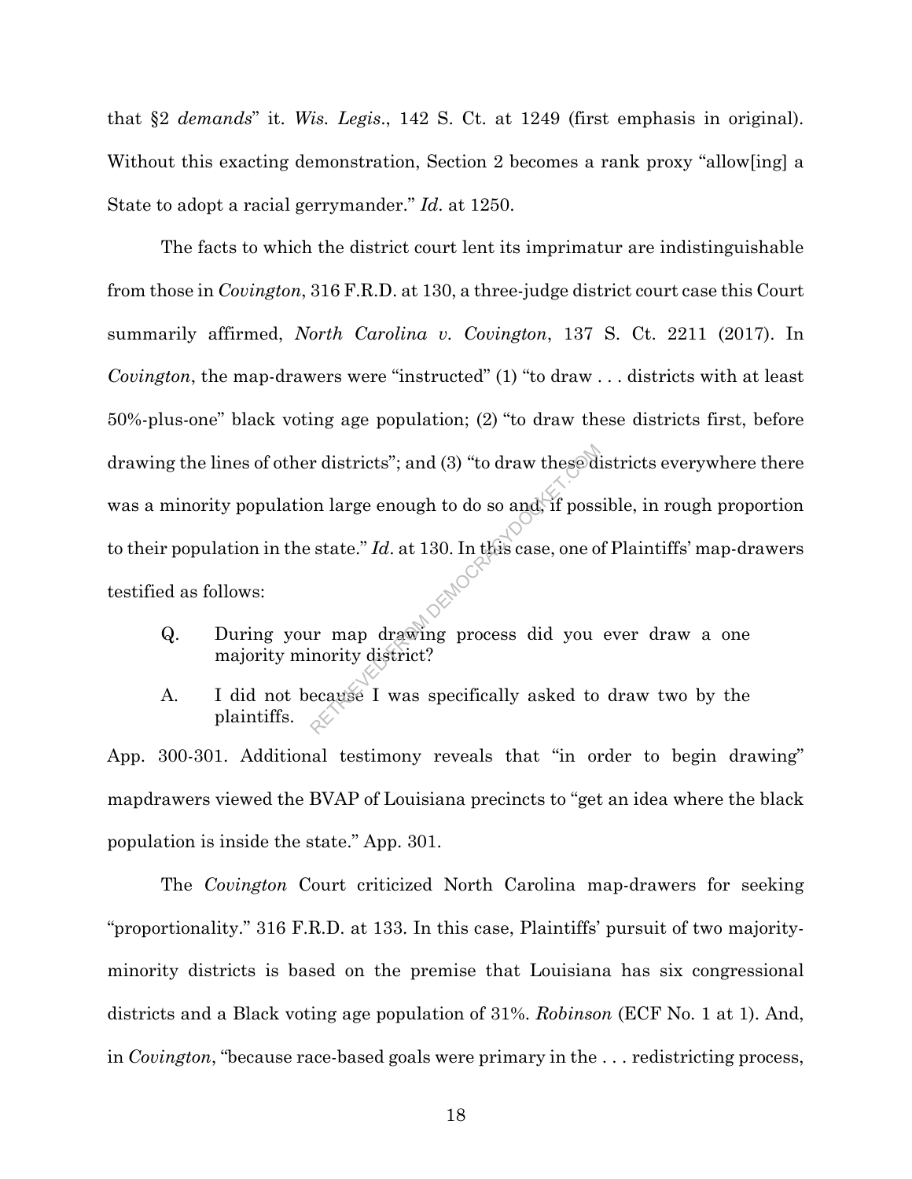that §2 *demands*" it. *Wis. Legis*., 142 S. Ct. at 1249 (first emphasis in original). Without this exacting demonstration, Section 2 becomes a rank proxy "allow[ing] a State to adopt a racial gerrymander." *Id*. at 1250.

The facts to which the district court lent its imprimatur are indistinguishable from those in *Covington*, 316 F.R.D. at 130, a three-judge district court case this Court summarily affirmed, *North Carolina v. Covington*, 137 S. Ct. 2211 (2017). In *Covington*, the map-drawers were "instructed" (1) "to draw . . . districts with at least 50%-plus-one" black voting age population; (2) "to draw these districts first, before drawing the lines of other districts"; and (3) "to draw these districts everywhere there was a minority population large enough to do so and, if possible, in rough proportion to their population in the state." *Id*. at 130. In this case, one of Plaintiffs' map-drawers testified as follows:

> Q. During your map drawing process did you ever draw a one majority minority district?
>
> A. I did not because I was specifically asked to draw two by the plaintiffs.

App. 300-301. Additional testimony reveals that "in order to begin drawing" mapdrawers viewed the BVAP of Louisiana precincts to "get an idea where the black population is inside the state." App. 301.

The *Covington* Court criticized North Carolina map-drawers for seeking "proportionality." 316 F.R.D. at 133. In this case, Plaintiffs' pursuit of two majority-minority districts is based on the premise that Louisiana has six congressional districts and a Black voting age population of 31%. *Robinson* (ECF No. 1 at 1). And, in *Covington*, "because race-based goals were primary in the . . . redistricting process,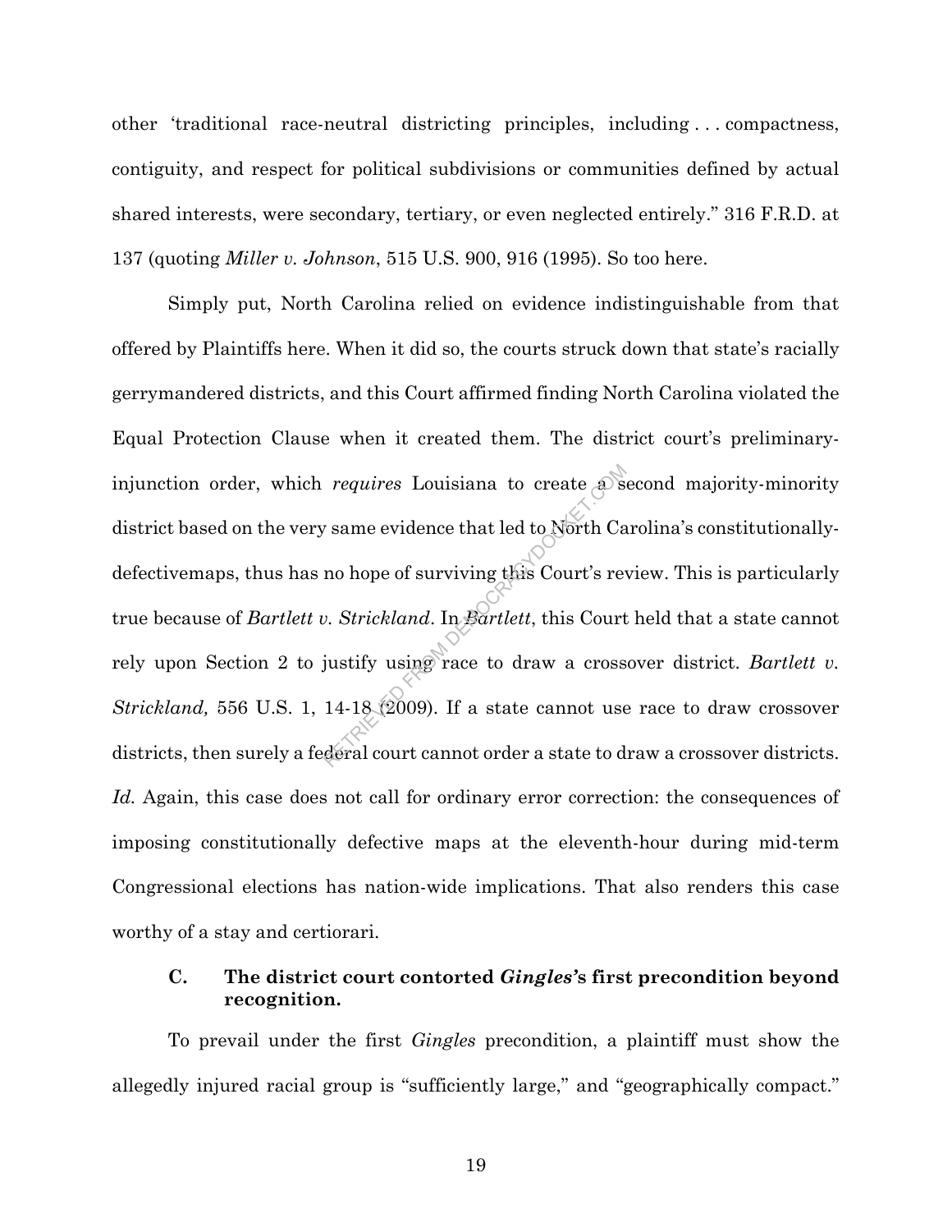other 'traditional race-neutral districting principles, including . . . compactness, contiguity, and respect for political subdivisions or communities defined by actual shared interests, were secondary, tertiary, or even neglected entirely." 316 F.R.D. at 137 (quoting *Miller v. Johnson*, 515 U.S. 900, 916 (1995). So too here.

Simply put, North Carolina relied on evidence indistinguishable from that offered by Plaintiffs here. When it did so, the courts struck down that state's racially gerrymandered districts, and this Court affirmed finding North Carolina violated the Equal Protection Clause when it created them. The district court's preliminary-injunction order, which *requires* Louisiana to create a second majority-minority district based on the very same evidence that led to North Carolina's constitutionally-defectivemaps, thus has no hope of surviving this Court's review. This is particularly true because of *Bartlett v. Strickland*. In *Bartlett*, this Court held that a state cannot rely upon Section 2 to justify using race to draw a crossover district. *Bartlett v. Strickland,* 556 U.S. 1, 14-18 (2009). If a state cannot use race to draw crossover districts, then surely a federal court cannot order a state to draw a crossover districts. *Id.* Again, this case does not call for ordinary error correction: the consequences of imposing constitutionally defective maps at the eleventh-hour during mid-term Congressional elections has nation-wide implications. That also renders this case worthy of a stay and certiorari.

### C. The district court contorted *Gingles*'s first precondition beyond recognition.

To prevail under the first *Gingles* precondition, a plaintiff must show the allegedly injured racial group is "sufficiently large," and "geographically compact."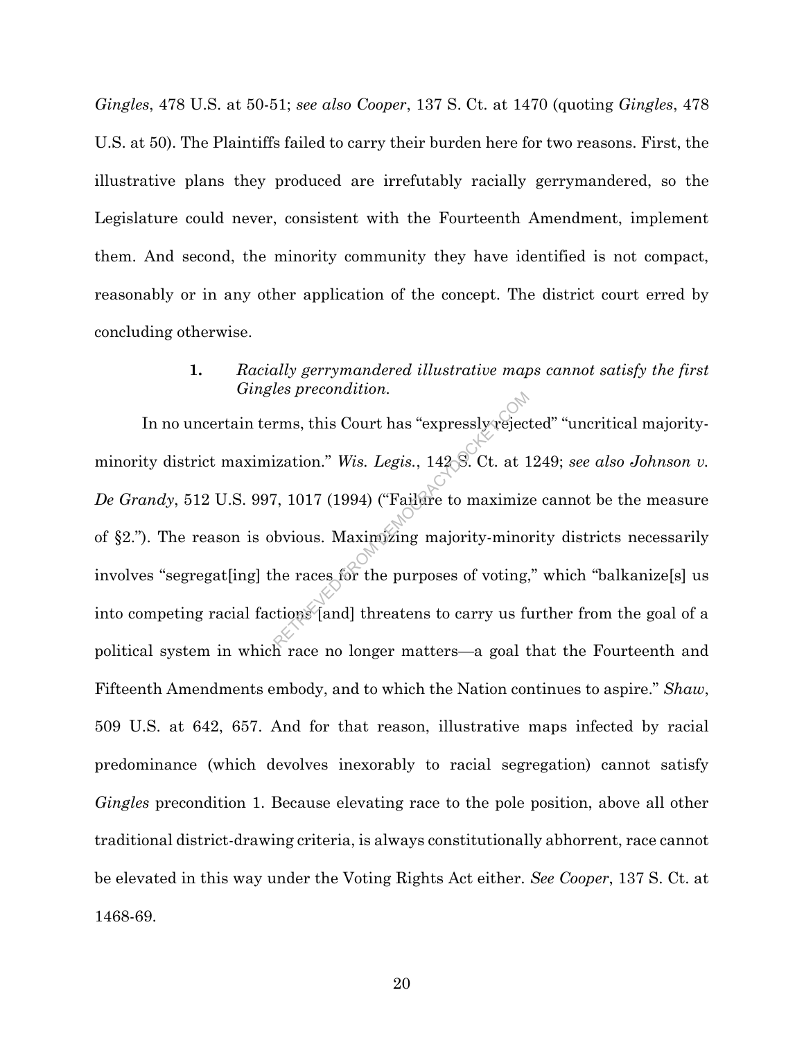*Gingles*, 478 U.S. at 50-51; *see also Cooper*, 137 S. Ct. at 1470 (quoting *Gingles*, 478 U.S. at 50). The Plaintiffs failed to carry their burden here for two reasons. First, the illustrative plans they produced are irrefutably racially gerrymandered, so the Legislature could never, consistent with the Fourteenth Amendment, implement them. And second, the minority community they have identified is not compact, reasonably or in any other application of the concept. The district court erred by concluding otherwise.

**1.** *Racially gerrymandered illustrative maps cannot satisfy the first Gingles precondition.*

In no uncertain terms, this Court has "expressly rejected" "uncritical majority-minority district maximization." *Wis. Legis.*, 142 S. Ct. at 1249; *see also Johnson v. De Grandy*, 512 U.S. 997, 1017 (1994) ("Failure to maximize cannot be the measure of §2."). The reason is obvious. Maximizing majority-minority districts necessarily involves "segregat[ing] the races for the purposes of voting," which "balkanize[s] us into competing racial factions [and] threatens to carry us further from the goal of a political system in which race no longer matters—a goal that the Fourteenth and Fifteenth Amendments embody, and to which the Nation continues to aspire." *Shaw*, 509 U.S. at 642, 657. And for that reason, illustrative maps infected by racial predominance (which devolves inexorably to racial segregation) cannot satisfy *Gingles* precondition 1. Because elevating race to the pole position, above all other traditional district-drawing criteria, is always constitutionally abhorrent, race cannot be elevated in this way under the Voting Rights Act either. *See Cooper*, 137 S. Ct. at 1468-69.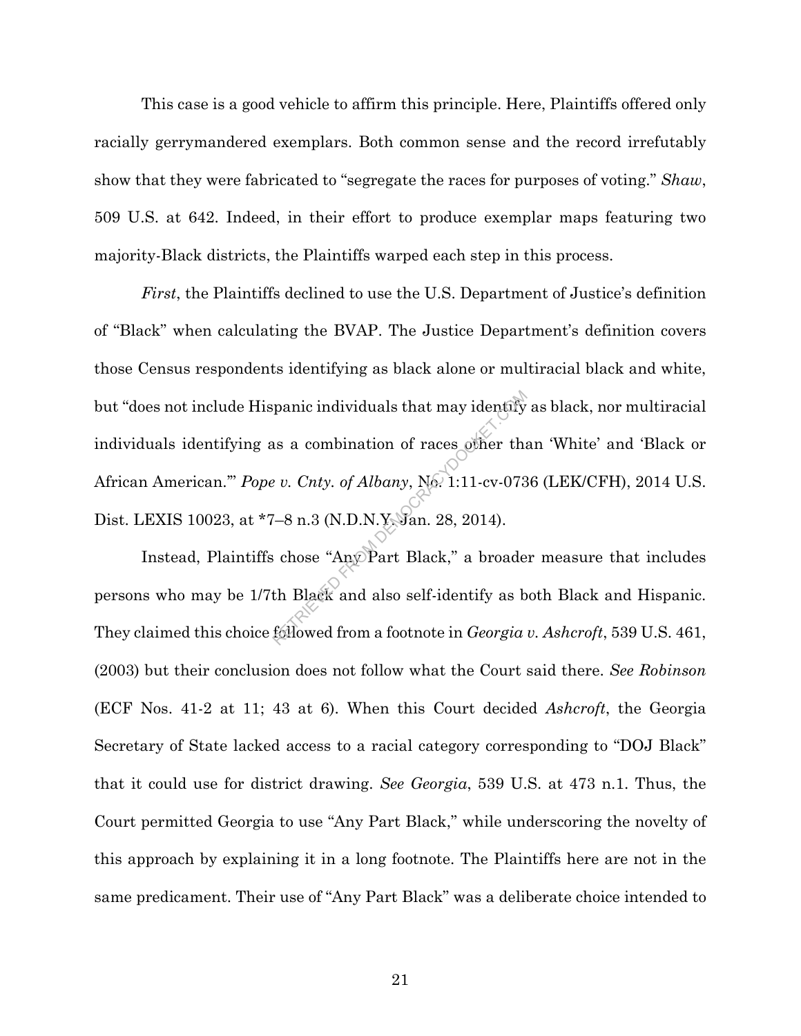This case is a good vehicle to affirm this principle. Here, Plaintiffs offered only racially gerrymandered exemplars. Both common sense and the record irrefutably show that they were fabricated to "segregate the races for purposes of voting." *Shaw*, 509 U.S. at 642. Indeed, in their effort to produce exemplar maps featuring two majority-Black districts, the Plaintiffs warped each step in this process.

*First*, the Plaintiffs declined to use the U.S. Department of Justice's definition of "Black" when calculating the BVAP. The Justice Department's definition covers those Census respondents identifying as black alone or multiracial black and white, but "does not include Hispanic individuals that may identify as black, nor multiracial individuals identifying as a combination of races other than 'White' and 'Black or African American.'" *Pope v. Cnty. of Albany*, No. 1:11-cv-0736 (LEK/CFH), 2014 U.S. Dist. LEXIS 10023, at *7–8 n.3 (N.D.N.Y. Jan. 28, 2014).

Instead, Plaintiffs chose "Any Part Black," a broader measure that includes persons who may be 1/7th Black and also self-identify as both Black and Hispanic. They claimed this choice followed from a footnote in *Georgia v. Ashcroft*, 539 U.S. 461, (2003) but their conclusion does not follow what the Court said there. *See Robinson* (ECF Nos. 41-2 at 11; 43 at 6). When this Court decided *Ashcroft*, the Georgia Secretary of State lacked access to a racial category corresponding to "DOJ Black" that it could use for district drawing. *See Georgia*, 539 U.S. at 473 n.1. Thus, the Court permitted Georgia to use "Any Part Black," while underscoring the novelty of this approach by explaining it in a long footnote. The Plaintiffs here are not in the same predicament. Their use of "Any Part Black" was a deliberate choice intended to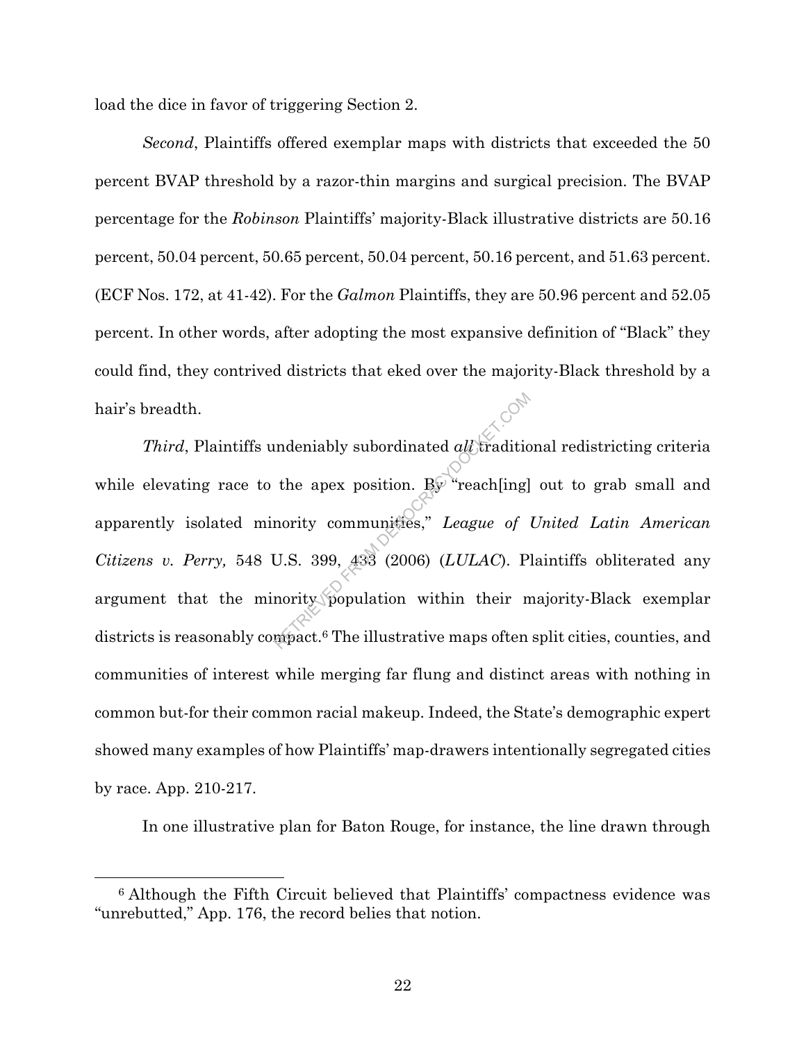load the dice in favor of triggering Section 2.

*Second*, Plaintiffs offered exemplar maps with districts that exceeded the 50 percent BVAP threshold by a razor-thin margins and surgical precision. The BVAP percentage for the *Robinson* Plaintiffs' majority-Black illustrative districts are 50.16 percent, 50.04 percent, 50.65 percent, 50.04 percent, 50.16 percent, and 51.63 percent. (ECF Nos. 172, at 41-42). For the *Galmon* Plaintiffs, they are 50.96 percent and 52.05 percent. In other words, after adopting the most expansive definition of "Black" they could find, they contrived districts that eked over the majority-Black threshold by a hair's breadth.

*Third*, Plaintiffs undeniably subordinated *all* traditional redistricting criteria while elevating race to the apex position. By "reach[ing] out to grab small and apparently isolated minority communities," *League of United Latin American Citizens v. Perry,* 548 U.S. 399, 433 (2006) (*LULAC*). Plaintiffs obliterated any argument that the minority population within their majority-Black exemplar districts is reasonably compact.[6] The illustrative maps often split cities, counties, and communities of interest while merging far flung and distinct areas with nothing in common but-for their common racial makeup. Indeed, the State's demographic expert showed many examples of how Plaintiffs' map-drawers intentionally segregated cities by race. App. 210-217.

In one illustrative plan for Baton Rouge, for instance, the line drawn through

[6] Although the Fifth Circuit believed that Plaintiffs' compactness evidence was "unrebutted," App. 176, the record belies that notion.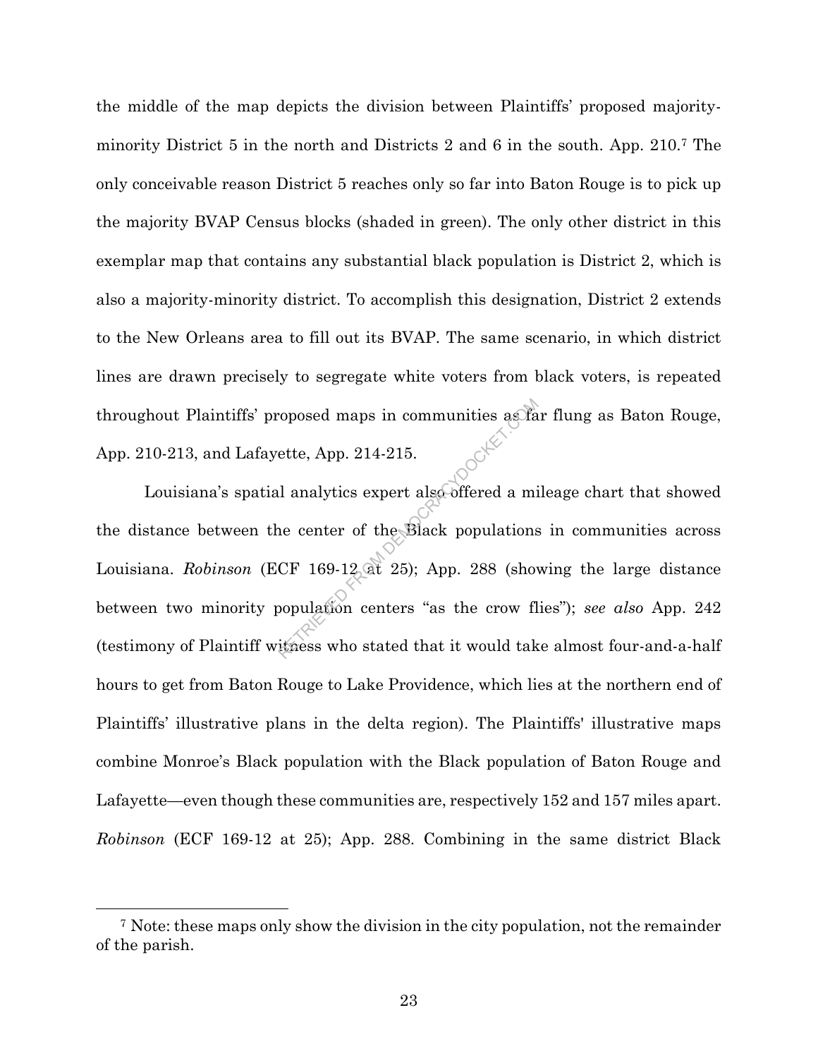the middle of the map depicts the division between Plaintiffs' proposed majority-minority District 5 in the north and Districts 2 and 6 in the south. App. 210.[7] The only conceivable reason District 5 reaches only so far into Baton Rouge is to pick up the majority BVAP Census blocks (shaded in green). The only other district in this exemplar map that contains any substantial black population is District 2, which is also a majority-minority district. To accomplish this designation, District 2 extends to the New Orleans area to fill out its BVAP. The same scenario, in which district lines are drawn precisely to segregate white voters from black voters, is repeated throughout Plaintiffs' proposed maps in communities as far flung as Baton Rouge, App. 210-213, and Lafayette, App. 214-215.

Louisiana's spatial analytics expert also offered a mileage chart that showed the distance between the center of the Black populations in communities across Louisiana. *Robinson* (ECF 169-12 at 25); App. 288 (showing the large distance between two minority population centers "as the crow flies"); *see also* App. 242 (testimony of Plaintiff witness who stated that it would take almost four-and-a-half hours to get from Baton Rouge to Lake Providence, which lies at the northern end of Plaintiffs' illustrative plans in the delta region). The Plaintiffs' illustrative maps combine Monroe's Black population with the Black population of Baton Rouge and Lafayette—even though these communities are, respectively 152 and 157 miles apart. *Robinson* (ECF 169-12 at 25); App. 288. Combining in the same district Black

[7] Note: these maps only show the division in the city population, not the remainder of the parish.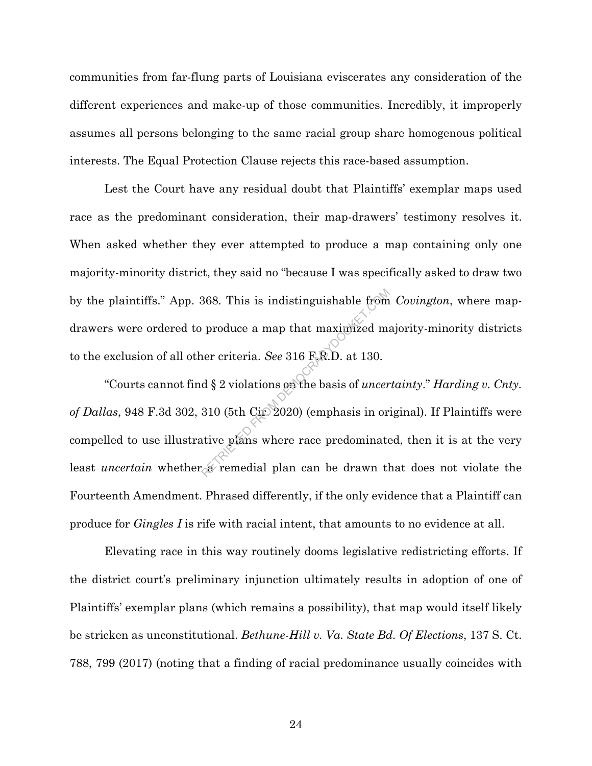communities from far-flung parts of Louisiana eviscerates any consideration of the different experiences and make-up of those communities. Incredibly, it improperly assumes all persons belonging to the same racial group share homogenous political interests. The Equal Protection Clause rejects this race-based assumption.

Lest the Court have any residual doubt that Plaintiffs' exemplar maps used race as the predominant consideration, their map-drawers' testimony resolves it. When asked whether they ever attempted to produce a map containing only one majority-minority district, they said no "because I was specifically asked to draw two by the plaintiffs." App. 368. This is indistinguishable from *Covington*, where map-drawers were ordered to produce a map that maximized majority-minority districts to the exclusion of all other criteria. *See* 316 F.R.D. at 130.

"Courts cannot find § 2 violations on the basis of *uncertainty*." *Harding v. Cnty. of Dallas*, 948 F.3d 302, 310 (5th Cir. 2020) (emphasis in original). If Plaintiffs were compelled to use illustrative plans where race predominated, then it is at the very least *uncertain* whether a remedial plan can be drawn that does not violate the Fourteenth Amendment. Phrased differently, if the only evidence that a Plaintiff can produce for *Gingles I* is rife with racial intent, that amounts to no evidence at all.

Elevating race in this way routinely dooms legislative redistricting efforts. If the district court's preliminary injunction ultimately results in adoption of one of Plaintiffs' exemplar plans (which remains a possibility), that map would itself likely be stricken as unconstitutional. *Bethune-Hill v. Va. State Bd. Of Elections*, 137 S. Ct. 788, 799 (2017) (noting that a finding of racial predominance usually coincides with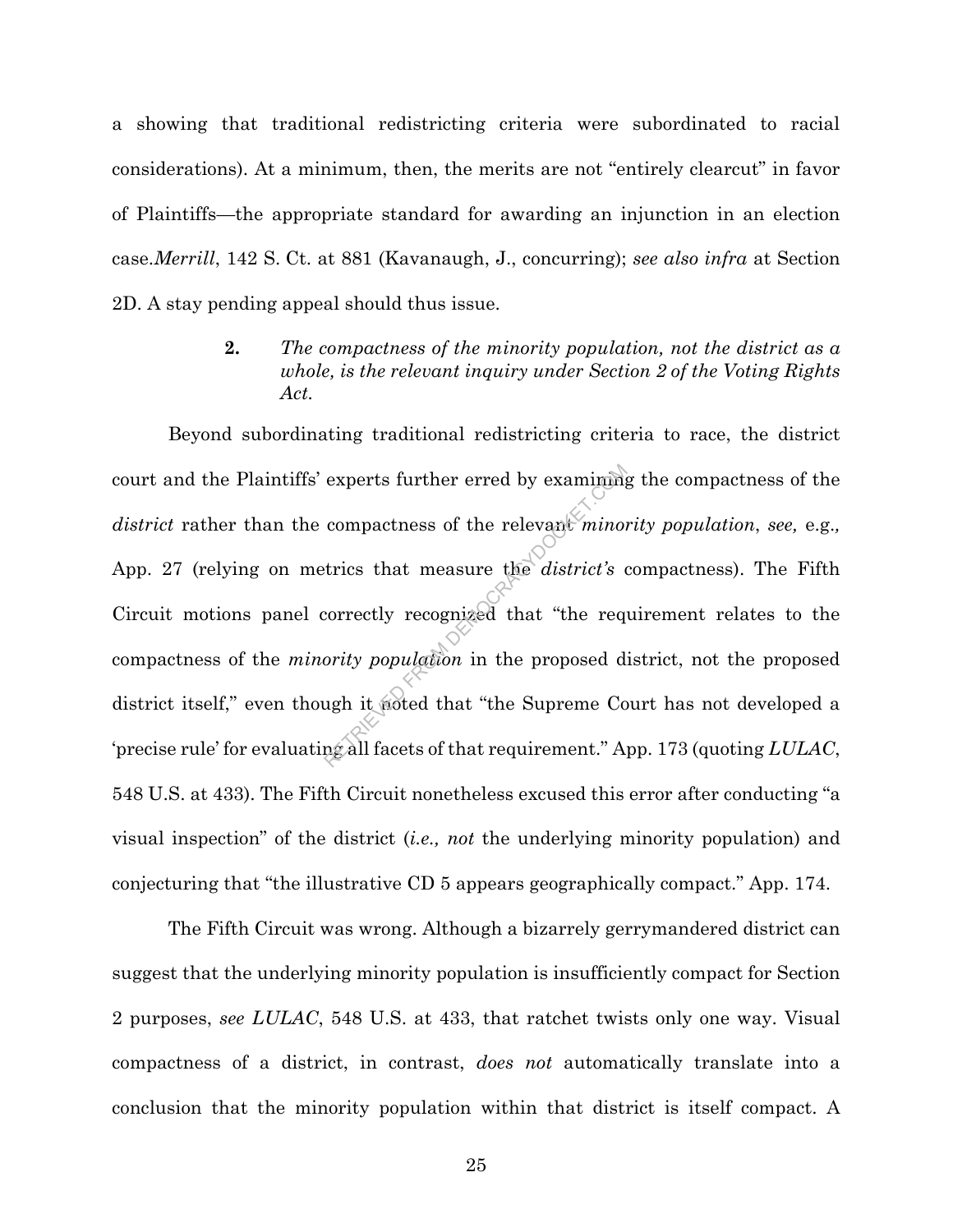a showing that traditional redistricting criteria were subordinated to racial considerations). At a minimum, then, the merits are not "entirely clearcut" in favor of Plaintiffs—the appropriate standard for awarding an injunction in an election case.*Merrill*, 142 S. Ct. at 881 (Kavanaugh, J., concurring); *see also infra* at Section 2D. A stay pending appeal should thus issue.

**2.** *The compactness of the minority population, not the district as a whole, is the relevant inquiry under Section 2 of the Voting Rights Act.*

Beyond subordinating traditional redistricting criteria to race, the district court and the Plaintiffs' experts further erred by examining the compactness of the *district* rather than the compactness of the relevant *minority population*, *see,* e.g.*,* App. 27 (relying on metrics that measure the *district's* compactness). The Fifth Circuit motions panel correctly recognized that "the requirement relates to the compactness of the *minority population* in the proposed district, not the proposed district itself," even though it noted that "the Supreme Court has not developed a 'precise rule' for evaluating all facets of that requirement." App. 173 (quoting *LULAC*, 548 U.S. at 433). The Fifth Circuit nonetheless excused this error after conducting "a visual inspection" of the district (*i.e., not* the underlying minority population) and conjecturing that "the illustrative CD 5 appears geographically compact." App. 174.

The Fifth Circuit was wrong. Although a bizarrely gerrymandered district can suggest that the underlying minority population is insufficiently compact for Section 2 purposes, *see LULAC*, 548 U.S. at 433, that ratchet twists only one way. Visual compactness of a district, in contrast, *does not* automatically translate into a conclusion that the minority population within that district is itself compact. A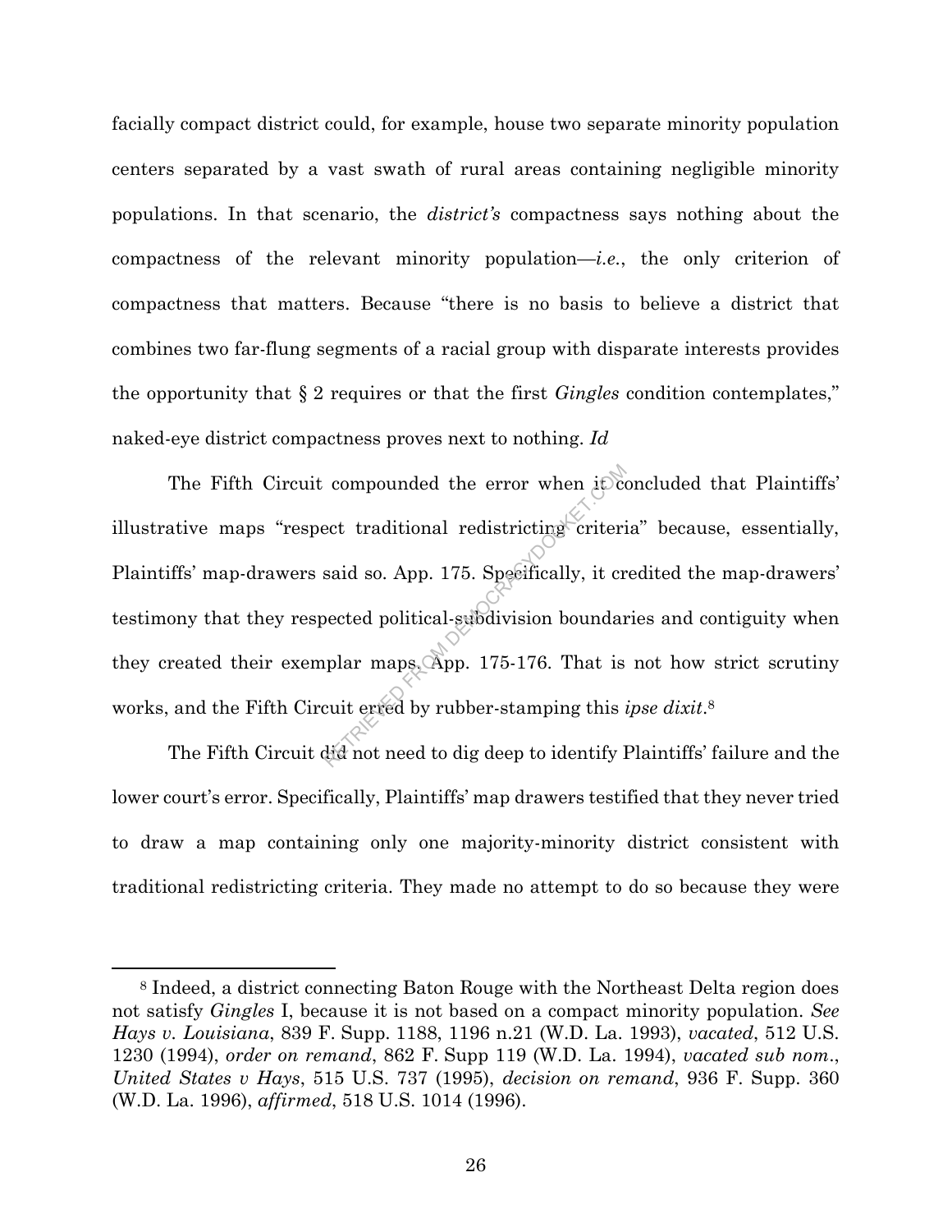facially compact district could, for example, house two separate minority population centers separated by a vast swath of rural areas containing negligible minority populations. In that scenario, the *district's* compactness says nothing about the compactness of the relevant minority population—*i.e.*, the only criterion of compactness that matters. Because "there is no basis to believe a district that combines two far-flung segments of a racial group with disparate interests provides the opportunity that § 2 requires or that the first *Gingles* condition contemplates," naked-eye district compactness proves next to nothing. *Id*

The Fifth Circuit compounded the error when it concluded that Plaintiffs' illustrative maps "respect traditional redistricting criteria" because, essentially, Plaintiffs' map-drawers said so. App. 175. Specifically, it credited the map-drawers' testimony that they respected political-subdivision boundaries and contiguity when they created their exemplar maps. App. 175-176. That is not how strict scrutiny works, and the Fifth Circuit erred by rubber-stamping this *ipse dixit*.[8]

The Fifth Circuit did not need to dig deep to identify Plaintiffs' failure and the lower court's error. Specifically, Plaintiffs' map drawers testified that they never tried to draw a map containing only one majority-minority district consistent with traditional redistricting criteria. They made no attempt to do so because they were

[8] Indeed, a district connecting Baton Rouge with the Northeast Delta region does not satisfy *Gingles* I, because it is not based on a compact minority population. *See Hays v. Louisiana*, 839 F. Supp. 1188, 1196 n.21 (W.D. La. 1993), *vacated*, 512 U.S. 1230 (1994), *order on remand*, 862 F. Supp 119 (W.D. La. 1994), *vacated sub nom.*, *United States v Hays*, 515 U.S. 737 (1995), *decision on remand*, 936 F. Supp. 360 (W.D. La. 1996), *affirmed*, 518 U.S. 1014 (1996).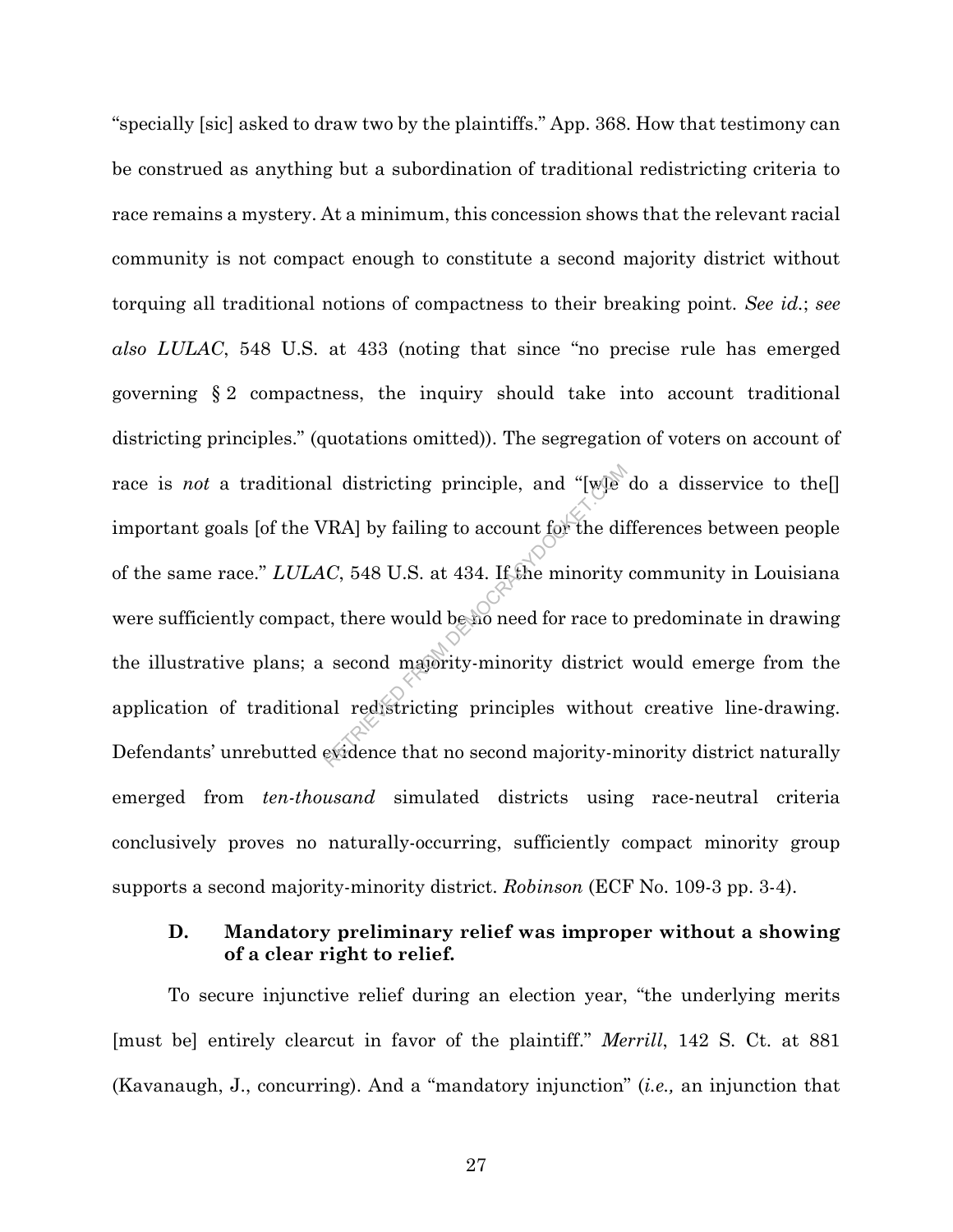"specially [sic] asked to draw two by the plaintiffs." App. 368. How that testimony can be construed as anything but a subordination of traditional redistricting criteria to race remains a mystery. At a minimum, this concession shows that the relevant racial community is not compact enough to constitute a second majority district without torquing all traditional notions of compactness to their breaking point. *See id.*; *see also LULAC*, 548 U.S. at 433 (noting that since "no precise rule has emerged governing § 2 compactness, the inquiry should take into account traditional districting principles." (quotations omitted)). The segregation of voters on account of race is *not* a traditional districting principle, and "[w]e do a disservice to the[] important goals [of the VRA] by failing to account for the differences between people of the same race." *LULAC*, 548 U.S. at 434. If the minority community in Louisiana were sufficiently compact, there would be no need for race to predominate in drawing the illustrative plans; a second majority-minority district would emerge from the application of traditional redistricting principles without creative line-drawing. Defendants' unrebutted evidence that no second majority-minority district naturally emerged from *ten-thousand* simulated districts using race-neutral criteria conclusively proves no naturally-occurring, sufficiently compact minority group supports a second majority-minority district. *Robinson* (ECF No. 109-3 pp. 3-4).

### D. Mandatory preliminary relief was improper without a showing of a clear right to relief.

To secure injunctive relief during an election year, "the underlying merits [must be] entirely clearcut in favor of the plaintiff." *Merrill*, 142 S. Ct. at 881 (Kavanaugh, J., concurring). And a "mandatory injunction" (*i.e.,* an injunction that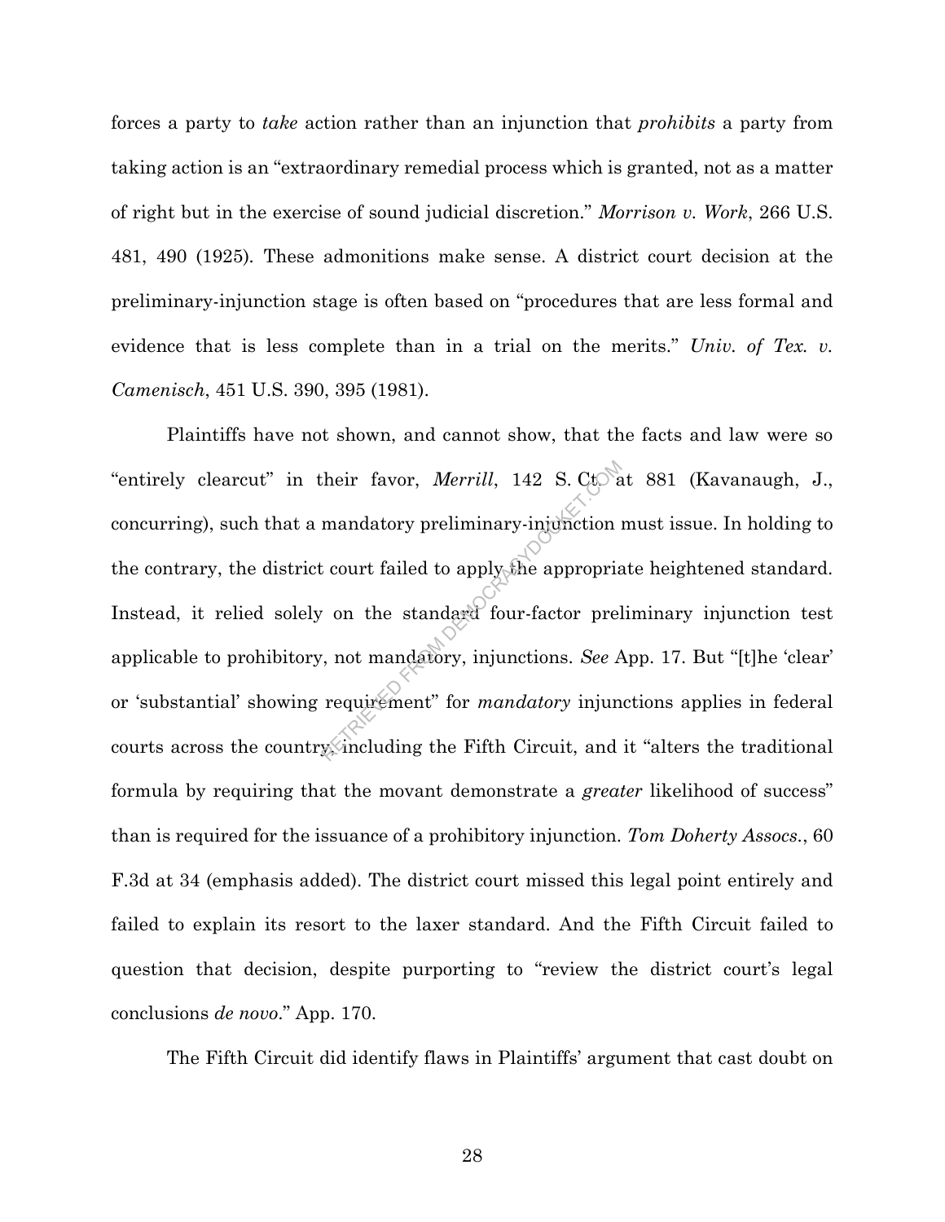forces a party to *take* action rather than an injunction that *prohibits* a party from taking action is an "extraordinary remedial process which is granted, not as a matter of right but in the exercise of sound judicial discretion." *Morrison v. Work*, 266 U.S. 481, 490 (1925). These admonitions make sense. A district court decision at the preliminary-injunction stage is often based on "procedures that are less formal and evidence that is less complete than in a trial on the merits." *Univ. of Tex. v. Camenisch*, 451 U.S. 390, 395 (1981).

Plaintiffs have not shown, and cannot show, that the facts and law were so "entirely clearcut" in their favor, *Merrill*, 142 S. Ct. at 881 (Kavanaugh, J., concurring), such that a mandatory preliminary-injunction must issue. In holding to the contrary, the district court failed to apply the appropriate heightened standard. Instead, it relied solely on the standard four-factor preliminary injunction test applicable to prohibitory, not mandatory, injunctions. *See* App. 17. But "[t]he 'clear' or 'substantial' showing requirement" for *mandatory* injunctions applies in federal courts across the country, including the Fifth Circuit, and it "alters the traditional formula by requiring that the movant demonstrate a *greater* likelihood of success" than is required for the issuance of a prohibitory injunction. *Tom Doherty Assocs.*, 60 F.3d at 34 (emphasis added). The district court missed this legal point entirely and failed to explain its resort to the laxer standard. And the Fifth Circuit failed to question that decision, despite purporting to "review the district court's legal conclusions *de novo*." App. 170.

The Fifth Circuit did identify flaws in Plaintiffs' argument that cast doubt on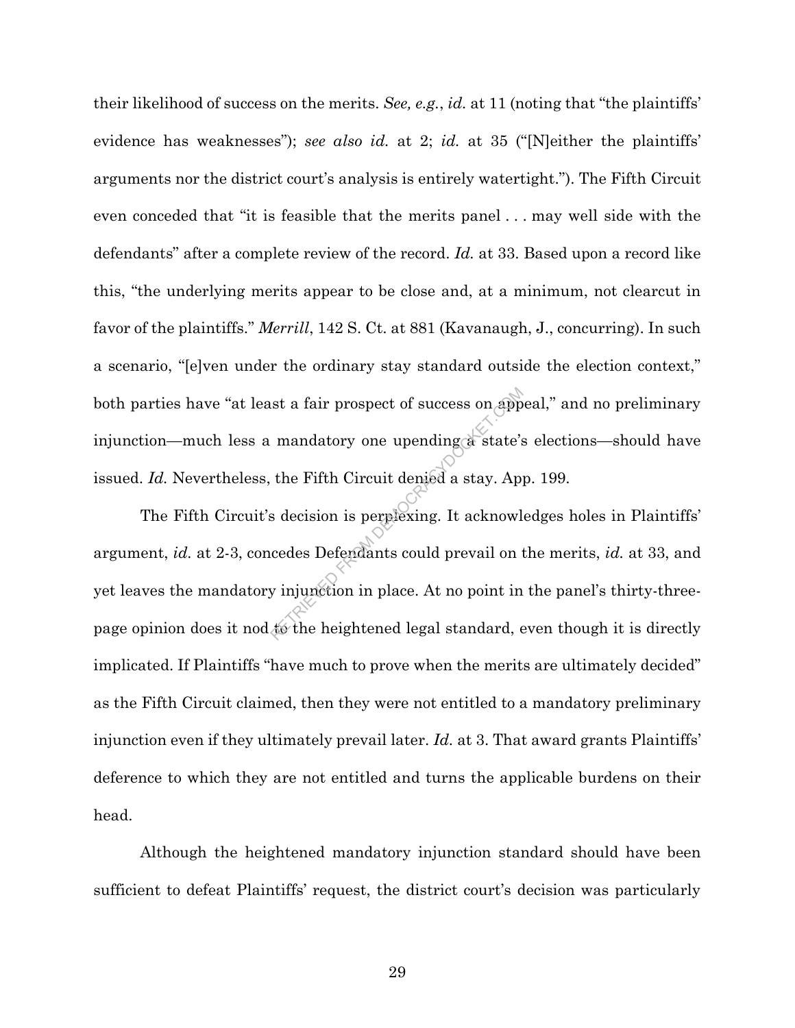their likelihood of success on the merits. *See, e.g.*, *id.* at 11 (noting that "the plaintiffs' evidence has weaknesses"); *see also id.* at 2; *id.* at 35 ("[N]either the plaintiffs' arguments nor the district court's analysis is entirely watertight."). The Fifth Circuit even conceded that "it is feasible that the merits panel . . . may well side with the defendants" after a complete review of the record. *Id.* at 33. Based upon a record like this, "the underlying merits appear to be close and, at a minimum, not clearcut in favor of the plaintiffs." *Merrill*, 142 S. Ct. at 881 (Kavanaugh, J., concurring). In such a scenario, "[e]ven under the ordinary stay standard outside the election context," both parties have "at least a fair prospect of success on appeal," and no preliminary injunction—much less a mandatory one upending a state's elections—should have issued. *Id.* Nevertheless, the Fifth Circuit denied a stay. App. 199.

The Fifth Circuit's decision is perplexing. It acknowledges holes in Plaintiffs' argument, *id.* at 2-3, concedes Defendants could prevail on the merits, *id.* at 33, and yet leaves the mandatory injunction in place. At no point in the panel's thirty-three-page opinion does it nod to the heightened legal standard, even though it is directly implicated. If Plaintiffs "have much to prove when the merits are ultimately decided" as the Fifth Circuit claimed, then they were not entitled to a mandatory preliminary injunction even if they ultimately prevail later. *Id.* at 3. That award grants Plaintiffs' deference to which they are not entitled and turns the applicable burdens on their head.

Although the heightened mandatory injunction standard should have been sufficient to defeat Plaintiffs' request, the district court's decision was particularly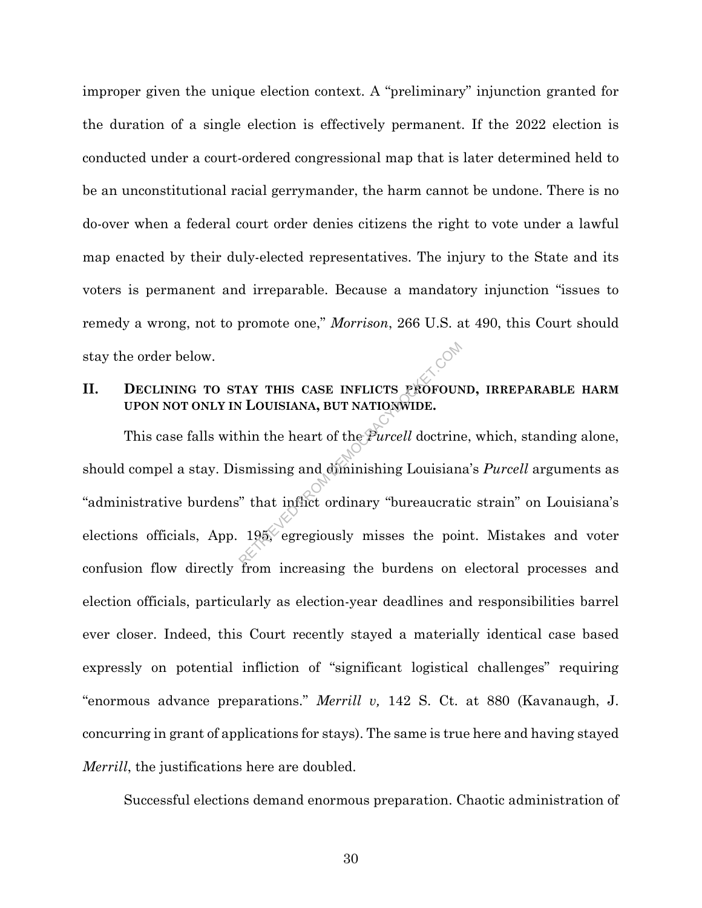improper given the unique election context. A "preliminary" injunction granted for the duration of a single election is effectively permanent. If the 2022 election is conducted under a court-ordered congressional map that is later determined held to be an unconstitutional racial gerrymander, the harm cannot be undone. There is no do-over when a federal court order denies citizens the right to vote under a lawful map enacted by their duly-elected representatives. The injury to the State and its voters is permanent and irreparable. Because a mandatory injunction "issues to remedy a wrong, not to promote one," *Morrison*, 266 U.S. at 490, this Court should stay the order below.

## II. DECLINING TO STAY THIS CASE INFLICTS PROFOUND, IRREPARABLE HARM UPON NOT ONLY IN LOUISIANA, BUT NATIONWIDE.

This case falls within the heart of the *Purcell* doctrine, which, standing alone, should compel a stay. Dismissing and diminishing Louisiana's *Purcell* arguments as "administrative burdens" that inflict ordinary "bureaucratic strain" on Louisiana's elections officials, App. 195, egregiously misses the point. Mistakes and voter confusion flow directly from increasing the burdens on electoral processes and election officials, particularly as election-year deadlines and responsibilities barrel ever closer. Indeed, this Court recently stayed a materially identical case based expressly on potential infliction of "significant logistical challenges" requiring "enormous advance preparations." *Merrill v,* 142 S. Ct. at 880 (Kavanaugh, J. concurring in grant of applications for stays). The same is true here and having stayed *Merrill*, the justifications here are doubled.

Successful elections demand enormous preparation. Chaotic administration of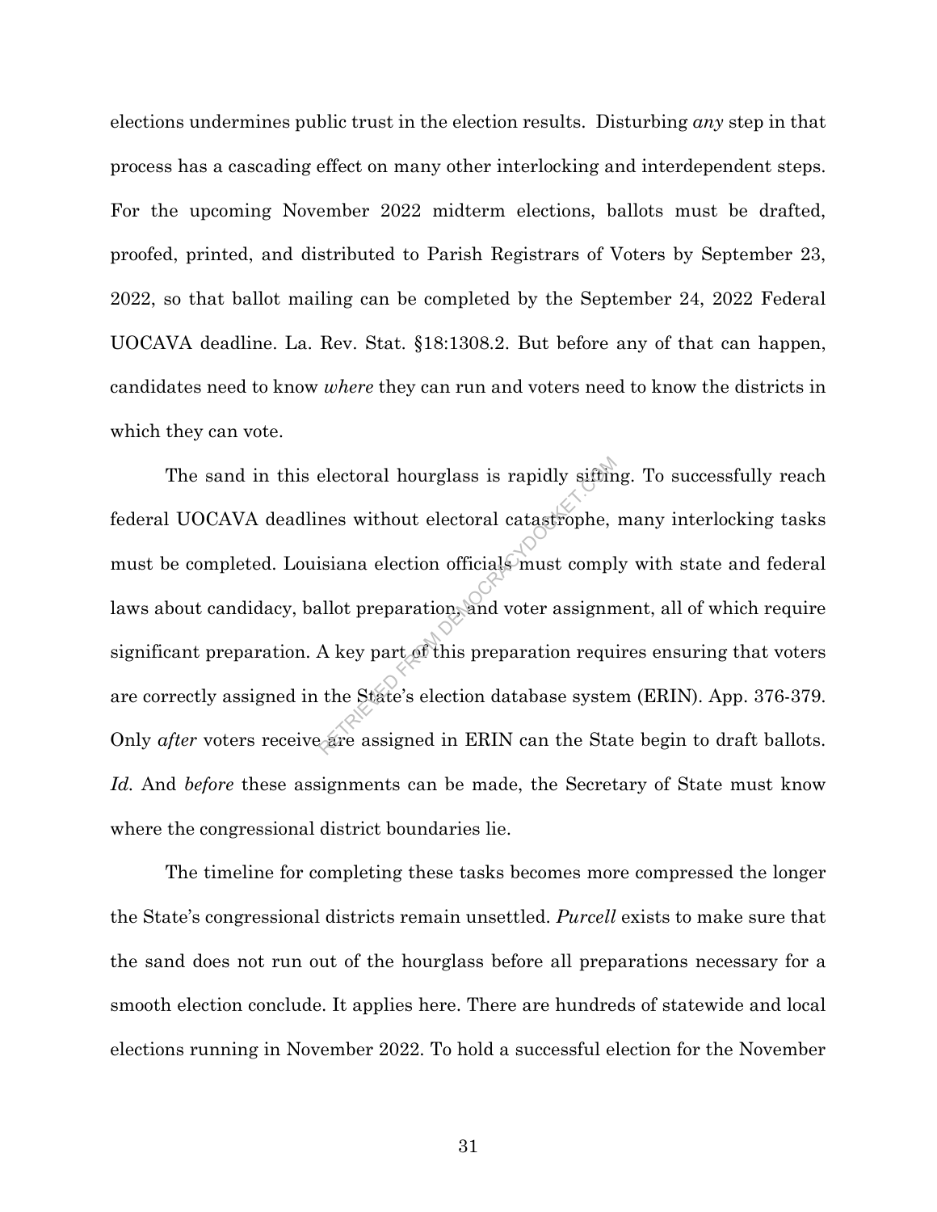elections undermines public trust in the election results. Disturbing *any* step in that process has a cascading effect on many other interlocking and interdependent steps. For the upcoming November 2022 midterm elections, ballots must be drafted, proofed, printed, and distributed to Parish Registrars of Voters by September 23, 2022, so that ballot mailing can be completed by the September 24, 2022 Federal UOCAVA deadline. La. Rev. Stat. §18:1308.2. But before any of that can happen, candidates need to know *where* they can run and voters need to know the districts in which they can vote.

The sand in this electoral hourglass is rapidly sifting. To successfully reach federal UOCAVA deadlines without electoral catastrophe, many interlocking tasks must be completed. Louisiana election officials must comply with state and federal laws about candidacy, ballot preparation, and voter assignment, all of which require significant preparation. A key part of this preparation requires ensuring that voters are correctly assigned in the State's election database system (ERIN). App. 376-379. Only *after* voters receive are assigned in ERIN can the State begin to draft ballots. *Id.* And *before* these assignments can be made, the Secretary of State must know where the congressional district boundaries lie.

The timeline for completing these tasks becomes more compressed the longer the State's congressional districts remain unsettled. *Purcell* exists to make sure that the sand does not run out of the hourglass before all preparations necessary for a smooth election conclude. It applies here. There are hundreds of statewide and local elections running in November 2022. To hold a successful election for the November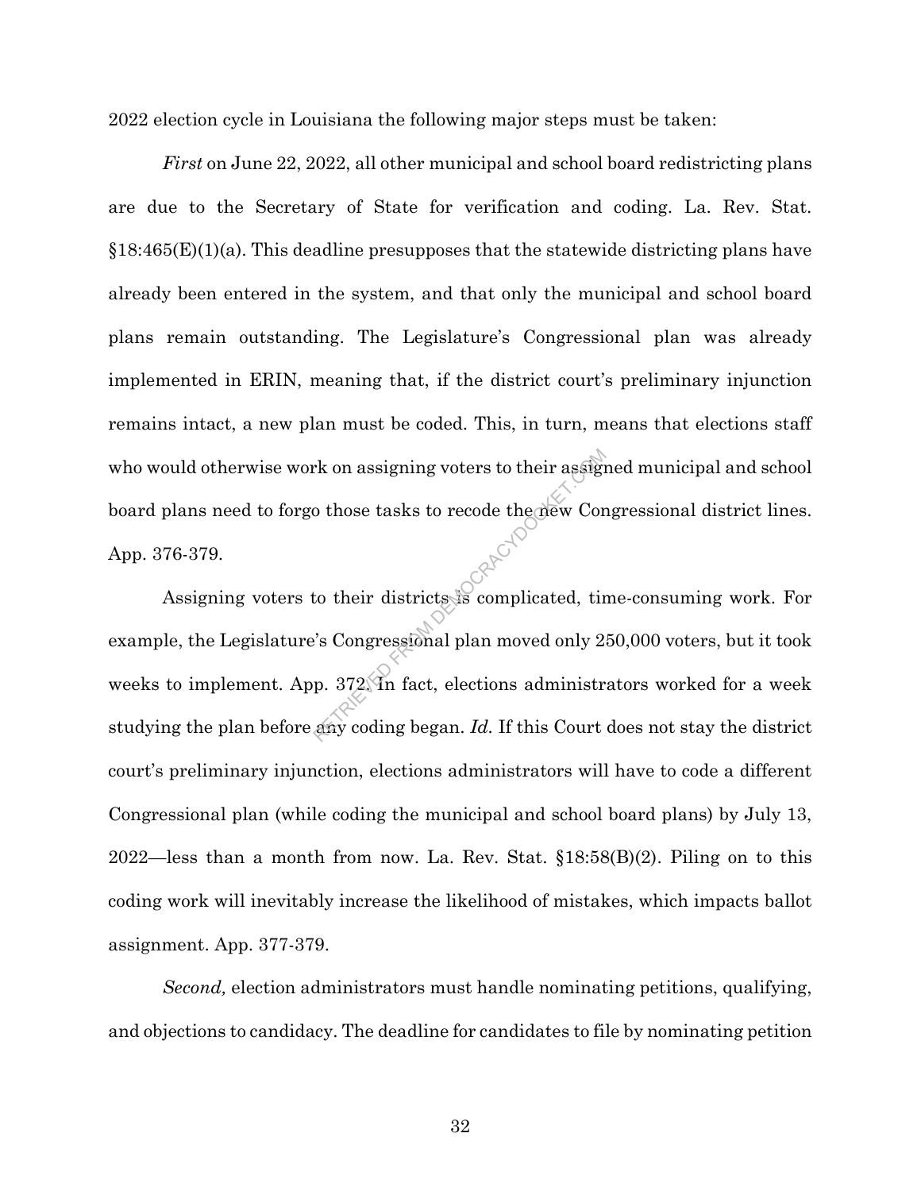2022 election cycle in Louisiana the following major steps must be taken:

*First* on June 22, 2022, all other municipal and school board redistricting plans are due to the Secretary of State for verification and coding. La. Rev. Stat. §18:465(E)(1)(a). This deadline presupposes that the statewide districting plans have already been entered in the system, and that only the municipal and school board plans remain outstanding. The Legislature's Congressional plan was already implemented in ERIN, meaning that, if the district court's preliminary injunction remains intact, a new plan must be coded. This, in turn, means that elections staff who would otherwise work on assigning voters to their assigned municipal and school board plans need to forgo those tasks to recode the new Congressional district lines. App. 376-379.

Assigning voters to their districts is complicated, time-consuming work. For example, the Legislature's Congressional plan moved only 250,000 voters, but it took weeks to implement. App. 372. In fact, elections administrators worked for a week studying the plan before any coding began. *Id.* If this Court does not stay the district court's preliminary injunction, elections administrators will have to code a different Congressional plan (while coding the municipal and school board plans) by July 13, 2022—less than a month from now. La. Rev. Stat. §18:58(B)(2). Piling on to this coding work will inevitably increase the likelihood of mistakes, which impacts ballot assignment. App. 377-379.

*Second,* election administrators must handle nominating petitions, qualifying, and objections to candidacy. The deadline for candidates to file by nominating petition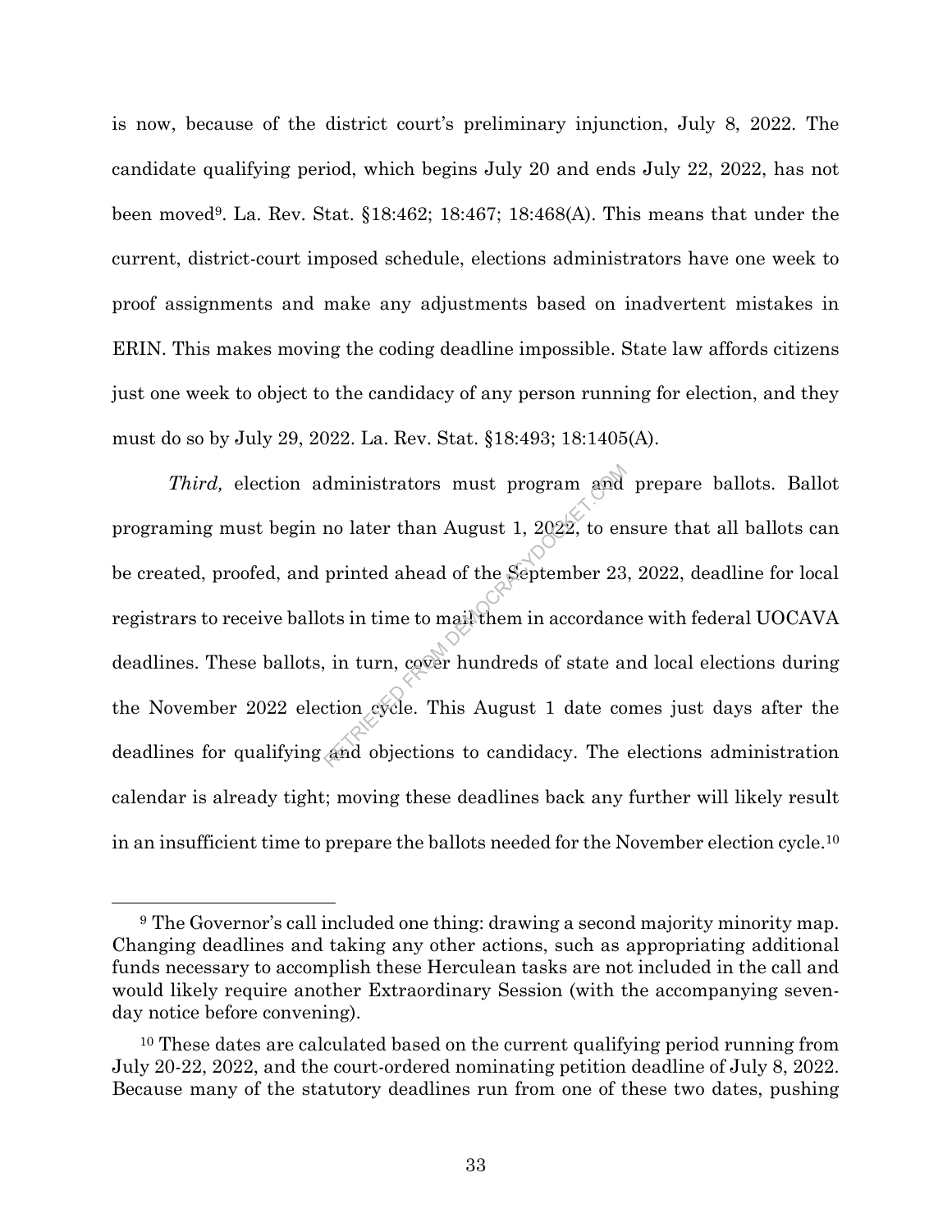is now, because of the district court's preliminary injunction, July 8, 2022. The candidate qualifying period, which begins July 20 and ends July 22, 2022, has not been moved[9]. La. Rev. Stat. §18:462; 18:467; 18:468(A). This means that under the current, district-court imposed schedule, elections administrators have one week to proof assignments and make any adjustments based on inadvertent mistakes in ERIN. This makes moving the coding deadline impossible. State law affords citizens just one week to object to the candidacy of any person running for election, and they must do so by July 29, 2022. La. Rev. Stat. §18:493; 18:1405(A).

*Third,* election administrators must program and prepare ballots. Ballot programing must begin no later than August 1, 2022, to ensure that all ballots can be created, proofed, and printed ahead of the September 23, 2022, deadline for local registrars to receive ballots in time to mail them in accordance with federal UOCAVA deadlines. These ballots, in turn, cover hundreds of state and local elections during the November 2022 election cycle. This August 1 date comes just days after the deadlines for qualifying and objections to candidacy. The elections administration calendar is already tight; moving these deadlines back any further will likely result in an insufficient time to prepare the ballots needed for the November election cycle.[10]

---

[9] The Governor's call included one thing: drawing a second majority minority map. Changing deadlines and taking any other actions, such as appropriating additional funds necessary to accomplish these Herculean tasks are not included in the call and would likely require another Extraordinary Session (with the accompanying seven-day notice before convening).

[10] These dates are calculated based on the current qualifying period running from July 20-22, 2022, and the court-ordered nominating petition deadline of July 8, 2022. Because many of the statutory deadlines run from one of these two dates, pushing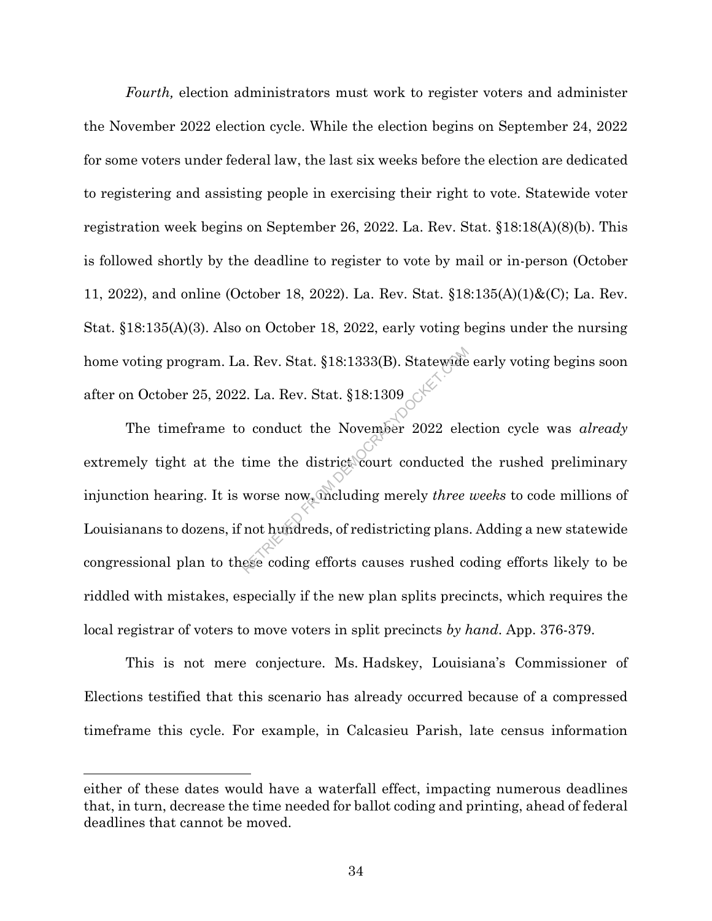*Fourth,* election administrators must work to register voters and administer the November 2022 election cycle. While the election begins on September 24, 2022 for some voters under federal law, the last six weeks before the election are dedicated to registering and assisting people in exercising their right to vote. Statewide voter registration week begins on September 26, 2022. La. Rev. Stat. §18:18(A)(8)(b). This is followed shortly by the deadline to register to vote by mail or in-person (October 11, 2022), and online (October 18, 2022). La. Rev. Stat. §18:135(A)(1)&(C); La. Rev. Stat. §18:135(A)(3). Also on October 18, 2022, early voting begins under the nursing home voting program. La. Rev. Stat. §18:1333(B). Statewide early voting begins soon after on October 25, 2022. La. Rev. Stat. §18:1309

The timeframe to conduct the November 2022 election cycle was *already* extremely tight at the time the district court conducted the rushed preliminary injunction hearing. It is worse now, including merely *three weeks* to code millions of Louisianans to dozens, if not hundreds, of redistricting plans. Adding a new statewide congressional plan to these coding efforts causes rushed coding efforts likely to be riddled with mistakes, especially if the new plan splits precincts, which requires the local registrar of voters to move voters in split precincts *by hand*. App. 376-379.

This is not mere conjecture. Ms. Hadskey, Louisiana's Commissioner of Elections testified that this scenario has already occurred because of a compressed timeframe this cycle. For example, in Calcasieu Parish, late census information

---

either of these dates would have a waterfall effect, impacting numerous deadlines that, in turn, decrease the time needed for ballot coding and printing, ahead of federal deadlines that cannot be moved.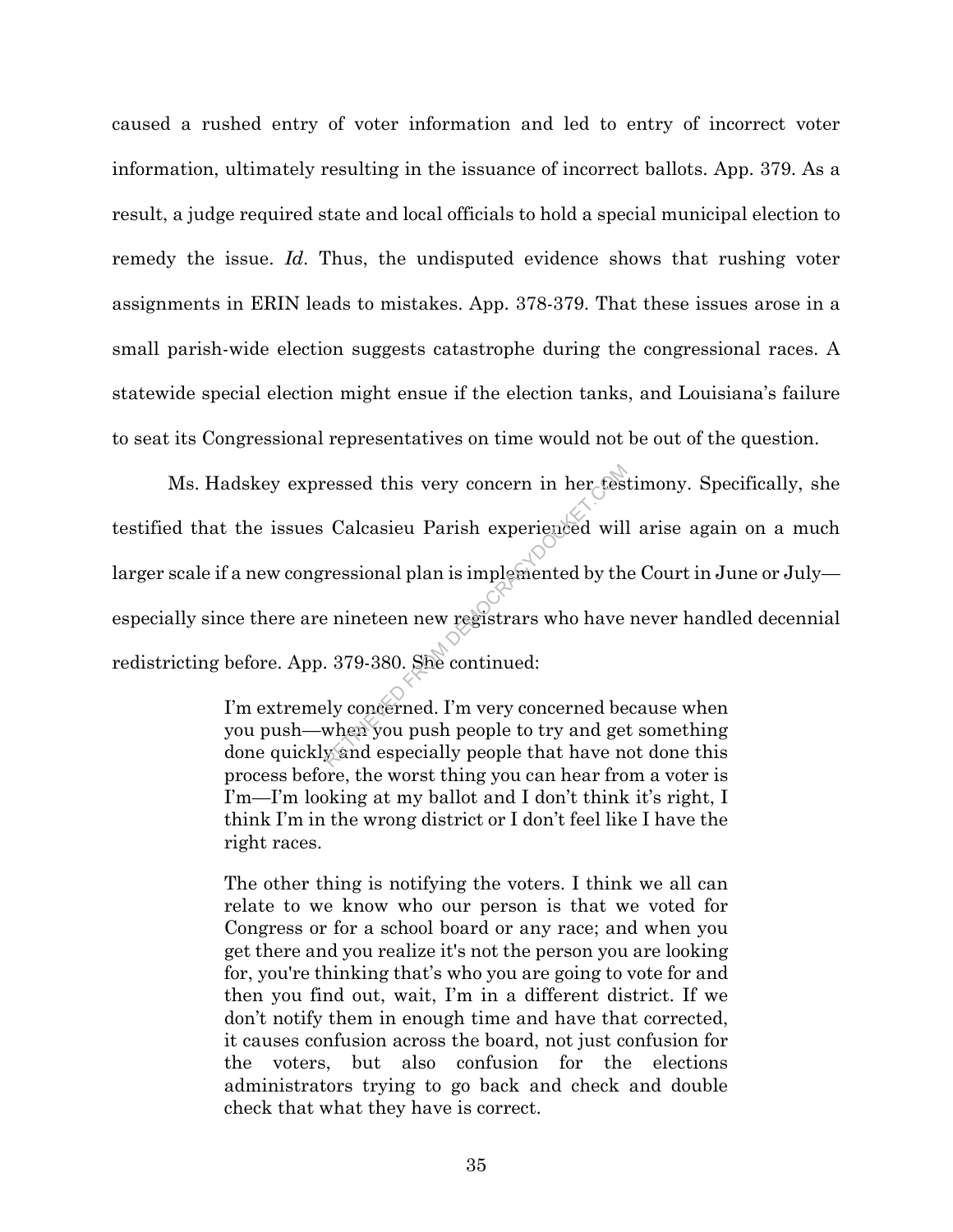caused a rushed entry of voter information and led to entry of incorrect voter information, ultimately resulting in the issuance of incorrect ballots. App. 379. As a result, a judge required state and local officials to hold a special municipal election to remedy the issue. *Id*. Thus, the undisputed evidence shows that rushing voter assignments in ERIN leads to mistakes. App. 378-379. That these issues arose in a small parish-wide election suggests catastrophe during the congressional races. A statewide special election might ensue if the election tanks, and Louisiana's failure to seat its Congressional representatives on time would not be out of the question.

Ms. Hadskey expressed this very concern in her testimony. Specifically, she testified that the issues Calcasieu Parish experienced will arise again on a much larger scale if a new congressional plan is implemented by the Court in June or July—especially since there are nineteen new registrars who have never handled decennial redistricting before. App. 379-380. She continued:

> I'm extremely concerned. I'm very concerned because when you push—when you push people to try and get something done quickly and especially people that have not done this process before, the worst thing you can hear from a voter is I'm—I'm looking at my ballot and I don't think it's right, I think I'm in the wrong district or I don't feel like I have the right races.
>
> The other thing is notifying the voters. I think we all can relate to we know who our person is that we voted for Congress or for a school board or any race; and when you get there and you realize it's not the person you are looking for, you're thinking that's who you are going to vote for and then you find out, wait, I'm in a different district. If we don't notify them in enough time and have that corrected, it causes confusion across the board, not just confusion for the voters, but also confusion for the elections administrators trying to go back and check and double check that what they have is correct.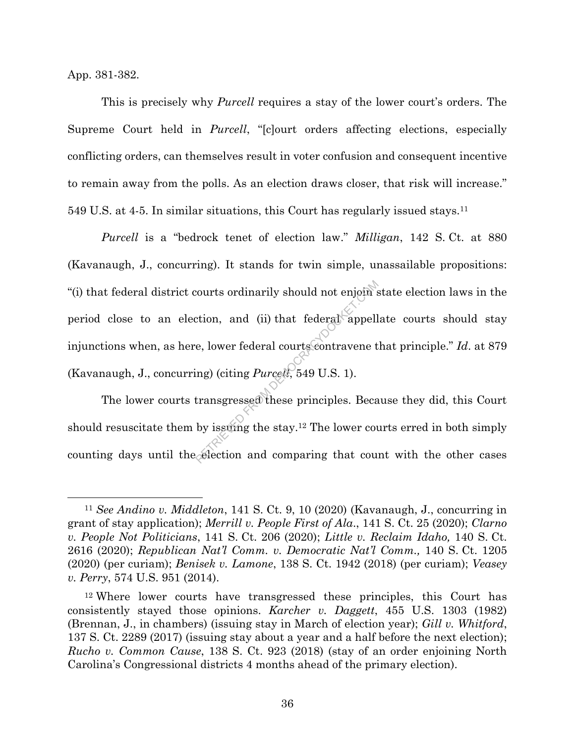App. 381-382.

This is precisely why *Purcell* requires a stay of the lower court's orders. The Supreme Court held in *Purcell*, "[c]ourt orders affecting elections, especially conflicting orders, can themselves result in voter confusion and consequent incentive to remain away from the polls. As an election draws closer, that risk will increase." 549 U.S. at 4-5. In similar situations, this Court has regularly issued stays.[11]

*Purcell* is a "bedrock tenet of election law." *Milligan*, 142 S. Ct. at 880 (Kavanaugh, J., concurring). It stands for twin simple, unassailable propositions: "(i) that federal district courts ordinarily should not enjoin state election laws in the period close to an election, and (ii) that federal appellate courts should stay injunctions when, as here, lower federal courts contravene that principle." *Id*. at 879 (Kavanaugh, J., concurring) (citing *Purcell*, 549 U.S. 1).

The lower courts transgressed these principles. Because they did, this Court should resuscitate them by issuing the stay.[12] The lower courts erred in both simply counting days until the election and comparing that count with the other cases

---

[11] *See Andino v. Middleton*, 141 S. Ct. 9, 10 (2020) (Kavanaugh, J., concurring in grant of stay application); *Merrill v. People First of Ala*., 141 S. Ct. 25 (2020); *Clarno v. People Not Politicians*, 141 S. Ct. 206 (2020); *Little v. Reclaim Idaho,* 140 S. Ct. 2616 (2020); *Republican Nat'l Comm. v. Democratic Nat'l Comm.,* 140 S. Ct. 1205 (2020) (per curiam); *Benisek v. Lamone*, 138 S. Ct. 1942 (2018) (per curiam); *Veasey v. Perry*, 574 U.S. 951 (2014).

[12] Where lower courts have transgressed these principles, this Court has consistently stayed those opinions. *Karcher v. Daggett*, 455 U.S. 1303 (1982) (Brennan, J., in chambers) (issuing stay in March of election year); *Gill v. Whitford*, 137 S. Ct. 2289 (2017) (issuing stay about a year and a half before the next election); *Rucho v. Common Cause*, 138 S. Ct. 923 (2018) (stay of an order enjoining North Carolina's Congressional districts 4 months ahead of the primary election).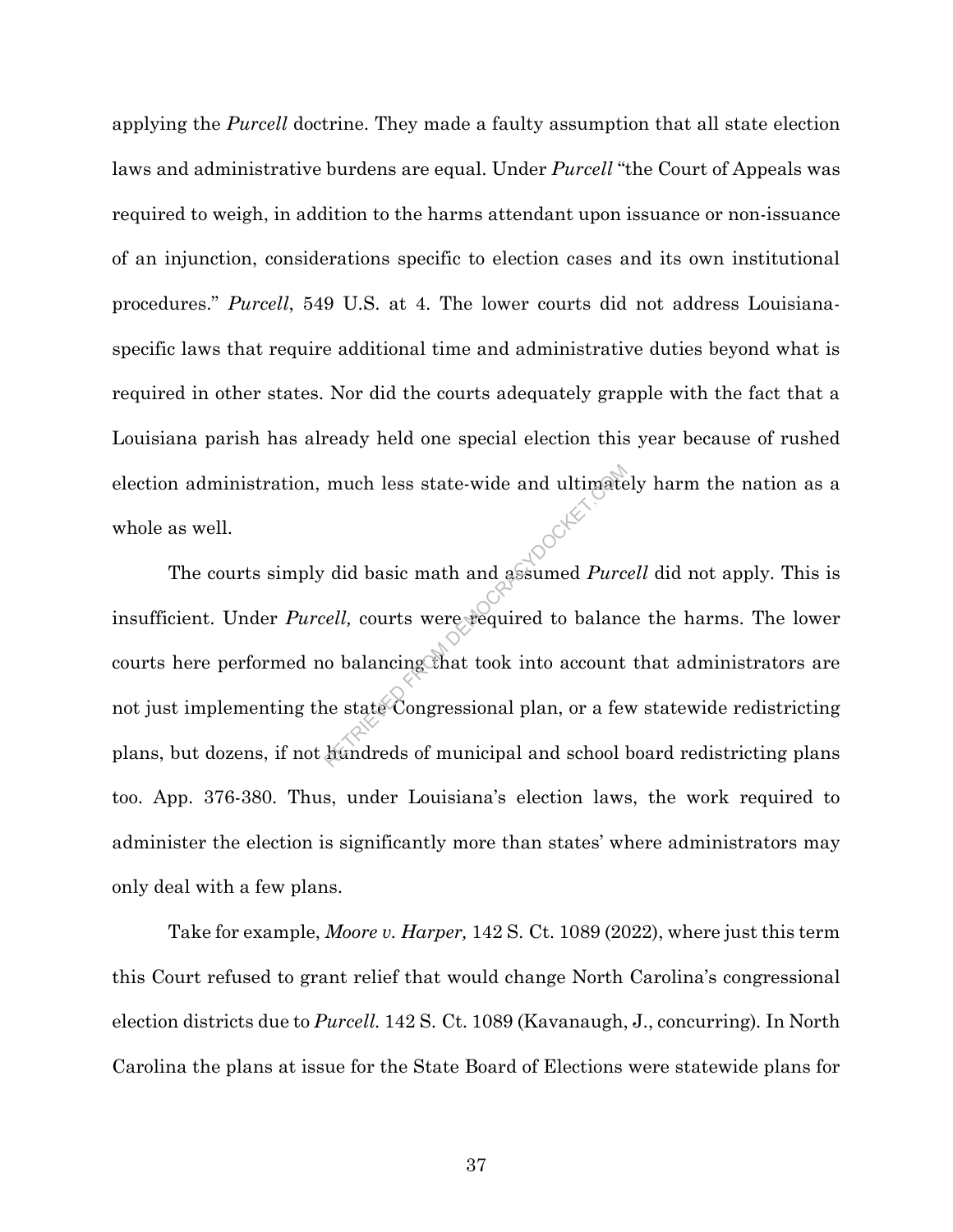applying the *Purcell* doctrine. They made a faulty assumption that all state election laws and administrative burdens are equal. Under *Purcell* "the Court of Appeals was required to weigh, in addition to the harms attendant upon issuance or non-issuance of an injunction, considerations specific to election cases and its own institutional procedures." *Purcell*, 549 U.S. at 4. The lower courts did not address Louisiana-specific laws that require additional time and administrative duties beyond what is required in other states. Nor did the courts adequately grapple with the fact that a Louisiana parish has already held one special election this year because of rushed election administration, much less state-wide and ultimately harm the nation as a whole as well.

The courts simply did basic math and assumed *Purcell* did not apply. This is insufficient. Under *Purcell,* courts were required to balance the harms. The lower courts here performed no balancing that took into account that administrators are not just implementing the state Congressional plan, or a few statewide redistricting plans, but dozens, if not hundreds of municipal and school board redistricting plans too. App. 376-380. Thus, under Louisiana's election laws, the work required to administer the election is significantly more than states' where administrators may only deal with a few plans.

Take for example, *Moore v. Harper,* 142 S. Ct. 1089 (2022), where just this term this Court refused to grant relief that would change North Carolina's congressional election districts due to *Purcell.* 142 S. Ct. 1089 (Kavanaugh, J., concurring). In North Carolina the plans at issue for the State Board of Elections were statewide plans for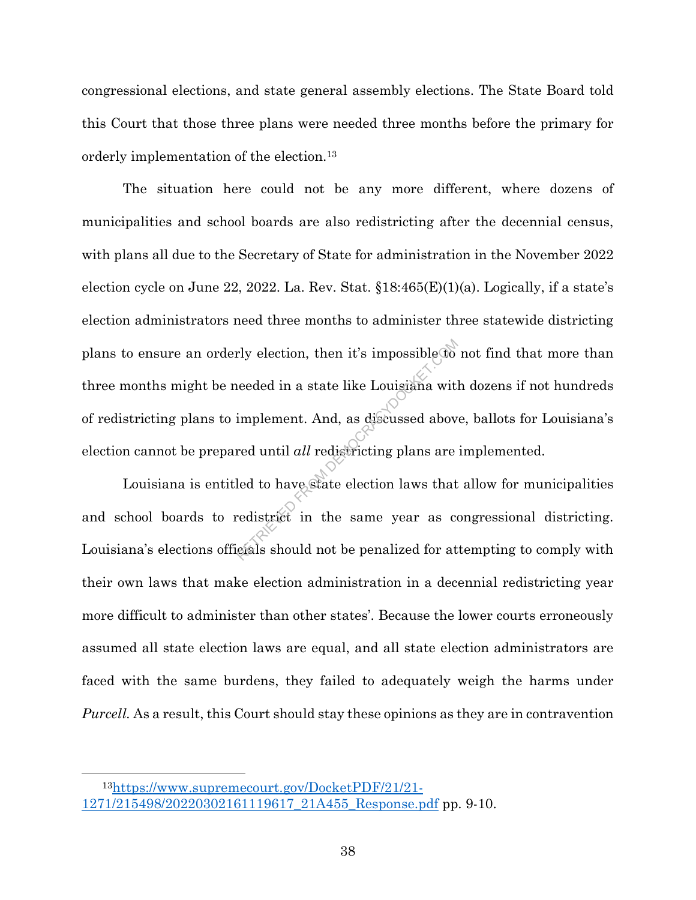congressional elections, and state general assembly elections. The State Board told this Court that those three plans were needed three months before the primary for orderly implementation of the election.[13]

The situation here could not be any more different, where dozens of municipalities and school boards are also redistricting after the decennial census, with plans all due to the Secretary of State for administration in the November 2022 election cycle on June 22, 2022. La. Rev. Stat. §18:465(E)(1)(a). Logically, if a state's election administrators need three months to administer three statewide districting plans to ensure an orderly election, then it's impossible to not find that more than three months might be needed in a state like Louisiana with dozens if not hundreds of redistricting plans to implement. And, as discussed above, ballots for Louisiana's election cannot be prepared until *all* redistricting plans are implemented.

Louisiana is entitled to have state election laws that allow for municipalities and school boards to redistrict in the same year as congressional districting. Louisiana's elections officials should not be penalized for attempting to comply with their own laws that make election administration in a decennial redistricting year more difficult to administer than other states'. Because the lower courts erroneously assumed all state election laws are equal, and all state election administrators are faced with the same burdens, they failed to adequately weigh the harms under *Purcell.* As a result, this Court should stay these opinions as they are in contravention

---

[13] https://www.supremecourt.gov/DocketPDF/21/21-1271/215498/20220302161119617_21A455_Response.pdf pp. 9-10.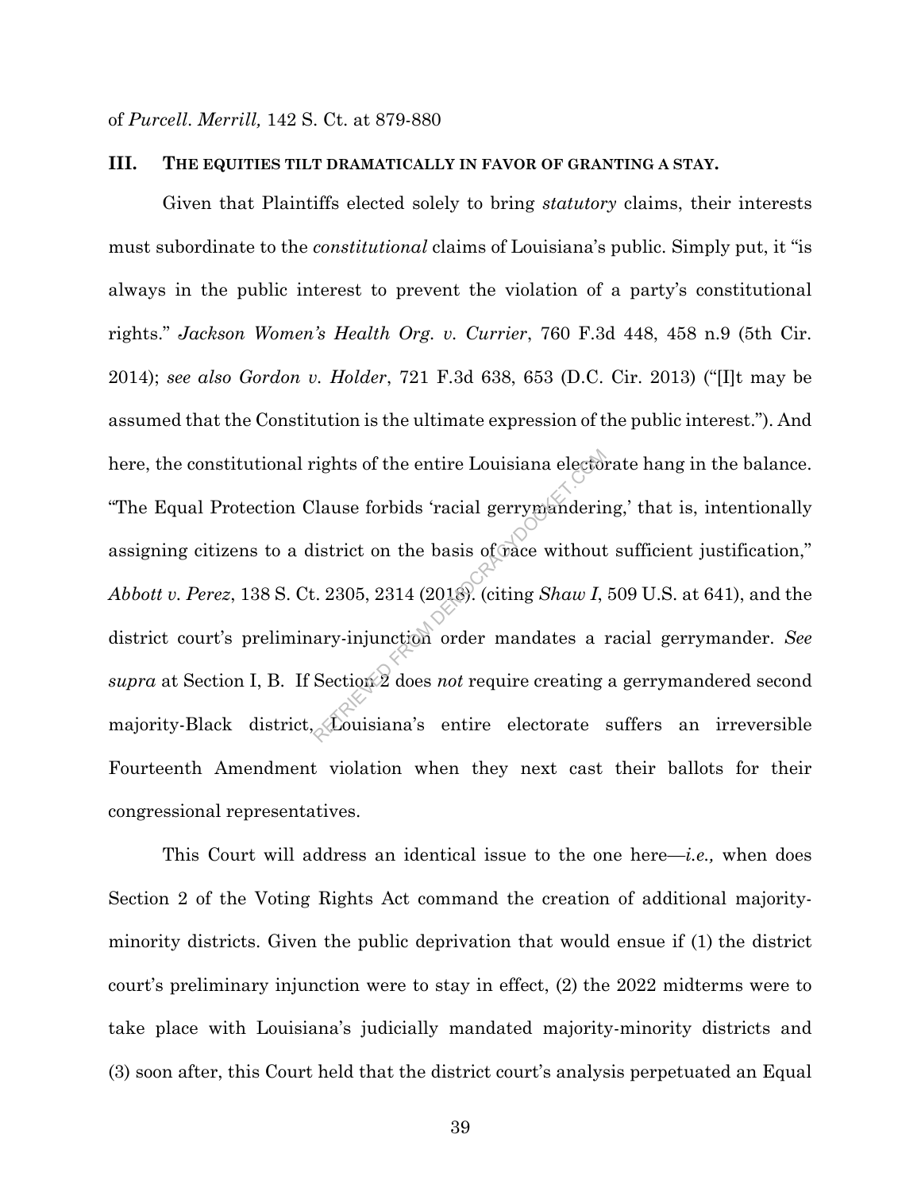of *Purcell*. *Merrill,* 142 S. Ct. at 879-880

## III. THE EQUITIES TILT DRAMATICALLY IN FAVOR OF GRANTING A STAY.

Given that Plaintiffs elected solely to bring *statutory* claims, their interests must subordinate to the *constitutional* claims of Louisiana's public. Simply put, it "is always in the public interest to prevent the violation of a party's constitutional rights." *Jackson Women's Health Org. v. Currier*, 760 F.3d 448, 458 n.9 (5th Cir. 2014); *see also Gordon v. Holder*, 721 F.3d 638, 653 (D.C. Cir. 2013) ("[I]t may be assumed that the Constitution is the ultimate expression of the public interest."). And here, the constitutional rights of the entire Louisiana electorate hang in the balance. "The Equal Protection Clause forbids 'racial gerrymandering,' that is, intentionally assigning citizens to a district on the basis of race without sufficient justification," *Abbott v. Perez*, 138 S. Ct. 2305, 2314 (2018). (citing *Shaw I*, 509 U.S. at 641), and the district court's preliminary-injunction order mandates a racial gerrymander. *See supra* at Section I, B. If Section 2 does *not* require creating a gerrymandered second majority-Black district, Louisiana's entire electorate suffers an irreversible Fourteenth Amendment violation when they next cast their ballots for their congressional representatives.

This Court will address an identical issue to the one here—*i.e.,* when does Section 2 of the Voting Rights Act command the creation of additional majority-minority districts. Given the public deprivation that would ensue if (1) the district court's preliminary injunction were to stay in effect, (2) the 2022 midterms were to take place with Louisiana's judicially mandated majority-minority districts and (3) soon after, this Court held that the district court's analysis perpetuated an Equal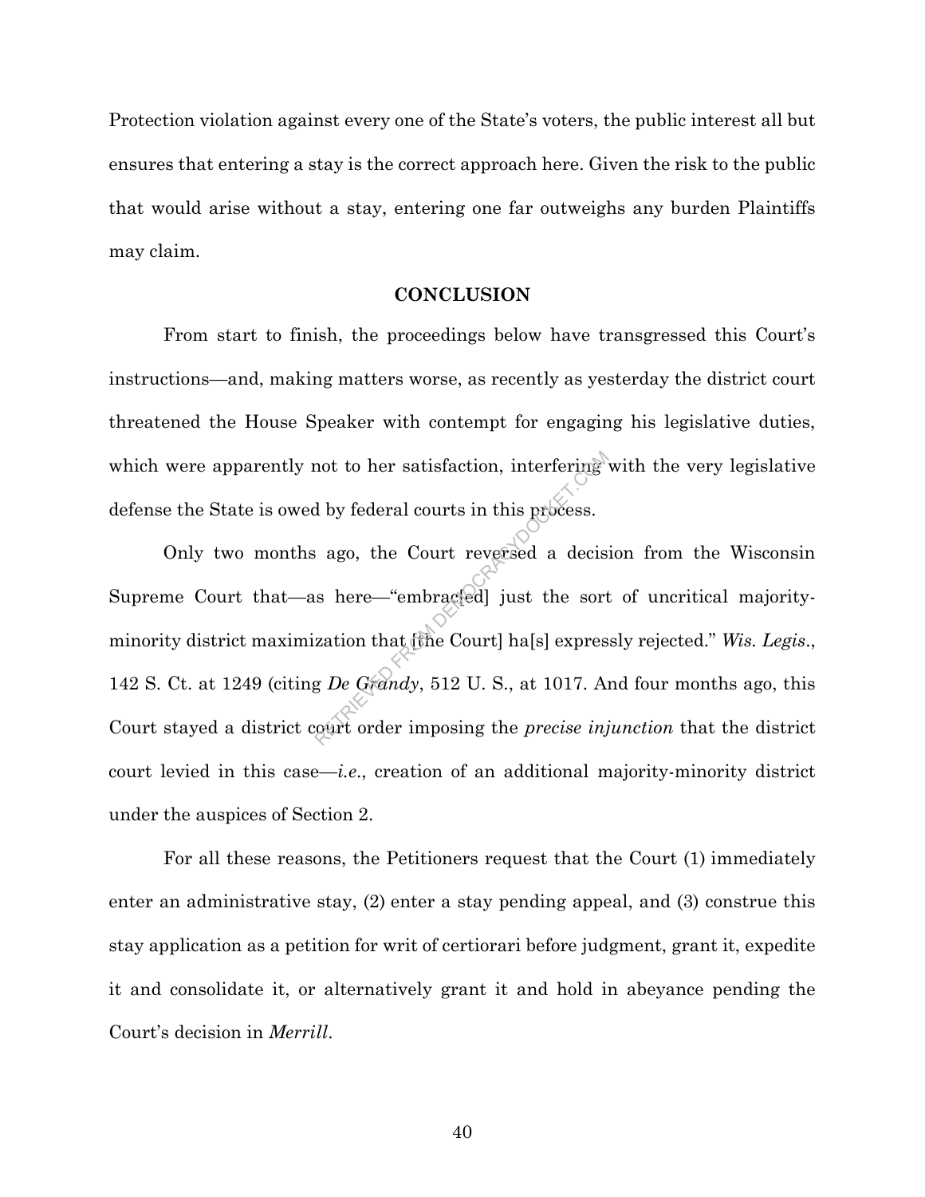Protection violation against every one of the State's voters, the public interest all but ensures that entering a stay is the correct approach here. Given the risk to the public that would arise without a stay, entering one far outweighs any burden Plaintiffs may claim.

## CONCLUSION

From start to finish, the proceedings below have transgressed this Court's instructions—and, making matters worse, as recently as yesterday the district court threatened the House Speaker with contempt for engaging his legislative duties, which were apparently not to her satisfaction, interfering with the very legislative defense the State is owed by federal courts in this process.

Only two months ago, the Court reversed a decision from the Wisconsin Supreme Court that—as here—"embrac[ed] just the sort of uncritical majority-minority district maximization that [the Court] ha[s] expressly rejected." *Wis. Legis*., 142 S. Ct. at 1249 (citing *De Grandy*, 512 U. S., at 1017. And four months ago, this Court stayed a district court order imposing the *precise injunction* that the district court levied in this case—*i.e*., creation of an additional majority-minority district under the auspices of Section 2.

For all these reasons, the Petitioners request that the Court (1) immediately enter an administrative stay, (2) enter a stay pending appeal, and (3) construe this stay application as a petition for writ of certiorari before judgment, grant it, expedite it and consolidate it, or alternatively grant it and hold in abeyance pending the Court's decision in *Merrill*.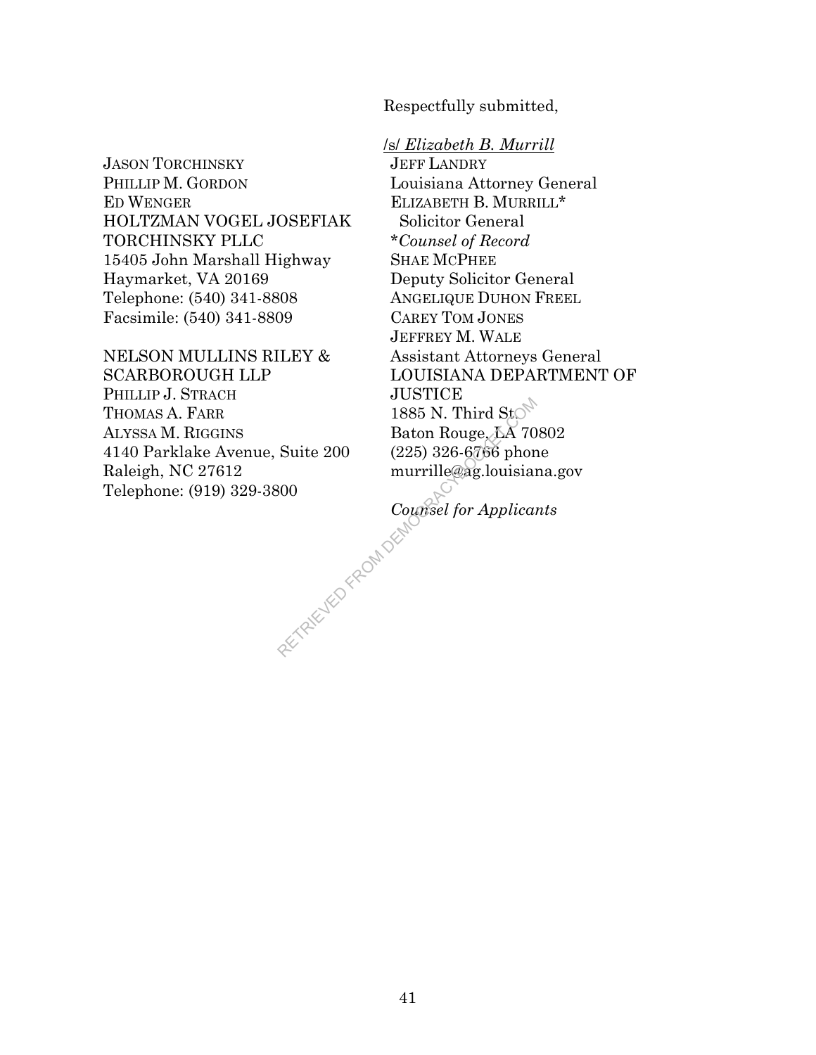Respectfully submitted,

/s/ *Elizabeth B. Murrill*
JEFF LANDRY
Louisiana Attorney General
ELIZABETH B. MURRILL*
Solicitor General
**Counsel of Record*
SHAE MCPHEE
Deputy Solicitor General
ANGELIQUE DUHON FREEL
CAREY TOM JONES
JEFFREY M. WALE
Assistant Attorneys General
LOUISIANA DEPARTMENT OF JUSTICE
1885 N. Third St.
Baton Rouge, LA 70802
(225) 326-6766 phone
murrille@ag.louisiana.gov

*Counsel for Applicants*

JASON TORCHINSKY
PHILLIP M. GORDON
ED WENGER
HOLTZMAN VOGEL JOSEFIAK TORCHINSKY PLLC
15405 John Marshall Highway
Haymarket, VA 20169
Telephone: (540) 341-8808
Facsimile: (540) 341-8809

NELSON MULLINS RILEY & SCARBOROUGH LLP
PHILLIP J. STRACH
THOMAS A. FARR
ALYSSA M. RIGGINS
4140 Parklake Avenue, Suite 200
Raleigh, NC 27612
Telephone: (919) 329-3800